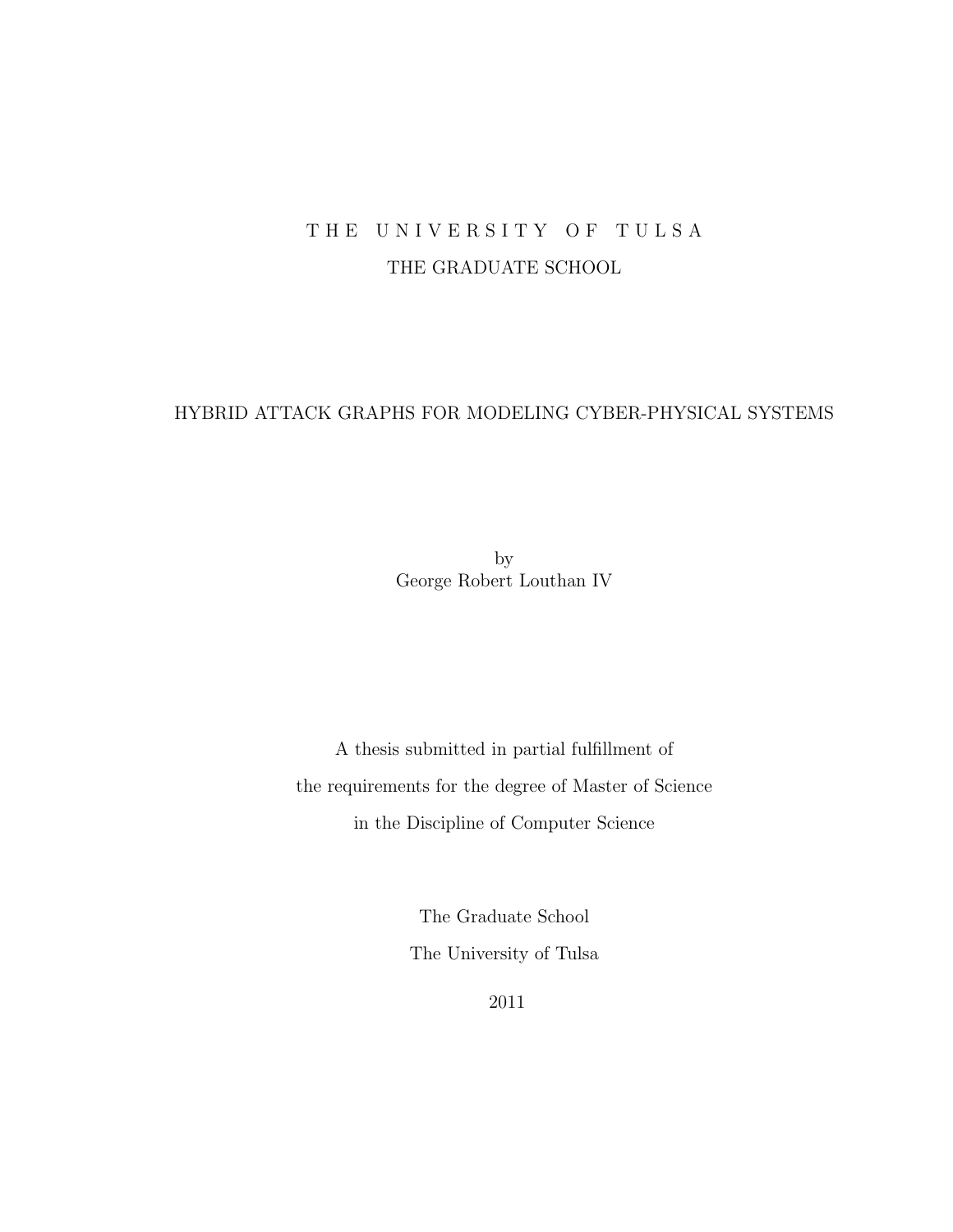THE UNIVERSITY OF TULSA

THE GRADUATE SCHOOL

# HYBRID ATTACK GRAPHS FOR MODELING CYBER-PHYSICAL SYSTEMS

by
George Robert Louthan IV

A thesis submitted in partial fulfillment of
the requirements for the degree of Master of Science
in the Discipline of Computer Science

The Graduate School
The University of Tulsa

2011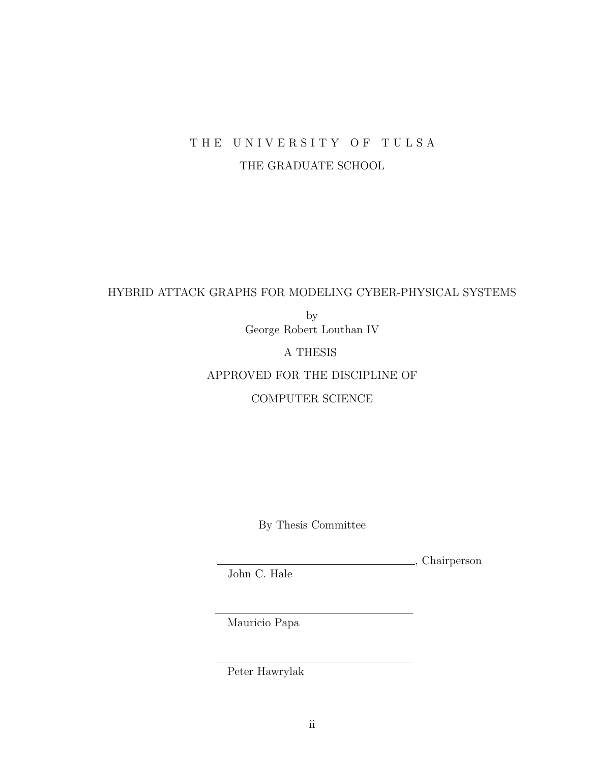T H E  U N I V E R S I T Y  O F  T U L S A

THE GRADUATE SCHOOL

HYBRID ATTACK GRAPHS FOR MODELING CYBER-PHYSICAL SYSTEMS

by
George Robert Louthan IV

A THESIS

APPROVED FOR THE DISCIPLINE OF

COMPUTER SCIENCE

By Thesis Committee

\_\_\_\_\_\_\_\_\_\_\_\_\_\_\_\_\_\_\_\_\_\_\_\_\_\_\_\_\_\_\_\_\_\_\_\_, Chairperson
John C. Hale

\_\_\_\_\_\_\_\_\_\_\_\_\_\_\_\_\_\_\_\_\_\_\_\_\_\_\_\_\_\_\_\_\_\_\_\_
Mauricio Papa

\_\_\_\_\_\_\_\_\_\_\_\_\_\_\_\_\_\_\_\_\_\_\_\_\_\_\_\_\_\_\_\_\_\_\_\_
Peter Hawrylak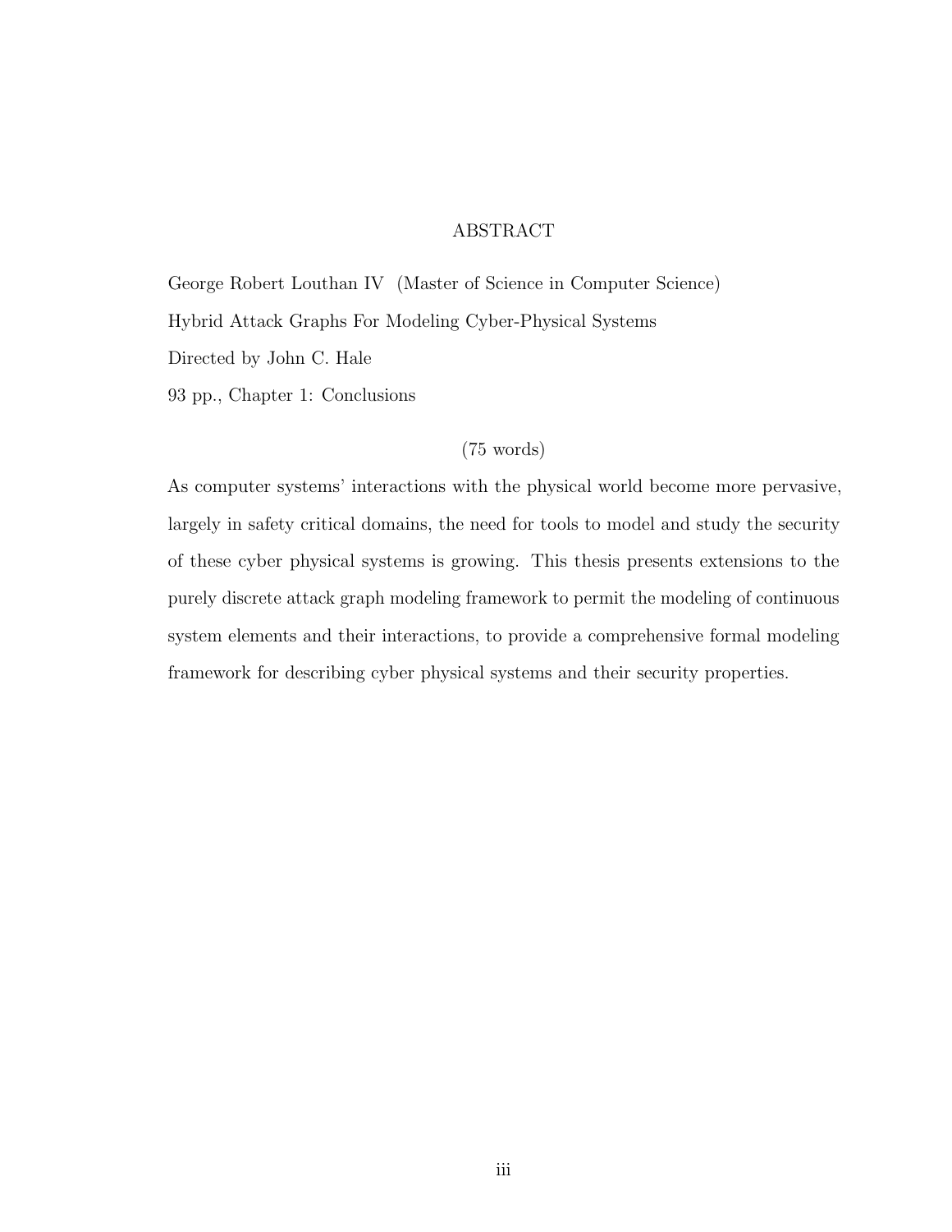# ABSTRACT

George Robert Louthan IV (Master of Science in Computer Science)

Hybrid Attack Graphs For Modeling Cyber-Physical Systems

Directed by John C. Hale

93 pp., Chapter 1: Conclusions

(75 words)

As computer systems' interactions with the physical world become more pervasive, largely in safety critical domains, the need for tools to model and study the security of these cyber physical systems is growing. This thesis presents extensions to the purely discrete attack graph modeling framework to permit the modeling of continuous system elements and their interactions, to provide a comprehensive formal modeling framework for describing cyber physical systems and their security properties.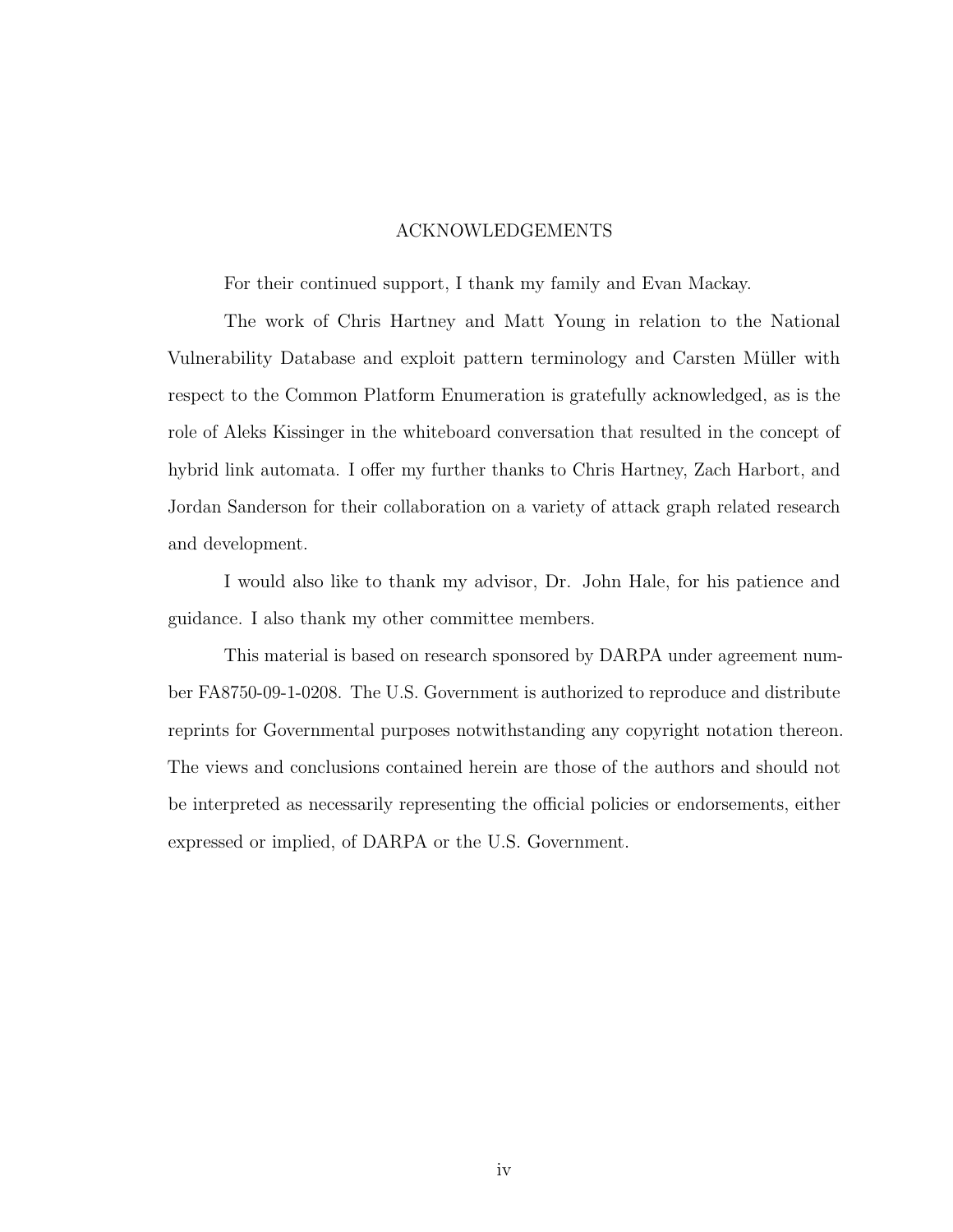# ACKNOWLEDGEMENTS

For their continued support, I thank my family and Evan Mackay.

The work of Chris Hartney and Matt Young in relation to the National Vulnerability Database and exploit pattern terminology and Carsten Müller with respect to the Common Platform Enumeration is gratefully acknowledged, as is the role of Aleks Kissinger in the whiteboard conversation that resulted in the concept of hybrid link automata. I offer my further thanks to Chris Hartney, Zach Harbort, and Jordan Sanderson for their collaboration on a variety of attack graph related research and development.

I would also like to thank my advisor, Dr. John Hale, for his patience and guidance. I also thank my other committee members.

This material is based on research sponsored by DARPA under agreement number FA8750-09-1-0208. The U.S. Government is authorized to reproduce and distribute reprints for Governmental purposes notwithstanding any copyright notation thereon. The views and conclusions contained herein are those of the authors and should not be interpreted as necessarily representing the official policies or endorsements, either expressed or implied, of DARPA or the U.S. Government.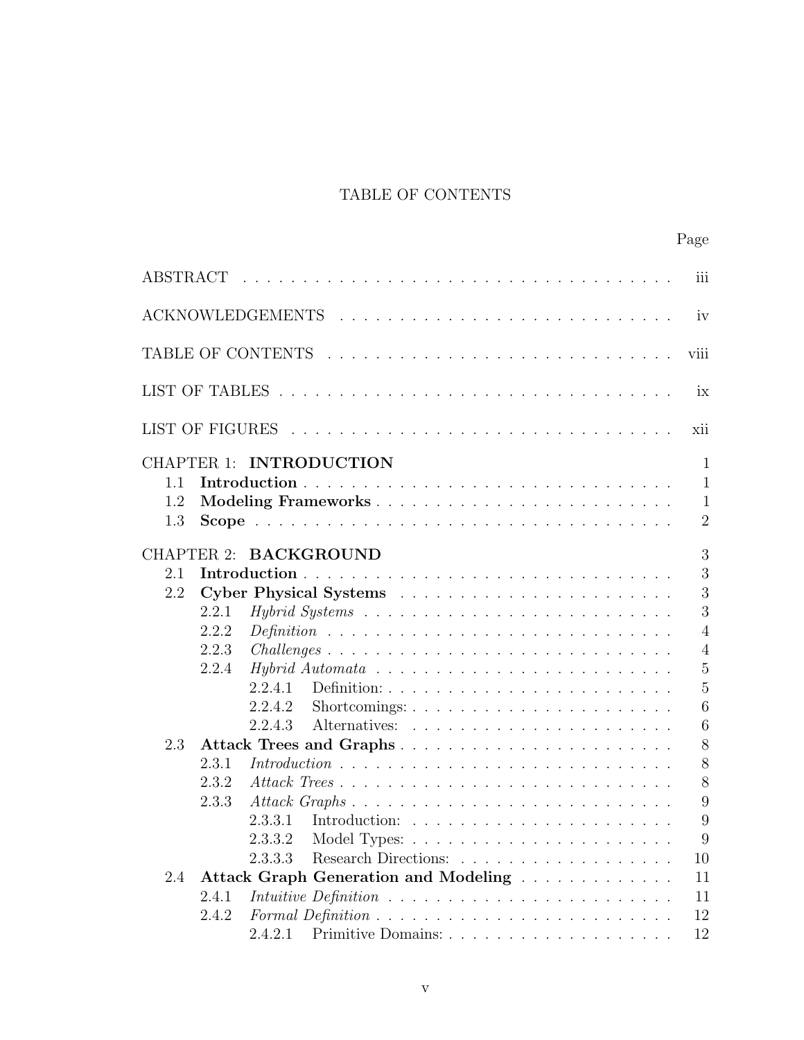# TABLE OF CONTENTS

| | Page |
|---|---|
| ABSTRACT | iii |
| ACKNOWLEDGEMENTS | iv |
| TABLE OF CONTENTS | viii |
| LIST OF TABLES | ix |
| LIST OF FIGURES | xii |
| CHAPTER 1: **INTRODUCTION** | 1 |
| 1.1 **Introduction** | 1 |
| 1.2 **Modeling Frameworks** | 1 |
| 1.3 **Scope** | 2 |
| CHAPTER 2: **BACKGROUND** | 3 |
| 2.1 **Introduction** | 3 |
| 2.2 **Cyber Physical Systems** | 3 |
| 2.2.1 *Hybrid Systems* | 3 |
| 2.2.2 *Definition* | 4 |
| 2.2.3 *Challenges* | 4 |
| 2.2.4 *Hybrid Automata* | 5 |
| 2.2.4.1 Definition: | 5 |
| 2.2.4.2 Shortcomings: | 6 |
| 2.2.4.3 Alternatives: | 6 |
| 2.3 **Attack Trees and Graphs** | 8 |
| 2.3.1 *Introduction* | 8 |
| 2.3.2 *Attack Trees* | 8 |
| 2.3.3 *Attack Graphs* | 9 |
| 2.3.3.1 Introduction: | 9 |
| 2.3.3.2 Model Types: | 9 |
| 2.3.3.3 Research Directions: | 10 |
| 2.4 **Attack Graph Generation and Modeling** | 11 |
| 2.4.1 *Intuitive Definition* | 11 |
| 2.4.2 *Formal Definition* | 12 |
| 2.4.2.1 Primitive Domains: | 12 |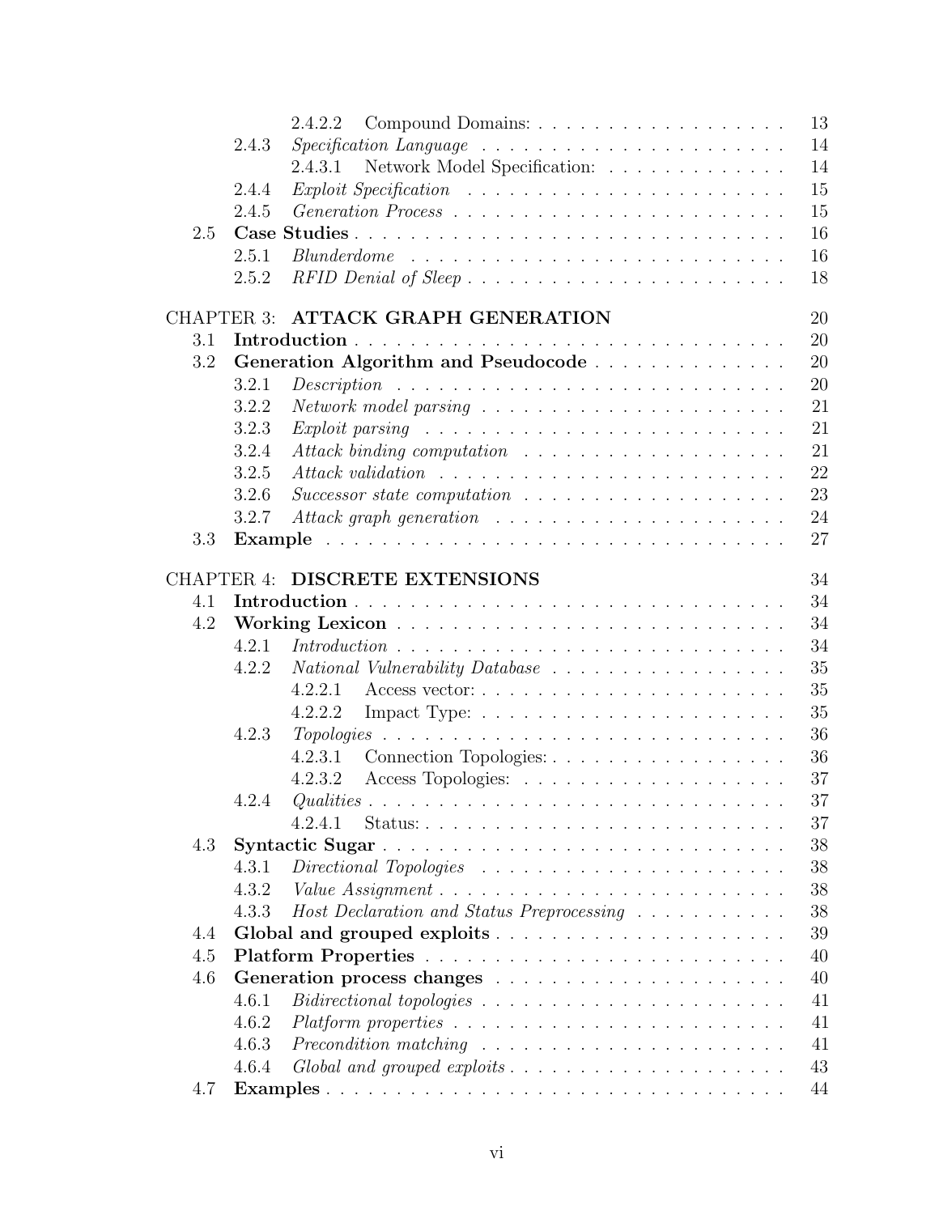| | | | |
|---|---|---|---|
| | | 2.4.2.2 Compound Domains: | 13 |
| | 2.4.3 | *Specification Language* | 14 |
| | | 2.4.3.1 Network Model Specification: | 14 |
| | 2.4.4 | *Exploit Specification* | 15 |
| | 2.4.5 | *Generation Process* | 15 |
| 2.5 | **Case Studies** | | 16 |
| | 2.5.1 | *Blunderdome* | 16 |
| | 2.5.2 | *RFID Denial of Sleep* | 18 |
| CHAPTER 3: | **ATTACK GRAPH GENERATION** | | 20 |
| 3.1 | **Introduction** | | 20 |
| 3.2 | **Generation Algorithm and Pseudocode** | | 20 |
| | 3.2.1 | *Description* | 20 |
| | 3.2.2 | *Network model parsing* | 21 |
| | 3.2.3 | *Exploit parsing* | 21 |
| | 3.2.4 | *Attack binding computation* | 21 |
| | 3.2.5 | *Attack validation* | 22 |
| | 3.2.6 | *Successor state computation* | 23 |
| | 3.2.7 | *Attack graph generation* | 24 |
| 3.3 | **Example** | | 27 |
| CHAPTER 4: | **DISCRETE EXTENSIONS** | | 34 |
| 4.1 | **Introduction** | | 34 |
| 4.2 | **Working Lexicon** | | 34 |
| | 4.2.1 | *Introduction* | 34 |
| | 4.2.2 | *National Vulnerability Database* | 35 |
| | | 4.2.2.1 Access vector: | 35 |
| | | 4.2.2.2 Impact Type: | 35 |
| | 4.2.3 | *Topologies* | 36 |
| | | 4.2.3.1 Connection Topologies: | 36 |
| | | 4.2.3.2 Access Topologies: | 37 |
| | 4.2.4 | *Qualities* | 37 |
| | | 4.2.4.1 Status: | 37 |
| 4.3 | **Syntactic Sugar** | | 38 |
| | 4.3.1 | *Directional Topologies* | 38 |
| | 4.3.2 | *Value Assignment* | 38 |
| | 4.3.3 | *Host Declaration and Status Preprocessing* | 38 |
| 4.4 | **Global and grouped exploits** | | 39 |
| 4.5 | **Platform Properties** | | 40 |
| 4.6 | **Generation process changes** | | 40 |
| | 4.6.1 | *Bidirectional topologies* | 41 |
| | 4.6.2 | *Platform properties* | 41 |
| | 4.6.3 | *Precondition matching* | 41 |
| | 4.6.4 | *Global and grouped exploits* | 43 |
| 4.7 | **Examples** | | 44 |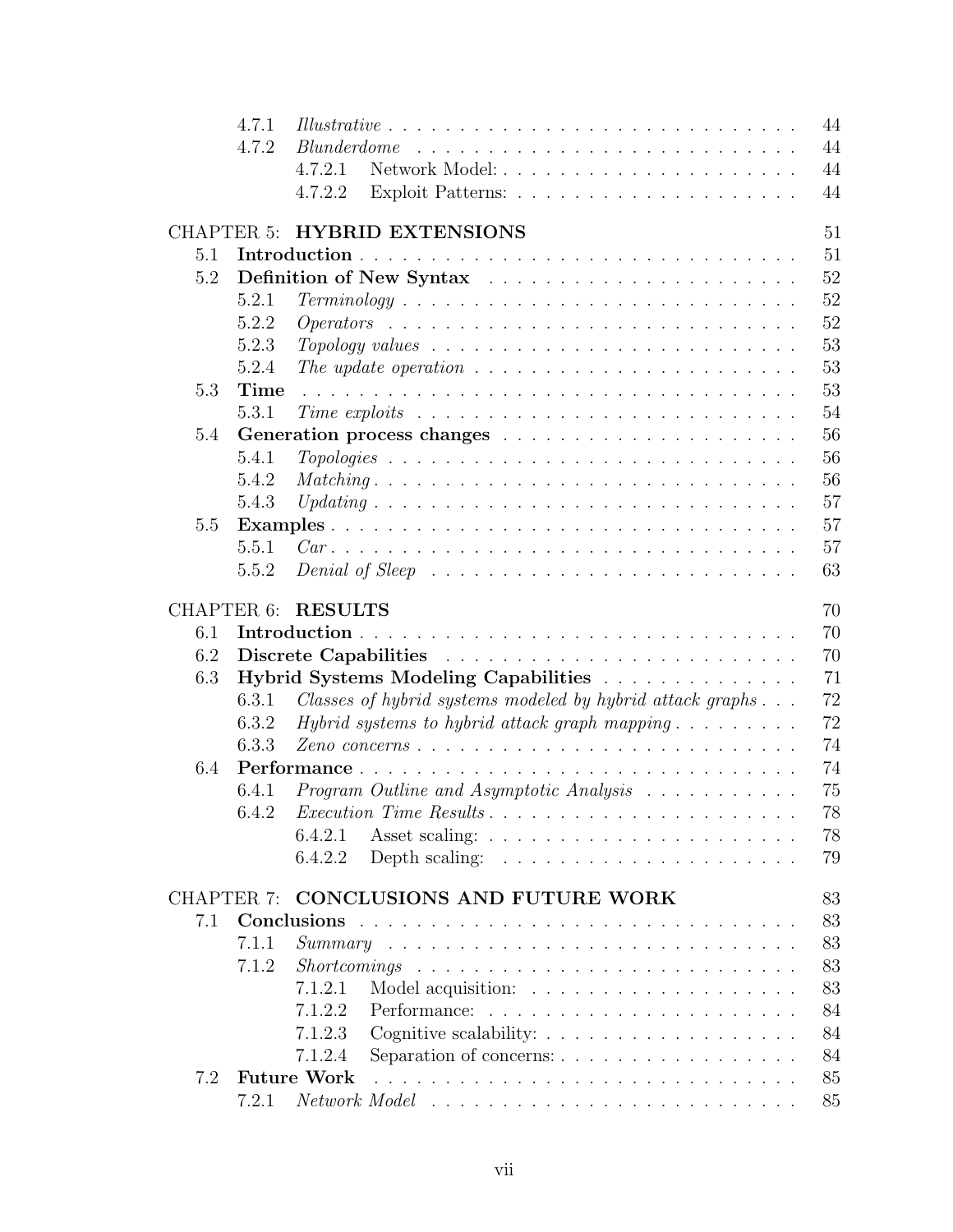4.7.1 *Illustrative* . . . . . . . . . . . . . . . . . . . . . . . . . . . . . . 44
4.7.2 *Blunderdome* . . . . . . . . . . . . . . . . . . . . . . . . . . . . . 44
4.7.2.1 Network Model: . . . . . . . . . . . . . . . . . . . . . . 44
4.7.2.2 Exploit Patterns: . . . . . . . . . . . . . . . . . . . . . 44

CHAPTER 5: **HYBRID EXTENSIONS** 51
5.1 **Introduction** . . . . . . . . . . . . . . . . . . . . . . . . . . . . . . 51
5.2 **Definition of New Syntax** . . . . . . . . . . . . . . . . . . . . . . 52
5.2.1 *Terminology* . . . . . . . . . . . . . . . . . . . . . . . . . . . . . 52
5.2.2 *Operators* . . . . . . . . . . . . . . . . . . . . . . . . . . . . . . 52
5.2.3 *Topology values* . . . . . . . . . . . . . . . . . . . . . . . . . . . 53
5.2.4 *The update operation* . . . . . . . . . . . . . . . . . . . . . . . . 53
5.3 **Time** . . . . . . . . . . . . . . . . . . . . . . . . . . . . . . . . . . 53
5.3.1 *Time exploits* . . . . . . . . . . . . . . . . . . . . . . . . . . . . 54
5.4 **Generation process changes** . . . . . . . . . . . . . . . . . . . . . 56
5.4.1 *Topologies* . . . . . . . . . . . . . . . . . . . . . . . . . . . . . . 56
5.4.2 *Matching* . . . . . . . . . . . . . . . . . . . . . . . . . . . . . . 56
5.4.3 *Updating* . . . . . . . . . . . . . . . . . . . . . . . . . . . . . . 57
5.5 **Examples** . . . . . . . . . . . . . . . . . . . . . . . . . . . . . . . 57
5.5.1 *Car* . . . . . . . . . . . . . . . . . . . . . . . . . . . . . . . . . 57
5.5.2 *Denial of Sleep* . . . . . . . . . . . . . . . . . . . . . . . . . . . 63

CHAPTER 6: **RESULTS** 70
6.1 **Introduction** . . . . . . . . . . . . . . . . . . . . . . . . . . . . . . 70
6.2 **Discrete Capabilities** . . . . . . . . . . . . . . . . . . . . . . . . . 70
6.3 **Hybrid Systems Modeling Capabilities** . . . . . . . . . . . . . . . 71
6.3.1 *Classes of hybrid systems modeled by hybrid attack graphs* . . . 72
6.3.2 *Hybrid systems to hybrid attack graph mapping* . . . . . . . . . 72
6.3.3 *Zeno concerns* . . . . . . . . . . . . . . . . . . . . . . . . . . . . 74
6.4 **Performance** . . . . . . . . . . . . . . . . . . . . . . . . . . . . . . 74
6.4.1 *Program Outline and Asymptotic Analysis* . . . . . . . . . . . . 75
6.4.2 *Execution Time Results* . . . . . . . . . . . . . . . . . . . . . . . 78
6.4.2.1 Asset scaling: . . . . . . . . . . . . . . . . . . . . . . . 78
6.4.2.2 Depth scaling: . . . . . . . . . . . . . . . . . . . . . . . 79

CHAPTER 7: **CONCLUSIONS AND FUTURE WORK** 83
7.1 **Conclusions** . . . . . . . . . . . . . . . . . . . . . . . . . . . . . . . 83
7.1.1 *Summary* . . . . . . . . . . . . . . . . . . . . . . . . . . . . . . . 83
7.1.2 *Shortcomings* . . . . . . . . . . . . . . . . . . . . . . . . . . . . . 83
7.1.2.1 Model acquisition: . . . . . . . . . . . . . . . . . . . . . 83
7.1.2.2 Performance: . . . . . . . . . . . . . . . . . . . . . . . . 84
7.1.2.3 Cognitive scalability: . . . . . . . . . . . . . . . . . . . . 84
7.1.2.4 Separation of concerns: . . . . . . . . . . . . . . . . . . . 84
7.2 **Future Work** . . . . . . . . . . . . . . . . . . . . . . . . . . . . . . 85
7.2.1 *Network Model* . . . . . . . . . . . . . . . . . . . . . . . . . . . . 85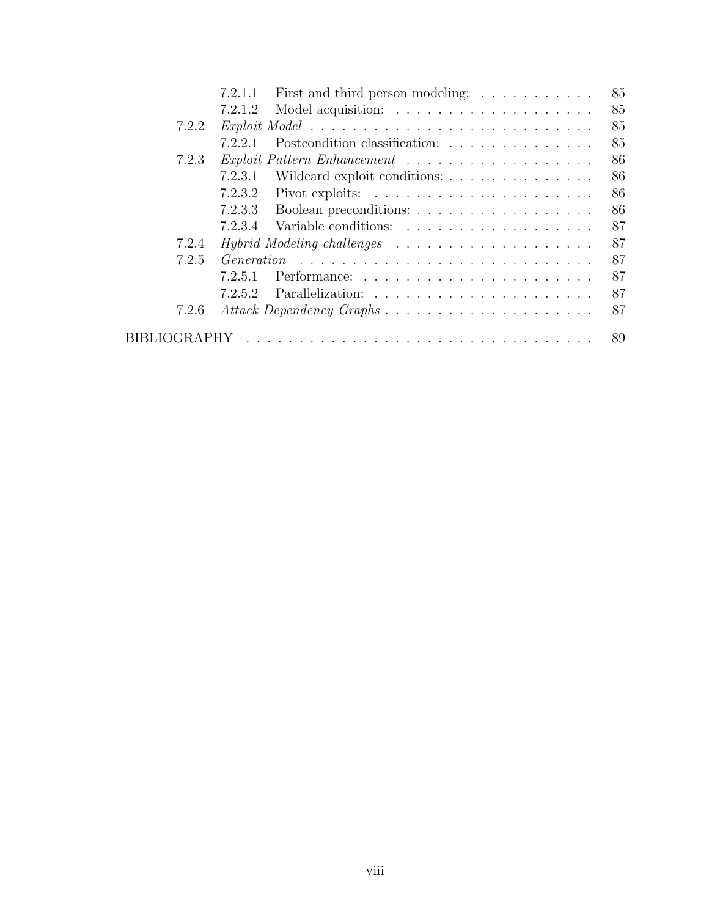7.2.1.1 First and third person modeling: . . . . . . . . . . . 85

7.2.1.2 Model acquisition: . . . . . . . . . . . . . . . . . . . . 85

7.2.2 *Exploit Model* . . . . . . . . . . . . . . . . . . . . . . . . . . 85

7.2.2.1 Postcondition classification: . . . . . . . . . . . . . . . 85

7.2.3 *Exploit Pattern Enhancement* . . . . . . . . . . . . . . . . . . . 86

7.2.3.1 Wildcard exploit conditions: . . . . . . . . . . . . . . . 86

7.2.3.2 Pivot exploits: . . . . . . . . . . . . . . . . . . . . . . 86

7.2.3.3 Boolean preconditions: . . . . . . . . . . . . . . . . . . 86

7.2.3.4 Variable conditions: . . . . . . . . . . . . . . . . . . . 87

7.2.4 *Hybrid Modeling challenges* . . . . . . . . . . . . . . . . . . . 87

7.2.5 *Generation* . . . . . . . . . . . . . . . . . . . . . . . . . . . . 87

7.2.5.1 Performance: . . . . . . . . . . . . . . . . . . . . . . . 87

7.2.5.2 Parallelization: . . . . . . . . . . . . . . . . . . . . . . 87

7.2.6 *Attack Dependency Graphs* . . . . . . . . . . . . . . . . . . . . 87

BIBLIOGRAPHY . . . . . . . . . . . . . . . . . . . . . . . . . . . . . . . . . 89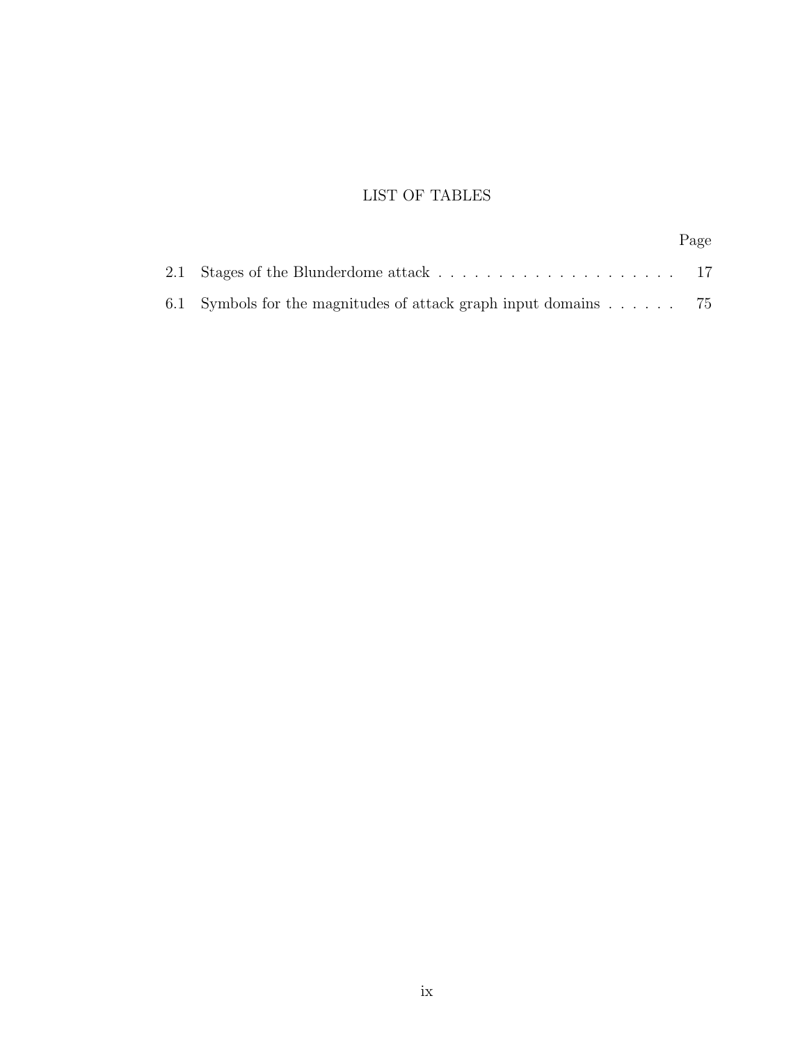# LIST OF TABLES

| | | Page |
|---|---|---|
| 2.1 | Stages of the Blunderdome attack | 17 |
| 6.1 | Symbols for the magnitudes of attack graph input domains | 75 |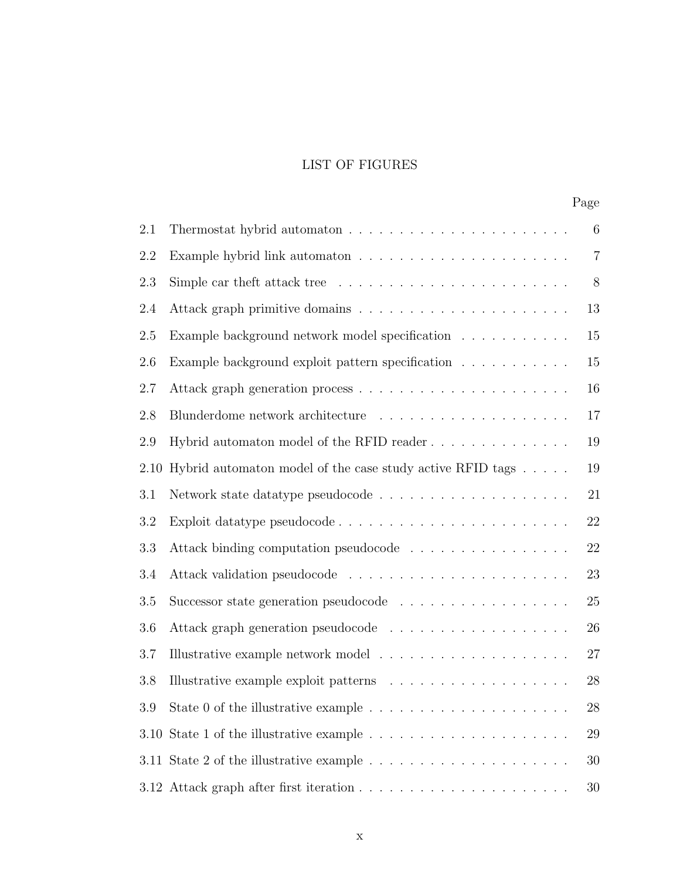# LIST OF FIGURES

| | | Page |
|---|---|---|
| 2.1 | Thermostat hybrid automaton | 6 |
| 2.2 | Example hybrid link automaton | 7 |
| 2.3 | Simple car theft attack tree | 8 |
| 2.4 | Attack graph primitive domains | 13 |
| 2.5 | Example background network model specification | 15 |
| 2.6 | Example background exploit pattern specification | 15 |
| 2.7 | Attack graph generation process | 16 |
| 2.8 | Blunderdome network architecture | 17 |
| 2.9 | Hybrid automaton model of the RFID reader | 19 |
| 2.10 | Hybrid automaton model of the case study active RFID tags | 19 |
| 3.1 | Network state datatype pseudocode | 21 |
| 3.2 | Exploit datatype pseudocode | 22 |
| 3.3 | Attack binding computation pseudocode | 22 |
| 3.4 | Attack validation pseudocode | 23 |
| 3.5 | Successor state generation pseudocode | 25 |
| 3.6 | Attack graph generation pseudocode | 26 |
| 3.7 | Illustrative example network model | 27 |
| 3.8 | Illustrative example exploit patterns | 28 |
| 3.9 | State 0 of the illustrative example | 28 |
| 3.10 | State 1 of the illustrative example | 29 |
| 3.11 | State 2 of the illustrative example | 30 |
| 3.12 | Attack graph after first iteration | 30 |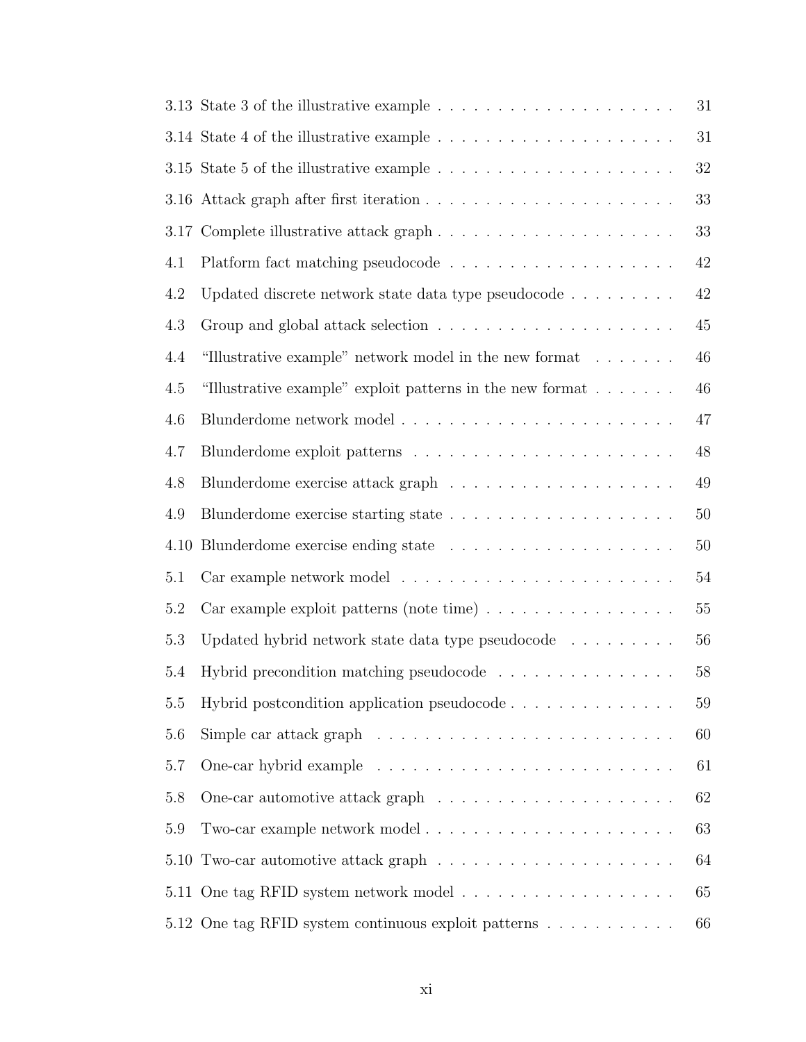| | | |
|---|---|---|
| 3.13 | State 3 of the illustrative example | 31 |
| 3.14 | State 4 of the illustrative example | 31 |
| 3.15 | State 5 of the illustrative example | 32 |
| 3.16 | Attack graph after first iteration | 33 |
| 3.17 | Complete illustrative attack graph | 33 |
| 4.1 | Platform fact matching pseudocode | 42 |
| 4.2 | Updated discrete network state data type pseudocode | 42 |
| 4.3 | Group and global attack selection | 45 |
| 4.4 | "Illustrative example" network model in the new format | 46 |
| 4.5 | "Illustrative example" exploit patterns in the new format | 46 |
| 4.6 | Blunderdome network model | 47 |
| 4.7 | Blunderdome exploit patterns | 48 |
| 4.8 | Blunderdome exercise attack graph | 49 |
| 4.9 | Blunderdome exercise starting state | 50 |
| 4.10 | Blunderdome exercise ending state | 50 |
| 5.1 | Car example network model | 54 |
| 5.2 | Car example exploit patterns (note time) | 55 |
| 5.3 | Updated hybrid network state data type pseudocode | 56 |
| 5.4 | Hybrid precondition matching pseudocode | 58 |
| 5.5 | Hybrid postcondition application pseudocode | 59 |
| 5.6 | Simple car attack graph | 60 |
| 5.7 | One-car hybrid example | 61 |
| 5.8 | One-car automotive attack graph | 62 |
| 5.9 | Two-car example network model | 63 |
| 5.10 | Two-car automotive attack graph | 64 |
| 5.11 | One tag RFID system network model | 65 |
| 5.12 | One tag RFID system continuous exploit patterns | 66 |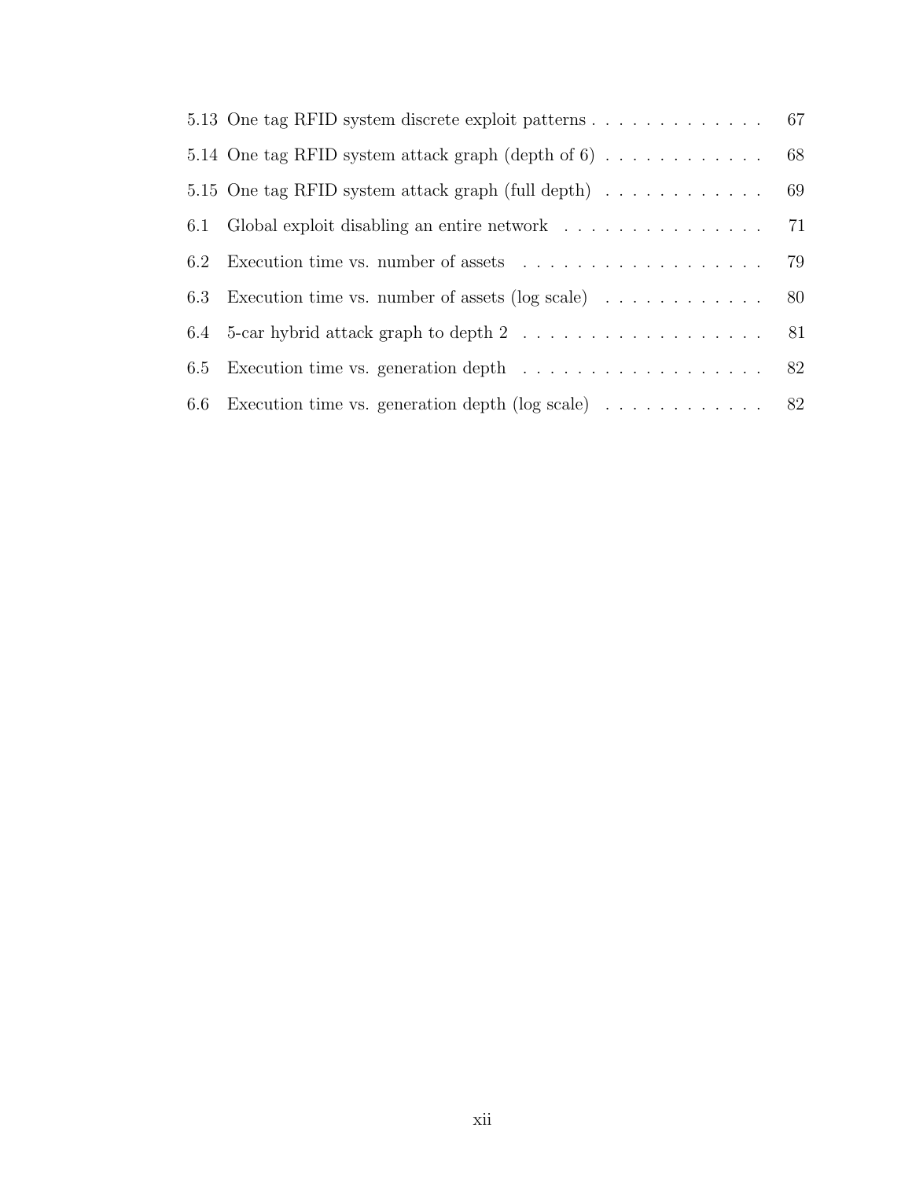5.13 One tag RFID system discrete exploit patterns . . . . . . . . . . . . . 67

5.14 One tag RFID system attack graph (depth of 6) . . . . . . . . . . . . 68

5.15 One tag RFID system attack graph (full depth) . . . . . . . . . . . . 69

6.1 Global exploit disabling an entire network . . . . . . . . . . . . . . . . 71

6.2 Execution time vs. number of assets . . . . . . . . . . . . . . . . . . . 79

6.3 Execution time vs. number of assets (log scale) . . . . . . . . . . . . 80

6.4 5-car hybrid attack graph to depth 2 . . . . . . . . . . . . . . . . . . 81

6.5 Execution time vs. generation depth . . . . . . . . . . . . . . . . . . . 82

6.6 Execution time vs. generation depth (log scale) . . . . . . . . . . . . 82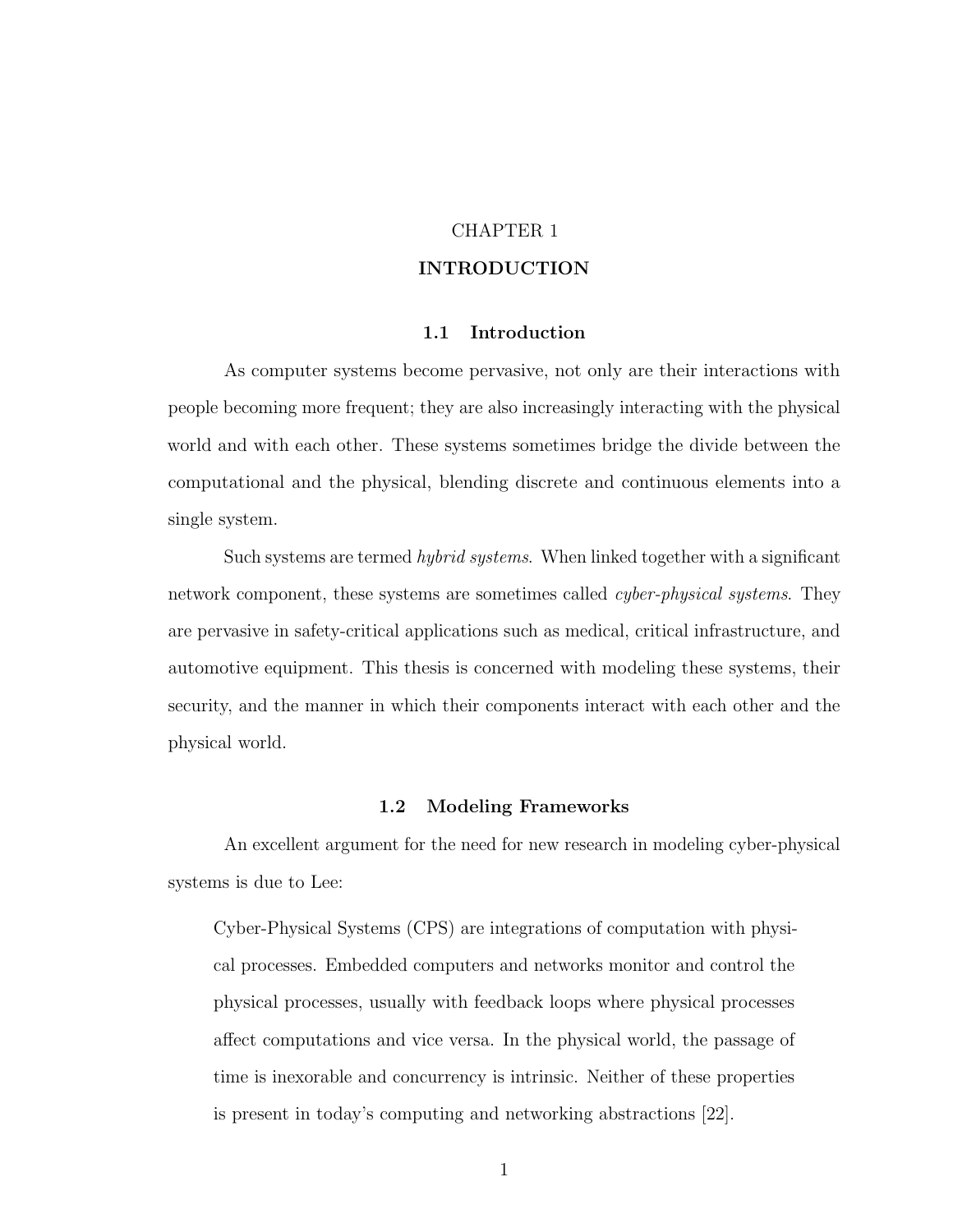# CHAPTER 1

# INTRODUCTION

## 1.1 Introduction

As computer systems become pervasive, not only are their interactions with people becoming more frequent; they are also increasingly interacting with the physical world and with each other. These systems sometimes bridge the divide between the computational and the physical, blending discrete and continuous elements into a single system.

Such systems are termed *hybrid systems*. When linked together with a significant network component, these systems are sometimes called *cyber-physical systems*. They are pervasive in safety-critical applications such as medical, critical infrastructure, and automotive equipment. This thesis is concerned with modeling these systems, their security, and the manner in which their components interact with each other and the physical world.

## 1.2 Modeling Frameworks

An excellent argument for the need for new research in modeling cyber-physical systems is due to Lee:

> Cyber-Physical Systems (CPS) are integrations of computation with physical processes. Embedded computers and networks monitor and control the physical processes, usually with feedback loops where physical processes affect computations and vice versa. In the physical world, the passage of time is inexorable and concurrency is intrinsic. Neither of these properties is present in today's computing and networking abstractions [22].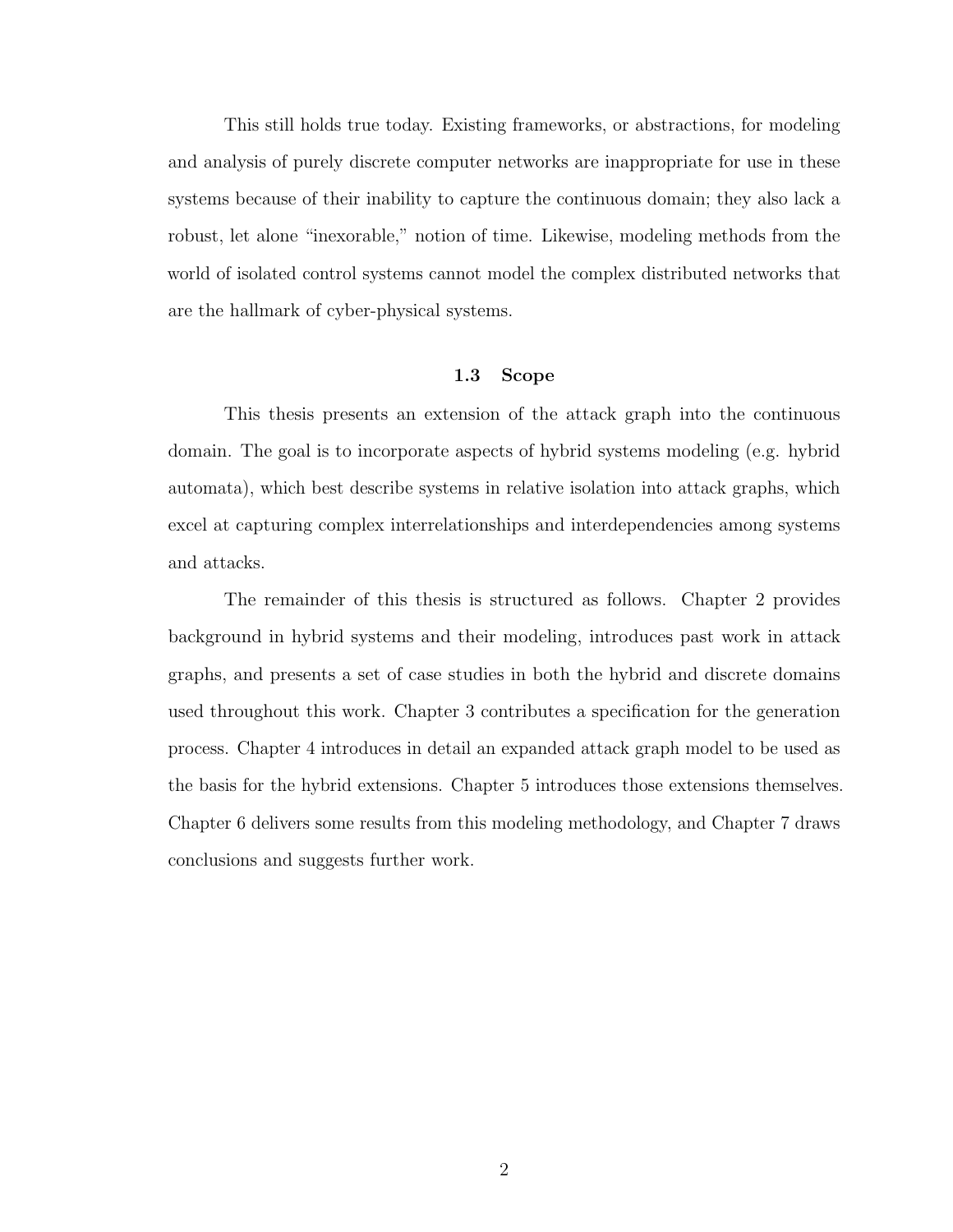This still holds true today. Existing frameworks, or abstractions, for modeling and analysis of purely discrete computer networks are inappropriate for use in these systems because of their inability to capture the continuous domain; they also lack a robust, let alone "inexorable," notion of time. Likewise, modeling methods from the world of isolated control systems cannot model the complex distributed networks that are the hallmark of cyber-physical systems.

## 1.3 Scope

This thesis presents an extension of the attack graph into the continuous domain. The goal is to incorporate aspects of hybrid systems modeling (e.g. hybrid automata), which best describe systems in relative isolation into attack graphs, which excel at capturing complex interrelationships and interdependencies among systems and attacks.

The remainder of this thesis is structured as follows. Chapter 2 provides background in hybrid systems and their modeling, introduces past work in attack graphs, and presents a set of case studies in both the hybrid and discrete domains used throughout this work. Chapter 3 contributes a specification for the generation process. Chapter 4 introduces in detail an expanded attack graph model to be used as the basis for the hybrid extensions. Chapter 5 introduces those extensions themselves. Chapter 6 delivers some results from this modeling methodology, and Chapter 7 draws conclusions and suggests further work.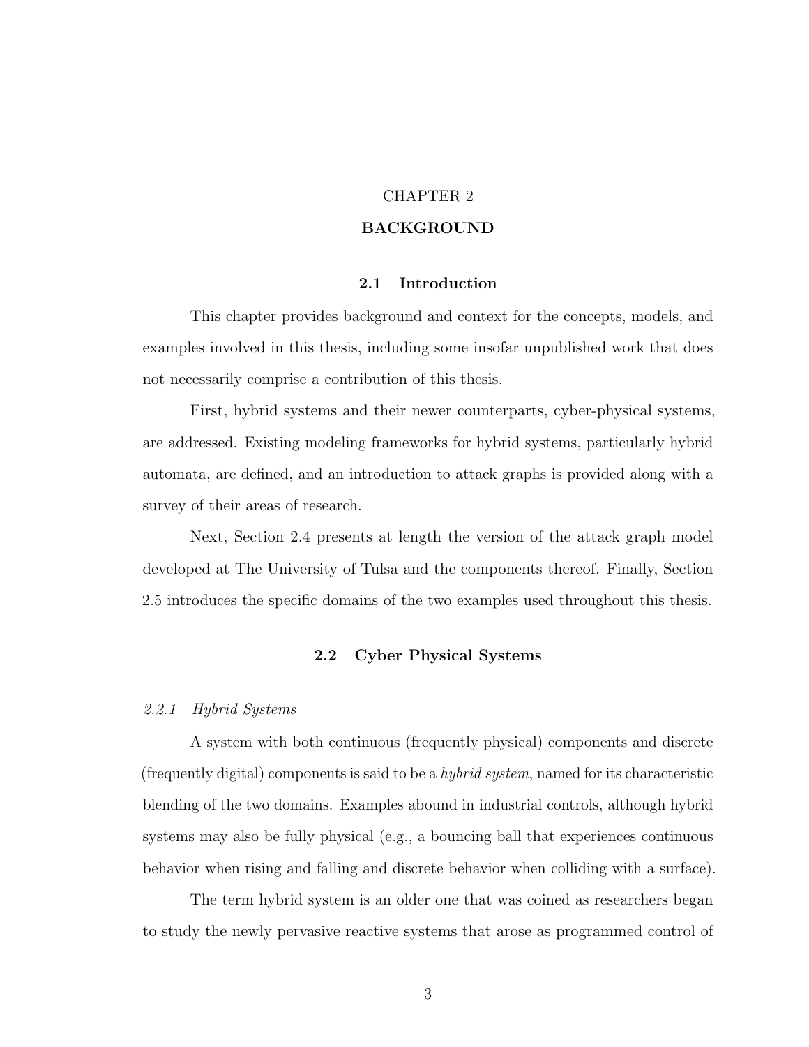# CHAPTER 2
# BACKGROUND

## 2.1 Introduction

This chapter provides background and context for the concepts, models, and examples involved in this thesis, including some insofar unpublished work that does not necessarily comprise a contribution of this thesis.

First, hybrid systems and their newer counterparts, cyber-physical systems, are addressed. Existing modeling frameworks for hybrid systems, particularly hybrid automata, are defined, and an introduction to attack graphs is provided along with a survey of their areas of research.

Next, Section 2.4 presents at length the version of the attack graph model developed at The University of Tulsa and the components thereof. Finally, Section 2.5 introduces the specific domains of the two examples used throughout this thesis.

## 2.2 Cyber Physical Systems

### *2.2.1 Hybrid Systems*

A system with both continuous (frequently physical) components and discrete (frequently digital) components is said to be a *hybrid system*, named for its characteristic blending of the two domains. Examples abound in industrial controls, although hybrid systems may also be fully physical (e.g., a bouncing ball that experiences continuous behavior when rising and falling and discrete behavior when colliding with a surface).

The term hybrid system is an older one that was coined as researchers began to study the newly pervasive reactive systems that arose as programmed control of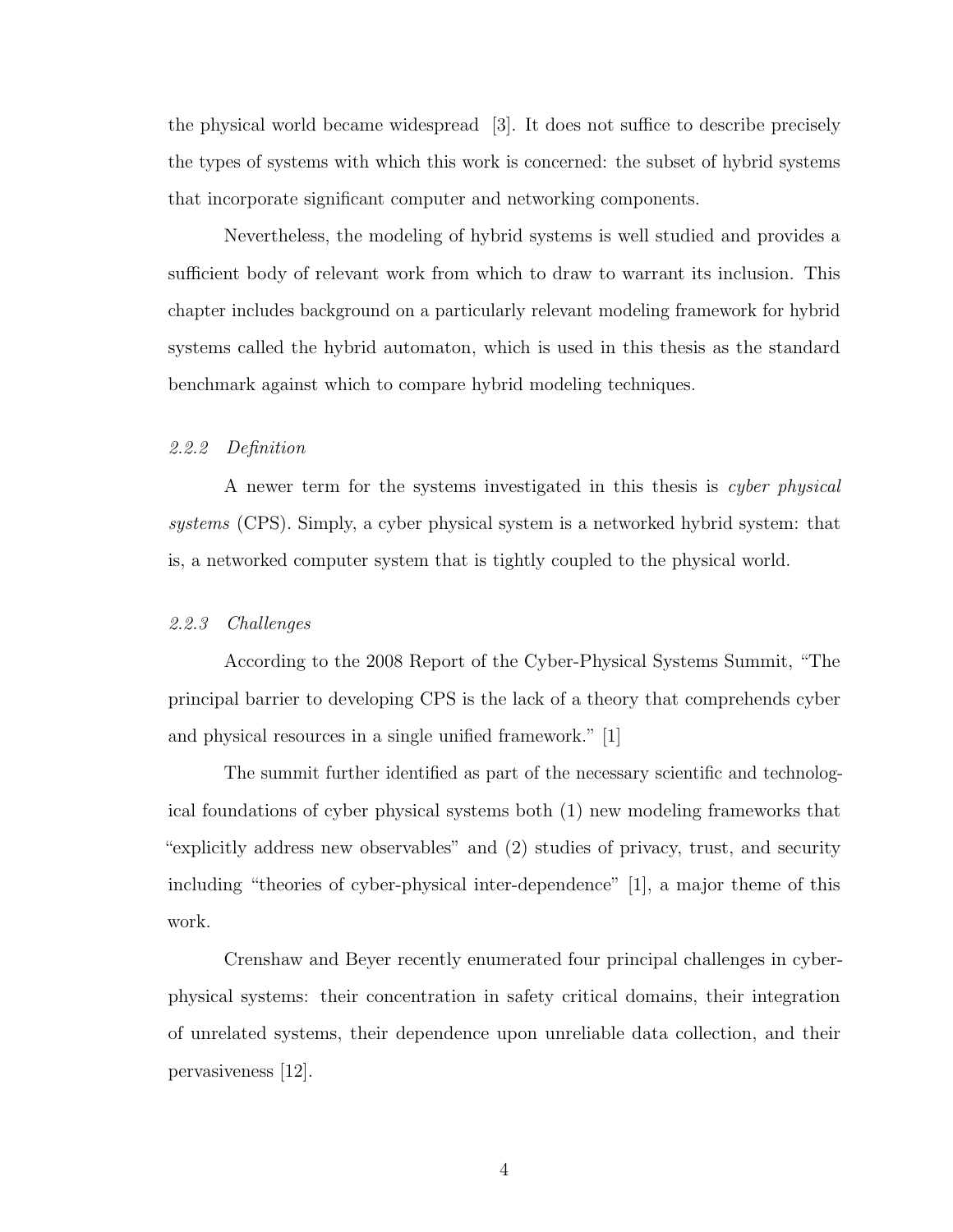the physical world became widespread [3]. It does not suffice to describe precisely the types of systems with which this work is concerned: the subset of hybrid systems that incorporate significant computer and networking components.

Nevertheless, the modeling of hybrid systems is well studied and provides a sufficient body of relevant work from which to draw to warrant its inclusion. This chapter includes background on a particularly relevant modeling framework for hybrid systems called the hybrid automaton, which is used in this thesis as the standard benchmark against which to compare hybrid modeling techniques.

### *2.2.2 Definition*

A newer term for the systems investigated in this thesis is *cyber physical systems* (CPS). Simply, a cyber physical system is a networked hybrid system: that is, a networked computer system that is tightly coupled to the physical world.

### *2.2.3 Challenges*

According to the 2008 Report of the Cyber-Physical Systems Summit, "The principal barrier to developing CPS is the lack of a theory that comprehends cyber and physical resources in a single unified framework." [1]

The summit further identified as part of the necessary scientific and technological foundations of cyber physical systems both (1) new modeling frameworks that "explicitly address new observables" and (2) studies of privacy, trust, and security including "theories of cyber-physical inter-dependence" [1], a major theme of this work.

Crenshaw and Beyer recently enumerated four principal challenges in cyber-physical systems: their concentration in safety critical domains, their integration of unrelated systems, their dependence upon unreliable data collection, and their pervasiveness [12].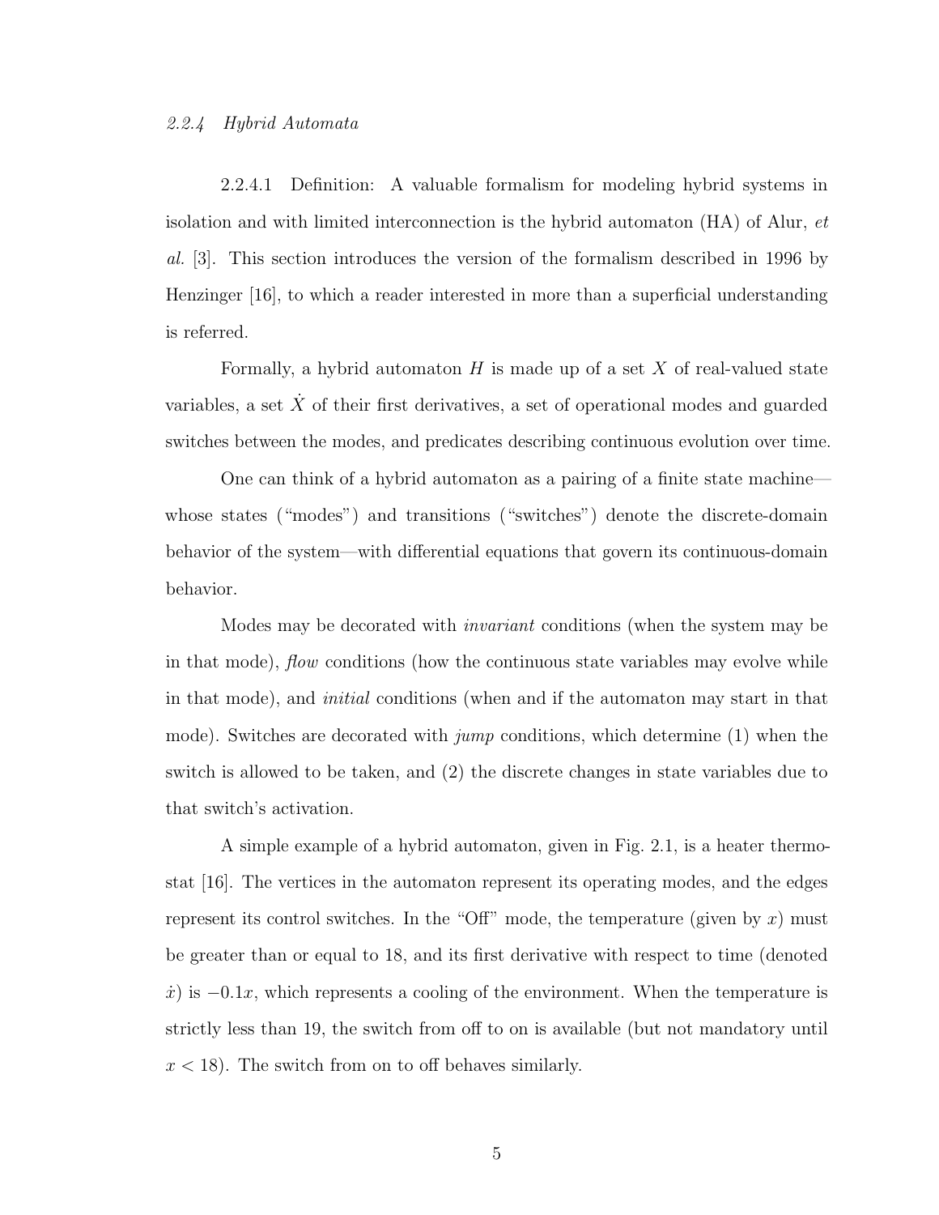### *2.2.4 Hybrid Automata*

2.2.4.1 Definition: A valuable formalism for modeling hybrid systems in isolation and with limited interconnection is the hybrid automaton (HA) of Alur, *et al.* [3]. This section introduces the version of the formalism described in 1996 by Henzinger [16], to which a reader interested in more than a superficial understanding is referred.

Formally, a hybrid automaton $H$ is made up of a set $X$ of real-valued state variables, a set $\dot{X}$ of their first derivatives, a set of operational modes and guarded switches between the modes, and predicates describing continuous evolution over time.

One can think of a hybrid automaton as a pairing of a finite state machine—whose states ("modes") and transitions ("switches") denote the discrete-domain behavior of the system—with differential equations that govern its continuous-domain behavior.

Modes may be decorated with *invariant* conditions (when the system may be in that mode), *flow* conditions (how the continuous state variables may evolve while in that mode), and *initial* conditions (when and if the automaton may start in that mode). Switches are decorated with *jump* conditions, which determine (1) when the switch is allowed to be taken, and (2) the discrete changes in state variables due to that switch's activation.

A simple example of a hybrid automaton, given in Fig. 2.1, is a heater thermostat [16]. The vertices in the automaton represent its operating modes, and the edges represent its control switches. In the "Off" mode, the temperature (given by $x$) must be greater than or equal to 18, and its first derivative with respect to time (denoted $\dot{x}$) is $-0.1x$, which represents a cooling of the environment. When the temperature is strictly less than 19, the switch from off to on is available (but not mandatory until $x < 18$). The switch from on to off behaves similarly.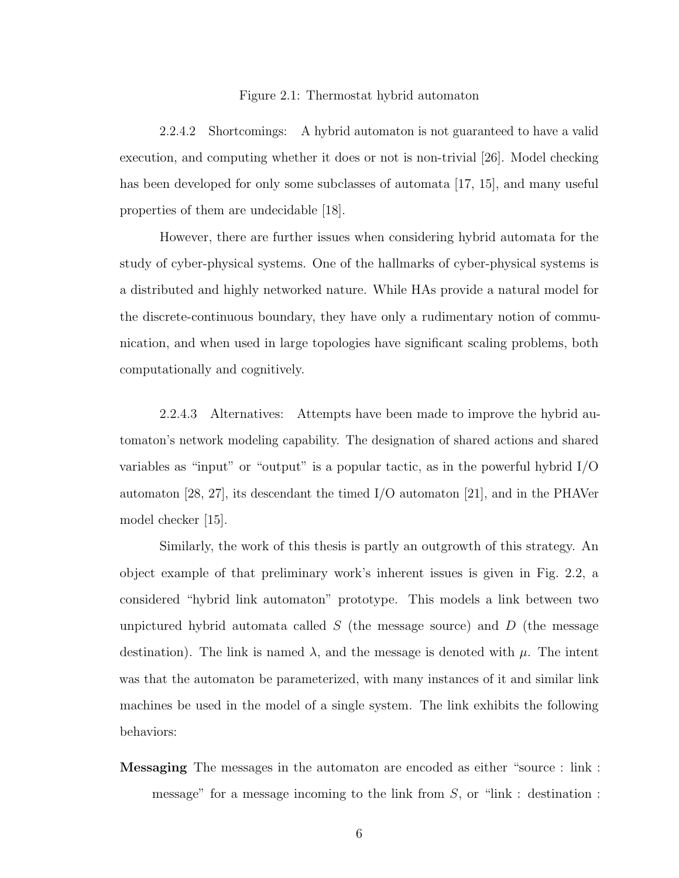Figure 2.1: Thermostat hybrid automaton

2.2.4.2 Shortcomings: A hybrid automaton is not guaranteed to have a valid execution, and computing whether it does or not is non-trivial [26]. Model checking has been developed for only some subclasses of automata [17, 15], and many useful properties of them are undecidable [18].

However, there are further issues when considering hybrid automata for the study of cyber-physical systems. One of the hallmarks of cyber-physical systems is a distributed and highly networked nature. While HAs provide a natural model for the discrete-continuous boundary, they have only a rudimentary notion of communication, and when used in large topologies have significant scaling problems, both computationally and cognitively.

2.2.4.3 Alternatives: Attempts have been made to improve the hybrid automaton's network modeling capability. The designation of shared actions and shared variables as "input" or "output" is a popular tactic, as in the powerful hybrid I/O automaton [28, 27], its descendant the timed I/O automaton [21], and in the PHAVer model checker [15].

Similarly, the work of this thesis is partly an outgrowth of this strategy. An object example of that preliminary work's inherent issues is given in Fig. 2.2, a considered "hybrid link automaton" prototype. This models a link between two unpictured hybrid automata called $S$ (the message source) and $D$ (the message destination). The link is named $\lambda$, and the message is denoted with $\mu$. The intent was that the automaton be parameterized, with many instances of it and similar link machines be used in the model of a single system. The link exhibits the following behaviors:

**Messaging** The messages in the automaton are encoded as either "source : link : message" for a message incoming to the link from $S$, or "link : destination :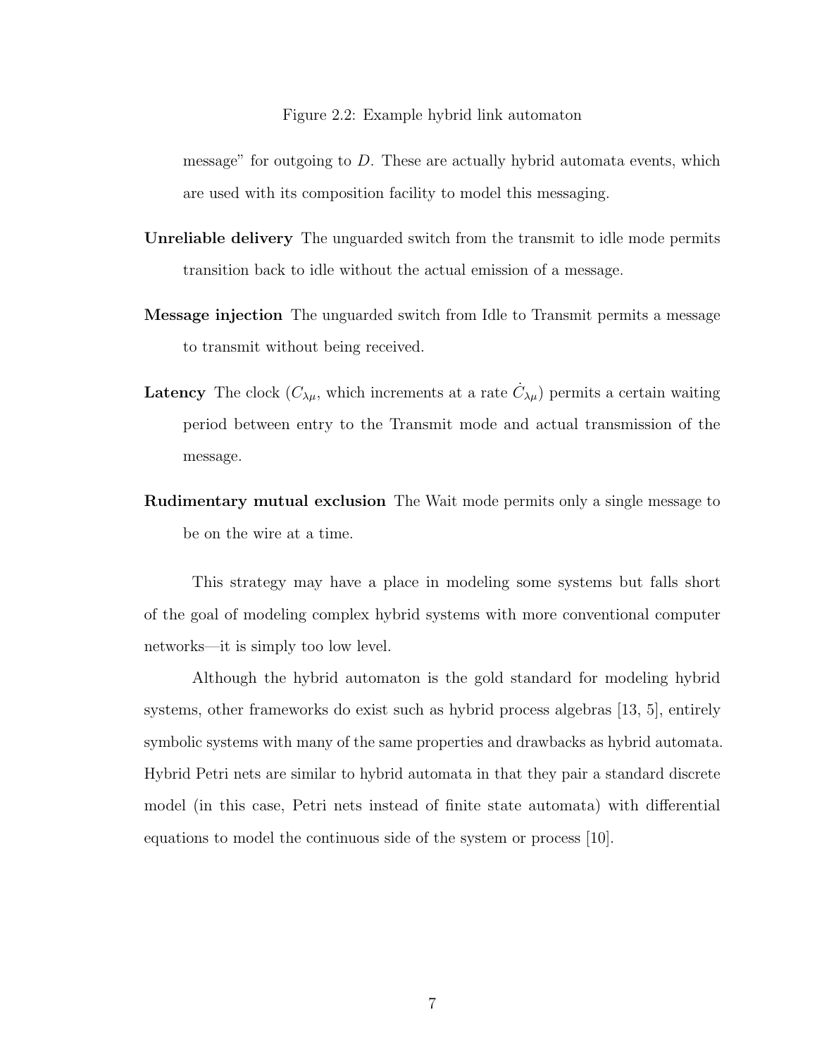Figure 2.2: Example hybrid link automaton

message" for outgoing to $D$. These are actually hybrid automata events, which are used with its composition facility to model this messaging.

**Unreliable delivery** The unguarded switch from the transmit to idle mode permits transition back to idle without the actual emission of a message.

**Message injection** The unguarded switch from Idle to Transmit permits a message to transmit without being received.

**Latency** The clock ($C_{\lambda\mu}$, which increments at a rate $\dot{C}_{\lambda\mu}$) permits a certain waiting period between entry to the Transmit mode and actual transmission of the message.

**Rudimentary mutual exclusion** The Wait mode permits only a single message to be on the wire at a time.

This strategy may have a place in modeling some systems but falls short of the goal of modeling complex hybrid systems with more conventional computer networks—it is simply too low level.

Although the hybrid automaton is the gold standard for modeling hybrid systems, other frameworks do exist such as hybrid process algebras [13, 5], entirely symbolic systems with many of the same properties and drawbacks as hybrid automata. Hybrid Petri nets are similar to hybrid automata in that they pair a standard discrete model (in this case, Petri nets instead of finite state automata) with differential equations to model the continuous side of the system or process [10].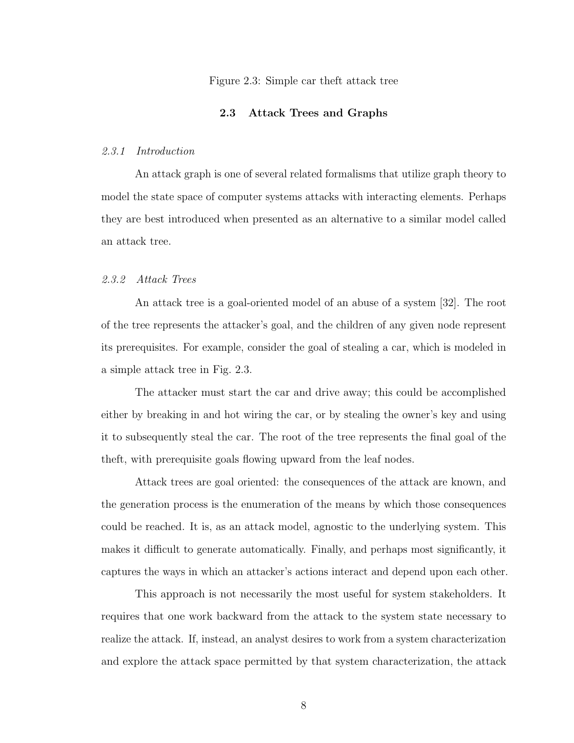Figure 2.3: Simple car theft attack tree

## 2.3 Attack Trees and Graphs

### *2.3.1 Introduction*

An attack graph is one of several related formalisms that utilize graph theory to model the state space of computer systems attacks with interacting elements. Perhaps they are best introduced when presented as an alternative to a similar model called an attack tree.

### *2.3.2 Attack Trees*

An attack tree is a goal-oriented model of an abuse of a system [32]. The root of the tree represents the attacker's goal, and the children of any given node represent its prerequisites. For example, consider the goal of stealing a car, which is modeled in a simple attack tree in Fig. 2.3.

The attacker must start the car and drive away; this could be accomplished either by breaking in and hot wiring the car, or by stealing the owner's key and using it to subsequently steal the car. The root of the tree represents the final goal of the theft, with prerequisite goals flowing upward from the leaf nodes.

Attack trees are goal oriented: the consequences of the attack are known, and the generation process is the enumeration of the means by which those consequences could be reached. It is, as an attack model, agnostic to the underlying system. This makes it difficult to generate automatically. Finally, and perhaps most significantly, it captures the ways in which an attacker's actions interact and depend upon each other.

This approach is not necessarily the most useful for system stakeholders. It requires that one work backward from the attack to the system state necessary to realize the attack. If, instead, an analyst desires to work from a system characterization and explore the attack space permitted by that system characterization, the attack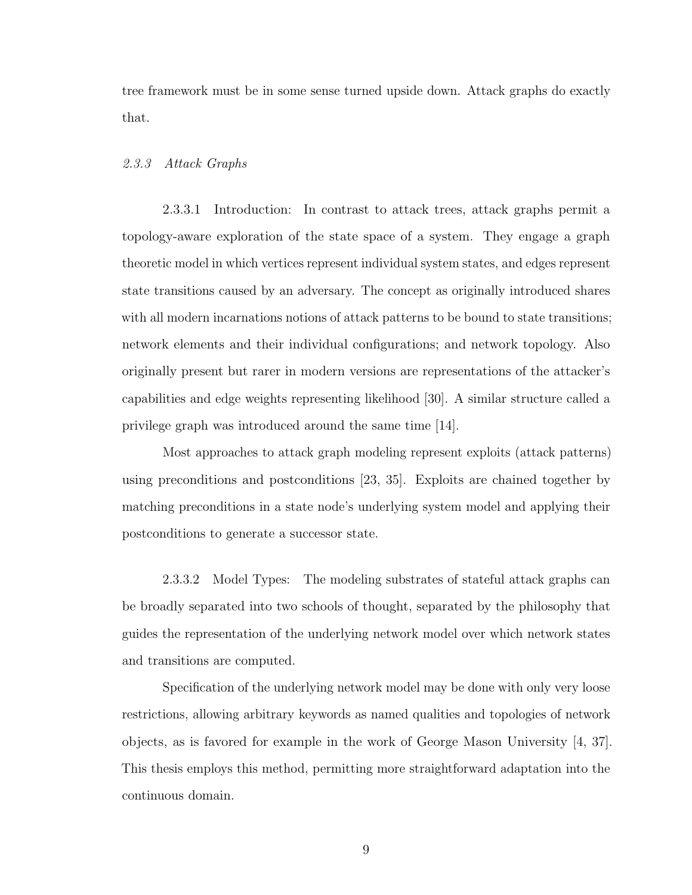tree framework must be in some sense turned upside down. Attack graphs do exactly that.

### *2.3.3 Attack Graphs*

2.3.3.1 Introduction: In contrast to attack trees, attack graphs permit a topology-aware exploration of the state space of a system. They engage a graph theoretic model in which vertices represent individual system states, and edges represent state transitions caused by an adversary. The concept as originally introduced shares with all modern incarnations notions of attack patterns to be bound to state transitions; network elements and their individual configurations; and network topology. Also originally present but rarer in modern versions are representations of the attacker's capabilities and edge weights representing likelihood [30]. A similar structure called a privilege graph was introduced around the same time [14].

Most approaches to attack graph modeling represent exploits (attack patterns) using preconditions and postconditions [23, 35]. Exploits are chained together by matching preconditions in a state node's underlying system model and applying their postconditions to generate a successor state.

2.3.3.2 Model Types: The modeling substrates of stateful attack graphs can be broadly separated into two schools of thought, separated by the philosophy that guides the representation of the underlying network model over which network states and transitions are computed.

Specification of the underlying network model may be done with only very loose restrictions, allowing arbitrary keywords as named qualities and topologies of network objects, as is favored for example in the work of George Mason University [4, 37]. This thesis employs this method, permitting more straightforward adaptation into the continuous domain.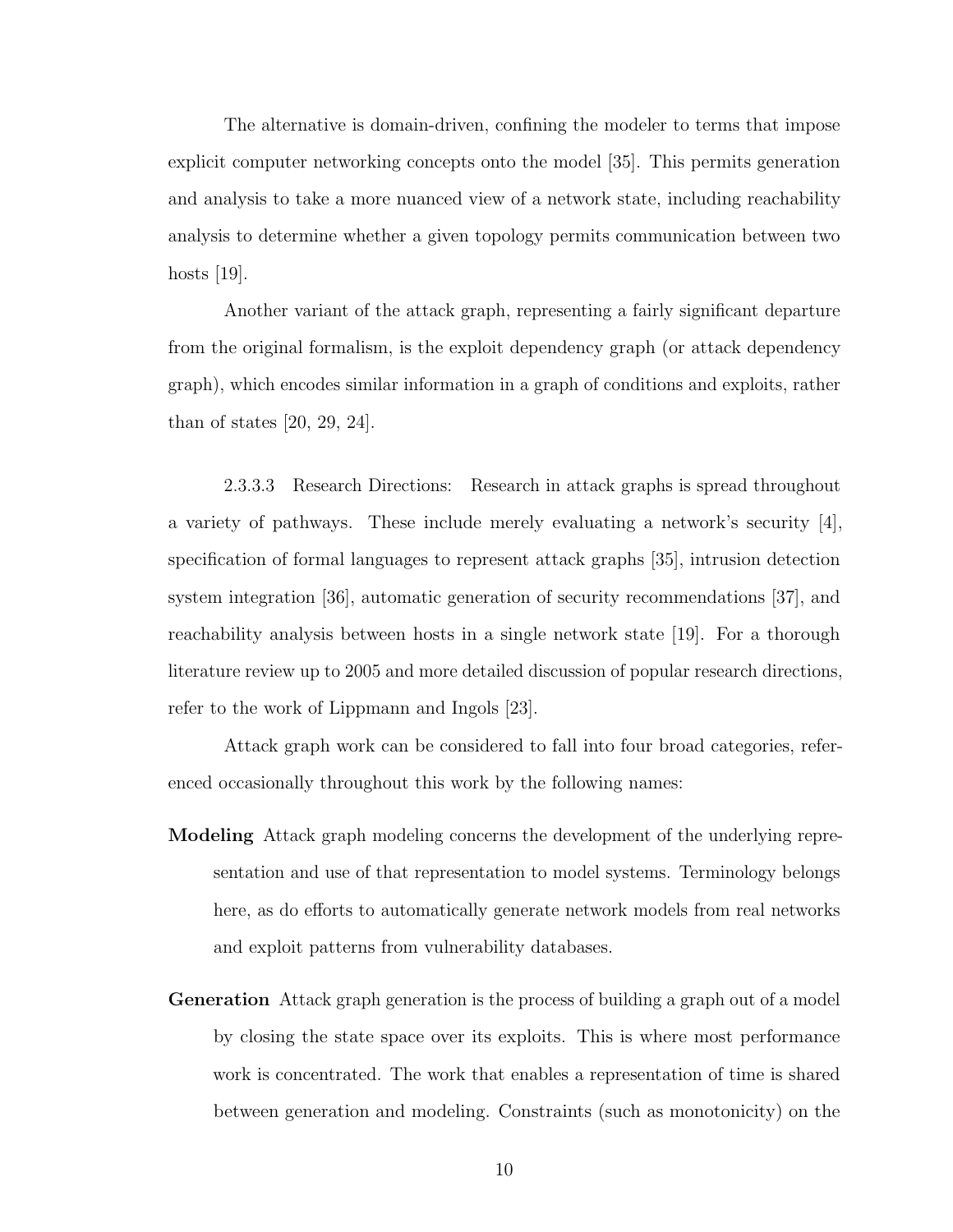The alternative is domain-driven, confining the modeler to terms that impose explicit computer networking concepts onto the model [35]. This permits generation and analysis to take a more nuanced view of a network state, including reachability analysis to determine whether a given topology permits communication between two hosts [19].

Another variant of the attack graph, representing a fairly significant departure from the original formalism, is the exploit dependency graph (or attack dependency graph), which encodes similar information in a graph of conditions and exploits, rather than of states [20, 29, 24].

2.3.3.3 Research Directions: Research in attack graphs is spread throughout a variety of pathways. These include merely evaluating a network's security [4], specification of formal languages to represent attack graphs [35], intrusion detection system integration [36], automatic generation of security recommendations [37], and reachability analysis between hosts in a single network state [19]. For a thorough literature review up to 2005 and more detailed discussion of popular research directions, refer to the work of Lippmann and Ingols [23].

Attack graph work can be considered to fall into four broad categories, referenced occasionally throughout this work by the following names:

**Modeling** Attack graph modeling concerns the development of the underlying representation and use of that representation to model systems. Terminology belongs here, as do efforts to automatically generate network models from real networks and exploit patterns from vulnerability databases.

**Generation** Attack graph generation is the process of building a graph out of a model by closing the state space over its exploits. This is where most performance work is concentrated. The work that enables a representation of time is shared between generation and modeling. Constraints (such as monotonicity) on the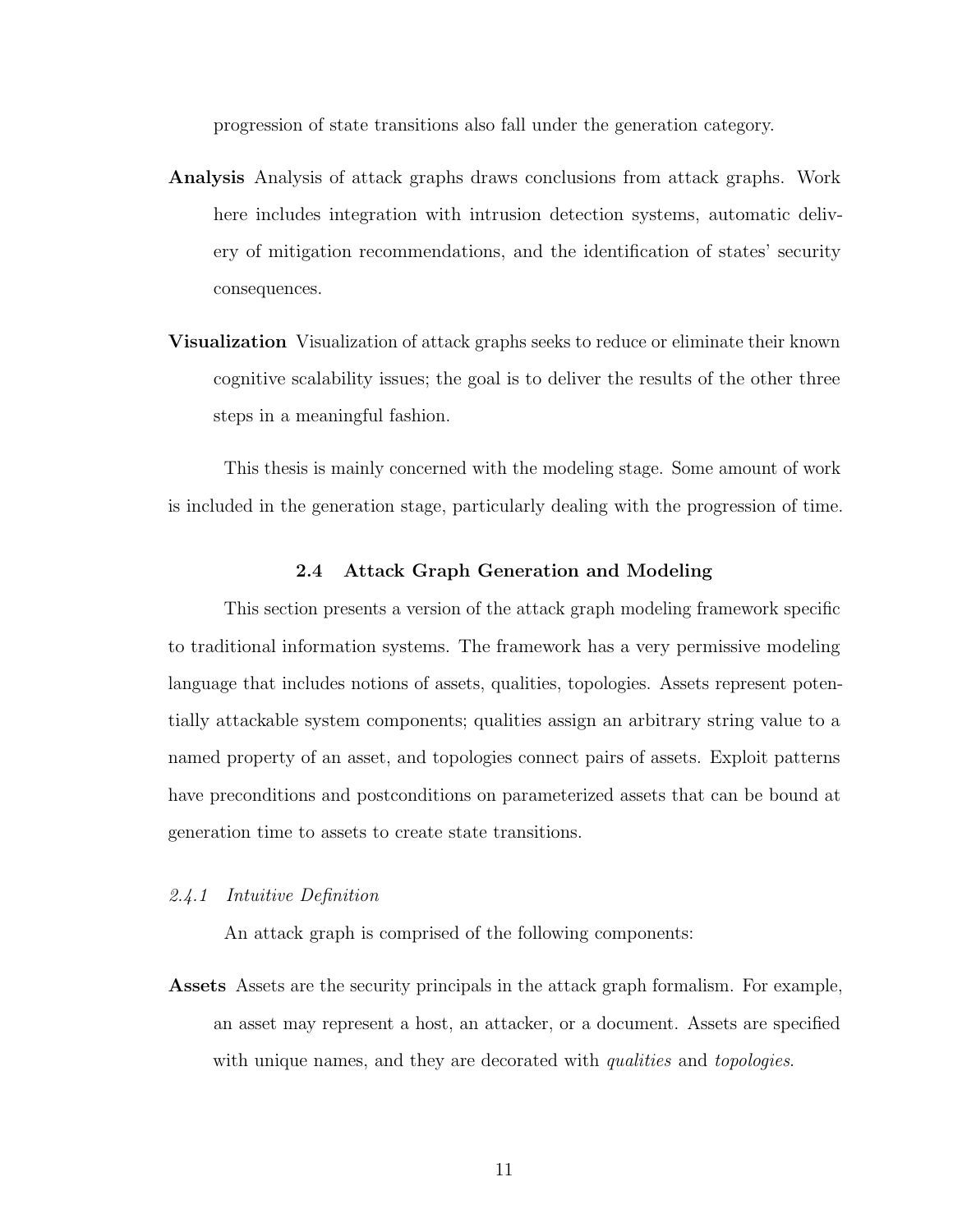progression of state transitions also fall under the generation category.

**Analysis** Analysis of attack graphs draws conclusions from attack graphs. Work here includes integration with intrusion detection systems, automatic delivery of mitigation recommendations, and the identification of states' security consequences.

**Visualization** Visualization of attack graphs seeks to reduce or eliminate their known cognitive scalability issues; the goal is to deliver the results of the other three steps in a meaningful fashion.

This thesis is mainly concerned with the modeling stage. Some amount of work is included in the generation stage, particularly dealing with the progression of time.

## 2.4 Attack Graph Generation and Modeling

This section presents a version of the attack graph modeling framework specific to traditional information systems. The framework has a very permissive modeling language that includes notions of assets, qualities, topologies. Assets represent potentially attackable system components; qualities assign an arbitrary string value to a named property of an asset, and topologies connect pairs of assets. Exploit patterns have preconditions and postconditions on parameterized assets that can be bound at generation time to assets to create state transitions.

### *2.4.1 Intuitive Definition*

An attack graph is comprised of the following components:

**Assets** Assets are the security principals in the attack graph formalism. For example, an asset may represent a host, an attacker, or a document. Assets are specified with unique names, and they are decorated with *qualities* and *topologies*.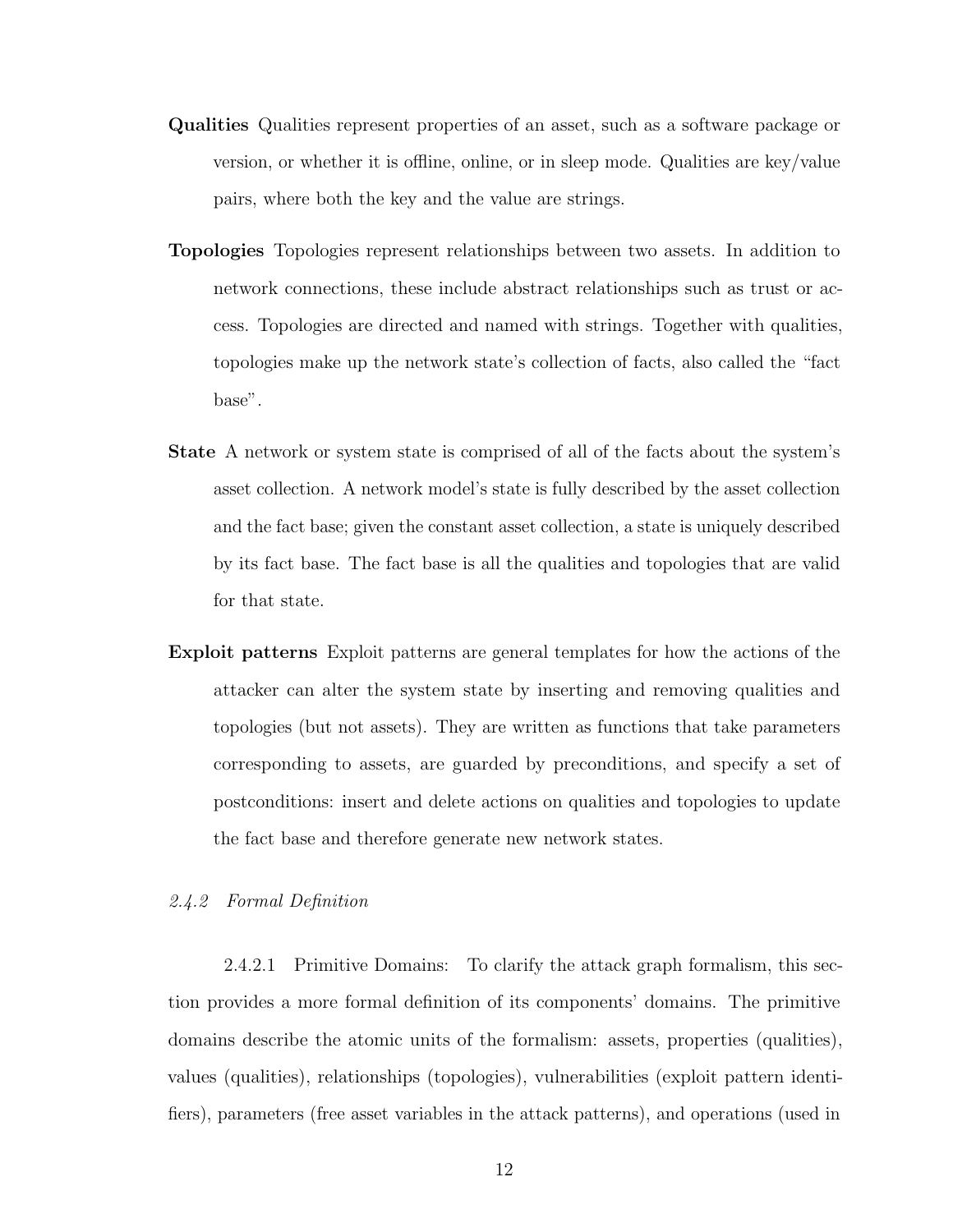**Qualities** Qualities represent properties of an asset, such as a software package or version, or whether it is offline, online, or in sleep mode. Qualities are key/value pairs, where both the key and the value are strings.

**Topologies** Topologies represent relationships between two assets. In addition to network connections, these include abstract relationships such as trust or access. Topologies are directed and named with strings. Together with qualities, topologies make up the network state's collection of facts, also called the "fact base".

**State** A network or system state is comprised of all of the facts about the system's asset collection. A network model's state is fully described by the asset collection and the fact base; given the constant asset collection, a state is uniquely described by its fact base. The fact base is all the qualities and topologies that are valid for that state.

**Exploit patterns** Exploit patterns are general templates for how the actions of the attacker can alter the system state by inserting and removing qualities and topologies (but not assets). They are written as functions that take parameters corresponding to assets, are guarded by preconditions, and specify a set of postconditions: insert and delete actions on qualities and topologies to update the fact base and therefore generate new network states.

### *2.4.2 Formal Definition*

2.4.2.1 Primitive Domains: To clarify the attack graph formalism, this section provides a more formal definition of its components' domains. The primitive domains describe the atomic units of the formalism: assets, properties (qualities), values (qualities), relationships (topologies), vulnerabilities (exploit pattern identifiers), parameters (free asset variables in the attack patterns), and operations (used in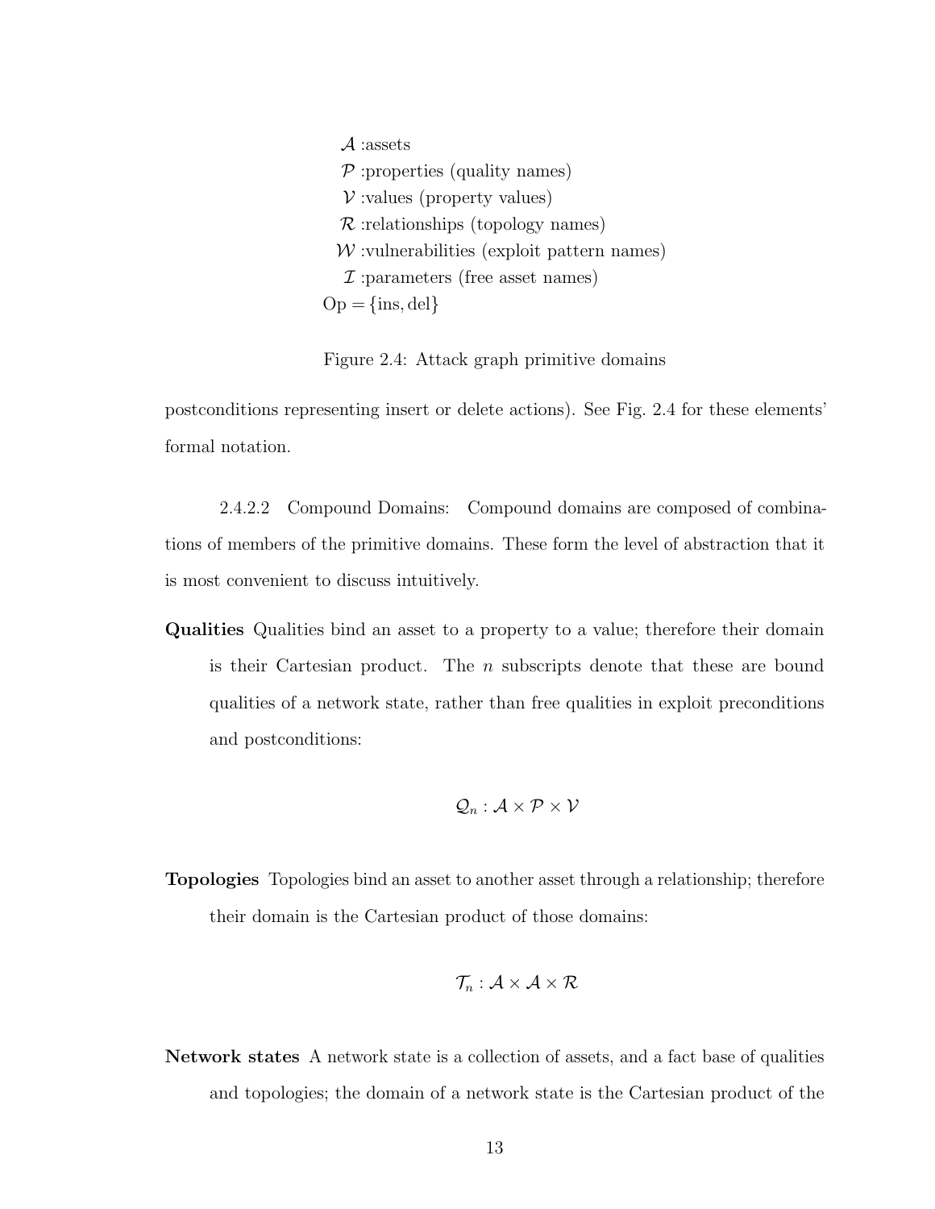$$
\begin{aligned}
\mathcal{A} &: \text{assets} \\
\mathcal{P} &: \text{properties (quality names)} \\
\mathcal{V} &: \text{values (property values)} \\
\mathcal{R} &: \text{relationships (topology names)} \\
\mathcal{W} &: \text{vulnerabilities (exploit pattern names)} \\
\mathcal{I} &: \text{parameters (free asset names)} \\
\text{Op} &= \{\text{ins}, \text{del}\}
\end{aligned}
$$

Figure 2.4: Attack graph primitive domains

postconditions representing insert or delete actions). See Fig. 2.4 for these elements' formal notation.

2.4.2.2 Compound Domains: Compound domains are composed of combinations of members of the primitive domains. These form the level of abstraction that it is most convenient to discuss intuitively.

**Qualities** Qualities bind an asset to a property to a value; therefore their domain is their Cartesian product. The $n$ subscripts denote that these are bound qualities of a network state, rather than free qualities in exploit preconditions and postconditions:

$$\mathcal{Q}_n : \mathcal{A} \times \mathcal{P} \times \mathcal{V}$$

**Topologies** Topologies bind an asset to another asset through a relationship; therefore their domain is the Cartesian product of those domains:

$$\mathcal{T}_n : \mathcal{A} \times \mathcal{A} \times \mathcal{R}$$

**Network states** A network state is a collection of assets, and a fact base of qualities and topologies; the domain of a network state is the Cartesian product of the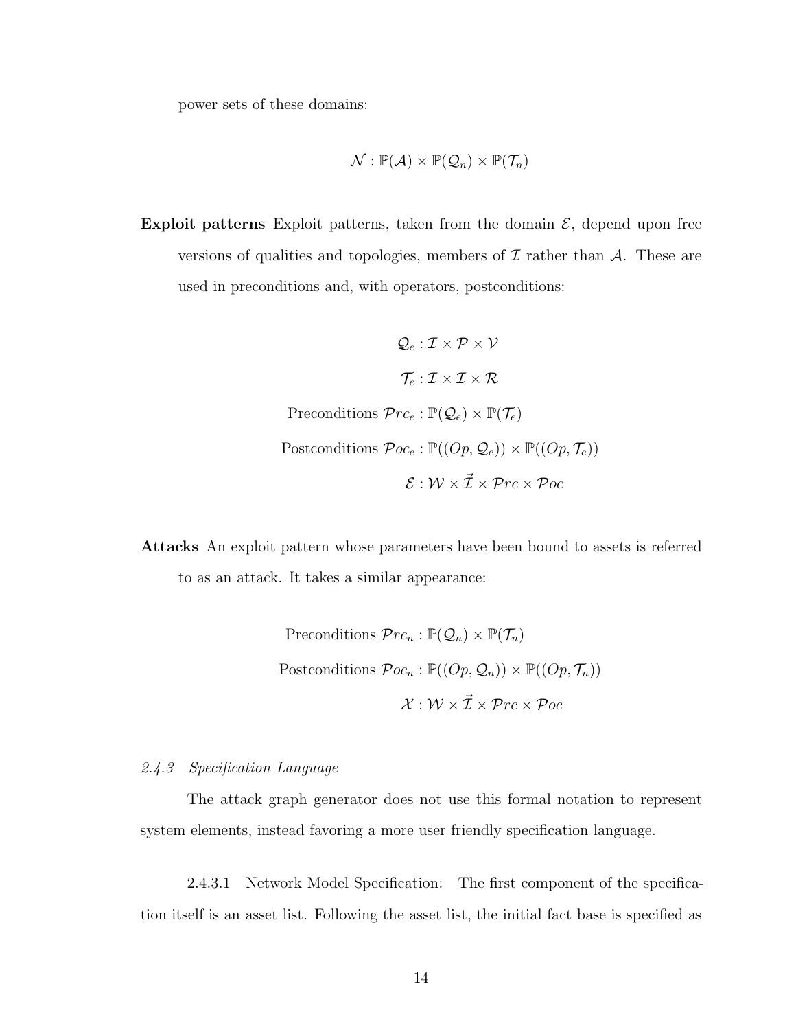power sets of these domains:

$$\mathcal{N} : \mathbb{P}(\mathcal{A}) \times \mathbb{P}(\mathcal{Q}_n) \times \mathbb{P}(\mathcal{T}_n)$$

**Exploit patterns** Exploit patterns, taken from the domain $\mathcal{E}$, depend upon free versions of qualities and topologies, members of $\mathcal{I}$ rather than $\mathcal{A}$. These are used in preconditions and, with operators, postconditions:

$$\mathcal{Q}_e : \mathcal{I} \times \mathcal{P} \times \mathcal{V}$$

$$\mathcal{T}_e : \mathcal{I} \times \mathcal{I} \times \mathcal{R}$$

$$\text{Preconditions } \mathcal{P}rc_e : \mathbb{P}(\mathcal{Q}_e) \times \mathbb{P}(\mathcal{T}_e)$$

$$\text{Postconditions } \mathcal{P}oc_e : \mathbb{P}((Op, \mathcal{Q}_e)) \times \mathbb{P}((Op, \mathcal{T}_e))$$

$$\mathcal{E} : \mathcal{W} \times \vec{\mathcal{I}} \times \mathcal{P}rc \times \mathcal{P}oc$$

**Attacks** An exploit pattern whose parameters have been bound to assets is referred to as an attack. It takes a similar appearance:

$$\text{Preconditions } \mathcal{P}rc_n : \mathbb{P}(\mathcal{Q}_n) \times \mathbb{P}(\mathcal{T}_n)$$

$$\text{Postconditions } \mathcal{P}oc_n : \mathbb{P}((Op, \mathcal{Q}_n)) \times \mathbb{P}((Op, \mathcal{T}_n))$$

$$\mathcal{X} : \mathcal{W} \times \vec{\mathcal{I}} \times \mathcal{P}rc \times \mathcal{P}oc$$

### *2.4.3 Specification Language*

The attack graph generator does not use this formal notation to represent system elements, instead favoring a more user friendly specification language.

2.4.3.1 Network Model Specification: The first component of the specification itself is an asset list. Following the asset list, the initial fact base is specified as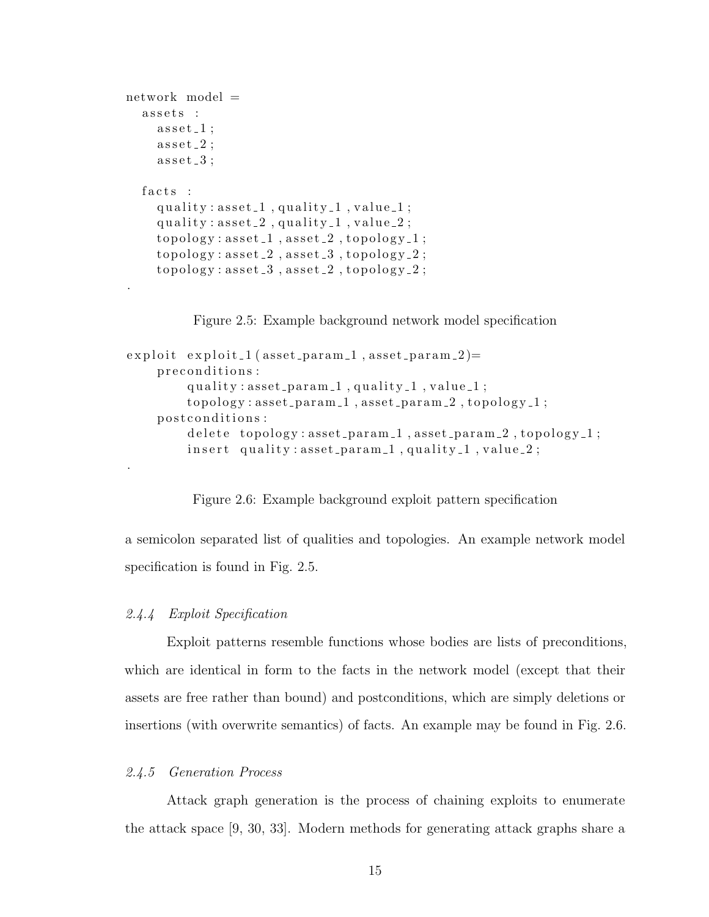```
network model =
  assets :
    asset_1;
    asset_2;
    asset_3;

  facts :
    quality:asset_1, quality_1, value_1;
    quality:asset_2, quality_1, value_2;
    topology:asset_1, asset_2, topology_1;
    topology:asset_2, asset_3, topology_2;
    topology:asset_3, asset_2, topology_2;
.
```

Figure 2.5: Example background network model specification

```
exploit exploit_1(asset_param_1, asset_param_2)=
    preconditions:
        quality:asset_param_1, quality_1, value_1;
        topology:asset_param_1, asset_param_2, topology_1;
    postconditions:
        delete topology:asset_param_1, asset_param_2, topology_1;
        insert quality:asset_param_1, quality_1, value_2;
.
```

Figure 2.6: Example background exploit pattern specification

a semicolon separated list of qualities and topologies. An example network model specification is found in Fig. 2.5.

### *2.4.4 Exploit Specification*

Exploit patterns resemble functions whose bodies are lists of preconditions, which are identical in form to the facts in the network model (except that their assets are free rather than bound) and postconditions, which are simply deletions or insertions (with overwrite semantics) of facts. An example may be found in Fig. 2.6.

### *2.4.5 Generation Process*

Attack graph generation is the process of chaining exploits to enumerate the attack space [9, 30, 33]. Modern methods for generating attack graphs share a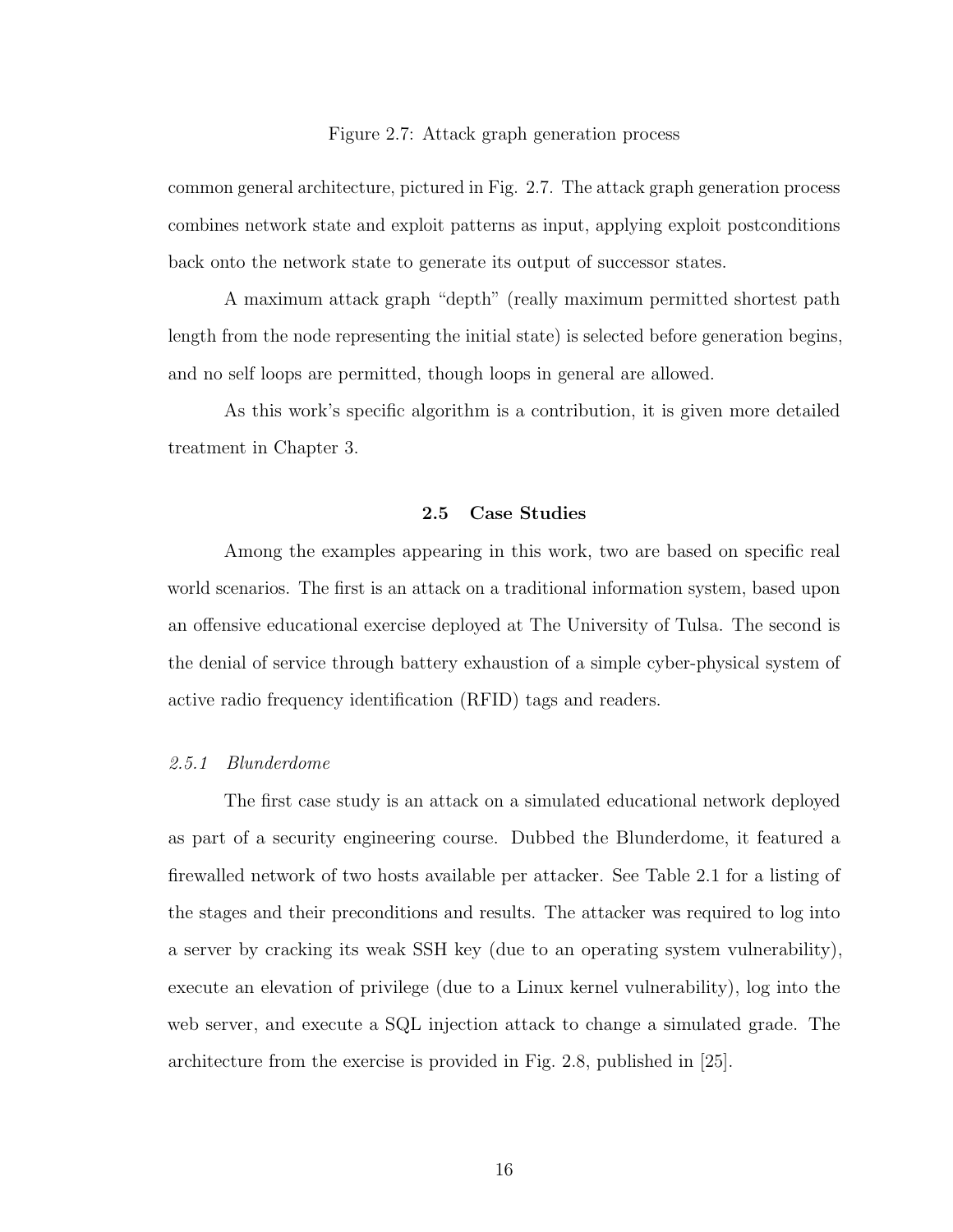Figure 2.7: Attack graph generation process

common general architecture, pictured in Fig. 2.7. The attack graph generation process combines network state and exploit patterns as input, applying exploit postconditions back onto the network state to generate its output of successor states.

A maximum attack graph "depth" (really maximum permitted shortest path length from the node representing the initial state) is selected before generation begins, and no self loops are permitted, though loops in general are allowed.

As this work's specific algorithm is a contribution, it is given more detailed treatment in Chapter 3.

## 2.5 Case Studies

Among the examples appearing in this work, two are based on specific real world scenarios. The first is an attack on a traditional information system, based upon an offensive educational exercise deployed at The University of Tulsa. The second is the denial of service through battery exhaustion of a simple cyber-physical system of active radio frequency identification (RFID) tags and readers.

### *2.5.1 Blunderdome*

The first case study is an attack on a simulated educational network deployed as part of a security engineering course. Dubbed the Blunderdome, it featured a firewalled network of two hosts available per attacker. See Table 2.1 for a listing of the stages and their preconditions and results. The attacker was required to log into a server by cracking its weak SSH key (due to an operating system vulnerability), execute an elevation of privilege (due to a Linux kernel vulnerability), log into the web server, and execute a SQL injection attack to change a simulated grade. The architecture from the exercise is provided in Fig. 2.8, published in [25].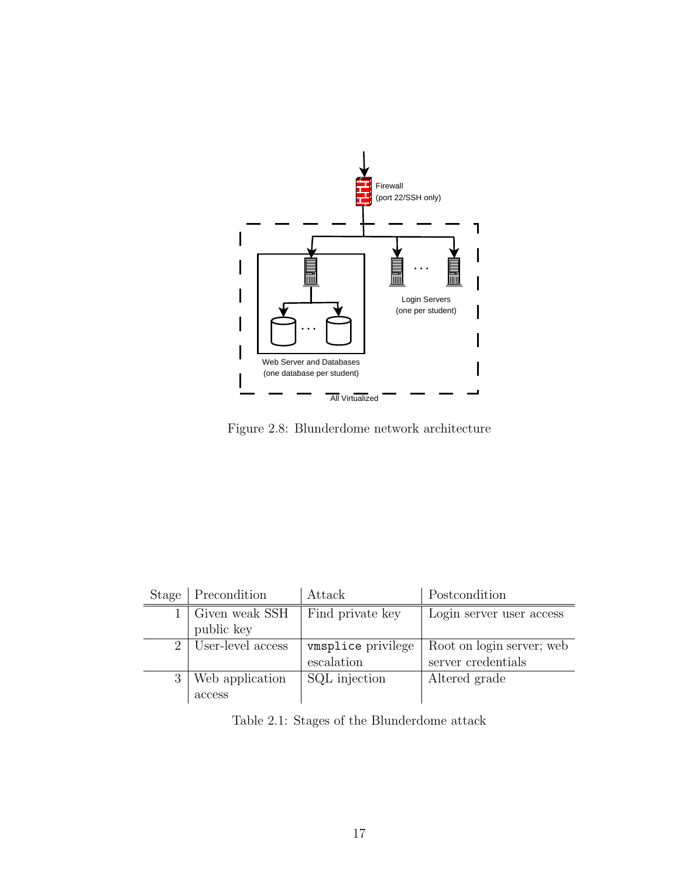Firewall
(port 22/SSH only)

Web Server and Databases
(one database per student)

Login Servers
(one per student)

All Virtualized

Figure 2.8: Blunderdome network architecture

| Stage | Precondition | Attack | Postcondition |
|---|---|---|---|
| 1 | Given weak SSH public key | Find private key | Login server user access |
| 2 | User-level access | `vmsplice` privilege escalation | Root on login server; web server credentials |
| 3 | Web application access | SQL injection | Altered grade |

Table 2.1: Stages of the Blunderdome attack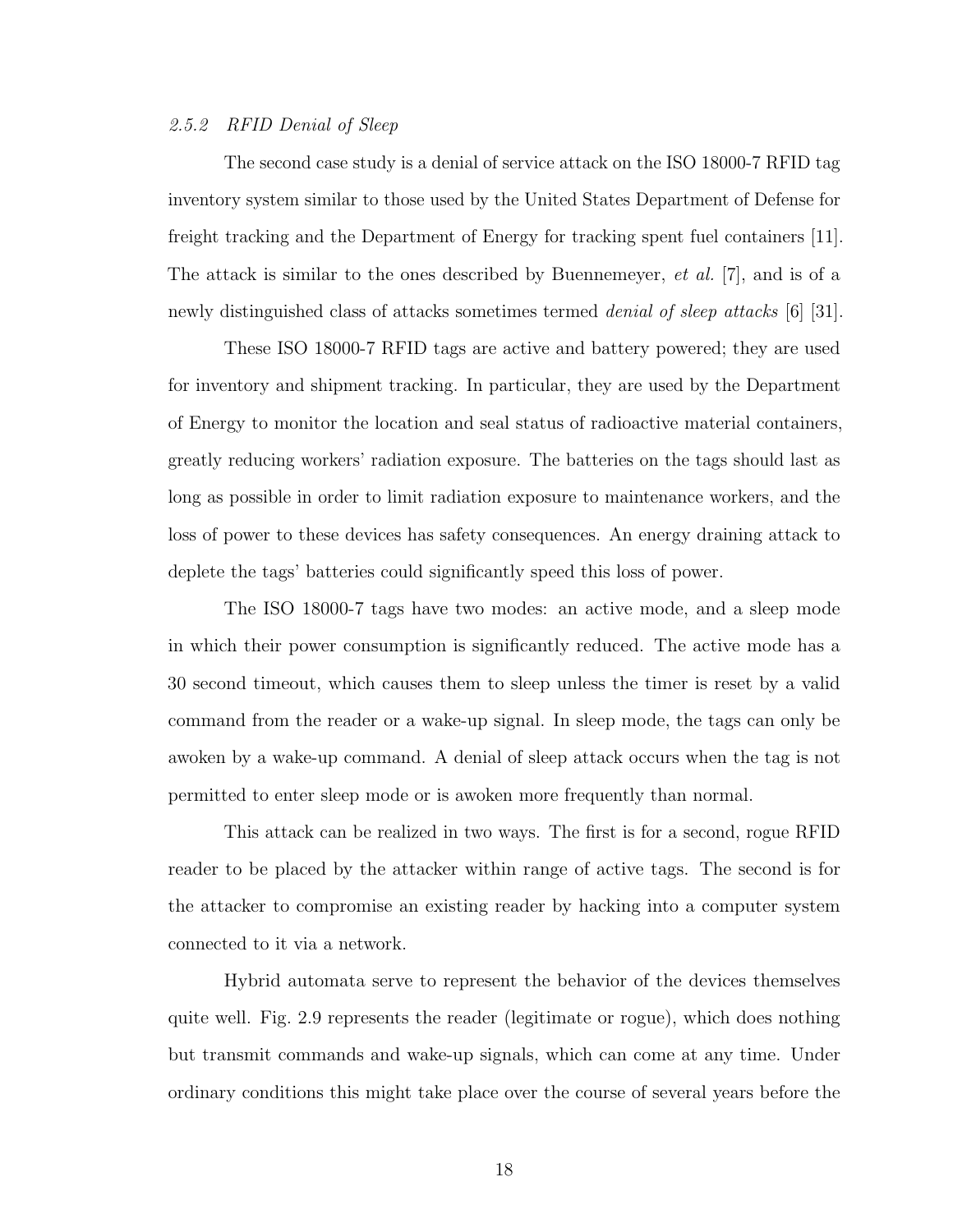### *2.5.2 RFID Denial of Sleep*

The second case study is a denial of service attack on the ISO 18000-7 RFID tag inventory system similar to those used by the United States Department of Defense for freight tracking and the Department of Energy for tracking spent fuel containers [11]. The attack is similar to the ones described by Buennemeyer, *et al.* [7], and is of a newly distinguished class of attacks sometimes termed *denial of sleep attacks* [6] [31].

These ISO 18000-7 RFID tags are active and battery powered; they are used for inventory and shipment tracking. In particular, they are used by the Department of Energy to monitor the location and seal status of radioactive material containers, greatly reducing workers' radiation exposure. The batteries on the tags should last as long as possible in order to limit radiation exposure to maintenance workers, and the loss of power to these devices has safety consequences. An energy draining attack to deplete the tags' batteries could significantly speed this loss of power.

The ISO 18000-7 tags have two modes: an active mode, and a sleep mode in which their power consumption is significantly reduced. The active mode has a 30 second timeout, which causes them to sleep unless the timer is reset by a valid command from the reader or a wake-up signal. In sleep mode, the tags can only be awoken by a wake-up command. A denial of sleep attack occurs when the tag is not permitted to enter sleep mode or is awoken more frequently than normal.

This attack can be realized in two ways. The first is for a second, rogue RFID reader to be placed by the attacker within range of active tags. The second is for the attacker to compromise an existing reader by hacking into a computer system connected to it via a network.

Hybrid automata serve to represent the behavior of the devices themselves quite well. Fig. 2.9 represents the reader (legitimate or rogue), which does nothing but transmit commands and wake-up signals, which can come at any time. Under ordinary conditions this might take place over the course of several years before the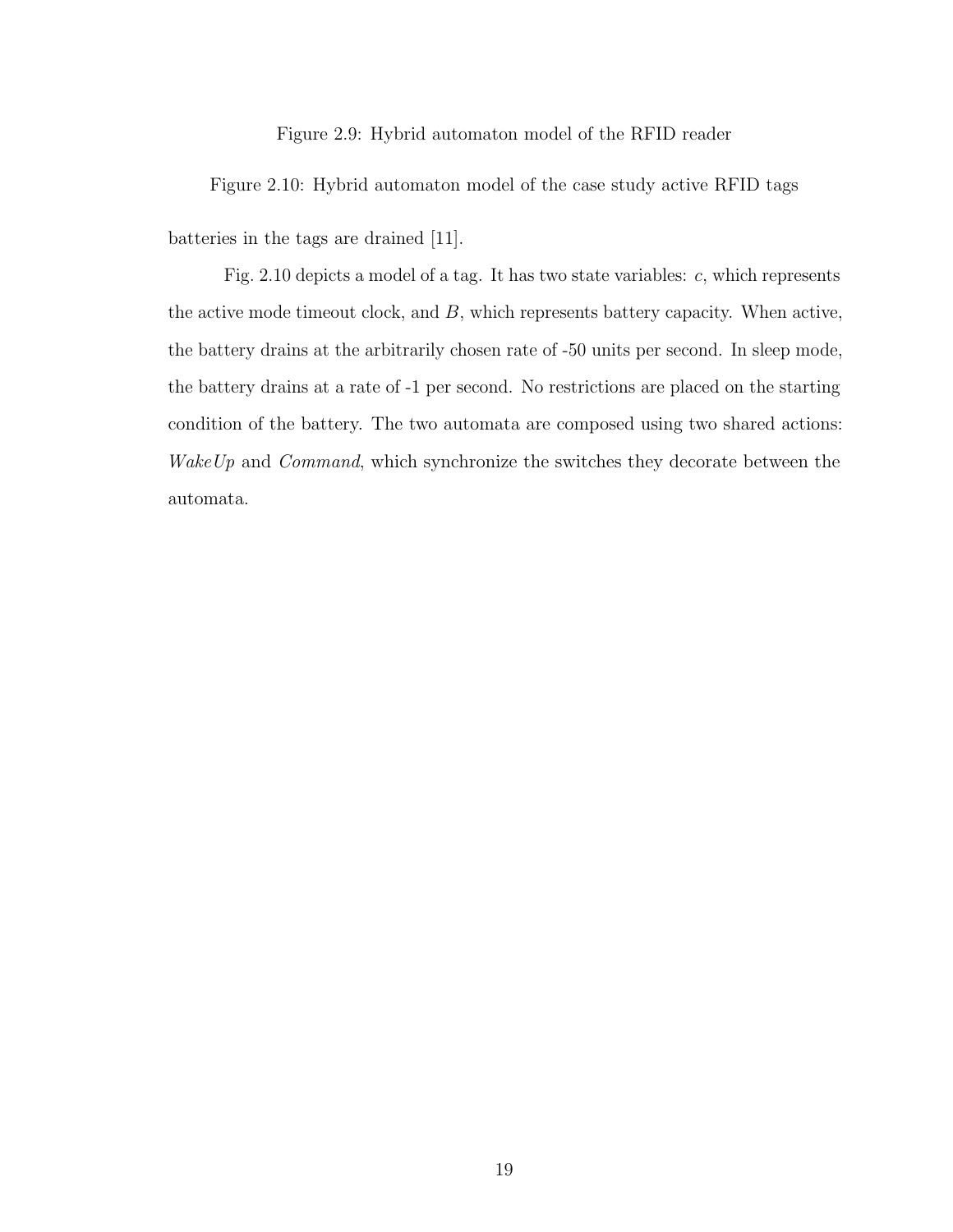Figure 2.9: Hybrid automaton model of the RFID reader

Figure 2.10: Hybrid automaton model of the case study active RFID tags

batteries in the tags are drained [11].

Fig. 2.10 depicts a model of a tag. It has two state variables: $c$, which represents the active mode timeout clock, and $B$, which represents battery capacity. When active, the battery drains at the arbitrarily chosen rate of -50 units per second. In sleep mode, the battery drains at a rate of -1 per second. No restrictions are placed on the starting condition of the battery. The two automata are composed using two shared actions: *WakeUp* and *Command*, which synchronize the switches they decorate between the automata.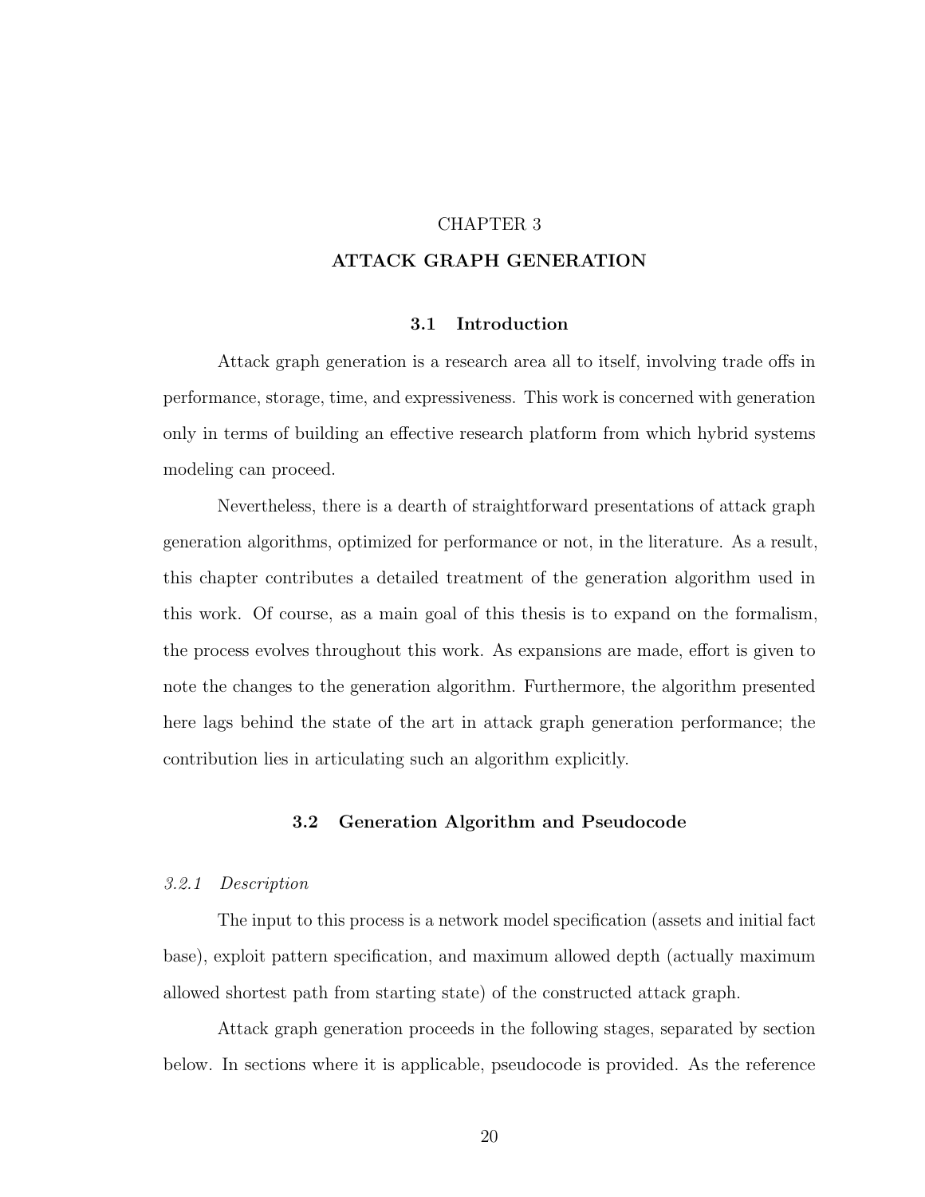# CHAPTER 3

# ATTACK GRAPH GENERATION

## 3.1 Introduction

Attack graph generation is a research area all to itself, involving trade offs in performance, storage, time, and expressiveness. This work is concerned with generation only in terms of building an effective research platform from which hybrid systems modeling can proceed.

Nevertheless, there is a dearth of straightforward presentations of attack graph generation algorithms, optimized for performance or not, in the literature. As a result, this chapter contributes a detailed treatment of the generation algorithm used in this work. Of course, as a main goal of this thesis is to expand on the formalism, the process evolves throughout this work. As expansions are made, effort is given to note the changes to the generation algorithm. Furthermore, the algorithm presented here lags behind the state of the art in attack graph generation performance; the contribution lies in articulating such an algorithm explicitly.

## 3.2 Generation Algorithm and Pseudocode

### *3.2.1 Description*

The input to this process is a network model specification (assets and initial fact base), exploit pattern specification, and maximum allowed depth (actually maximum allowed shortest path from starting state) of the constructed attack graph.

Attack graph generation proceeds in the following stages, separated by section below. In sections where it is applicable, pseudocode is provided. As the reference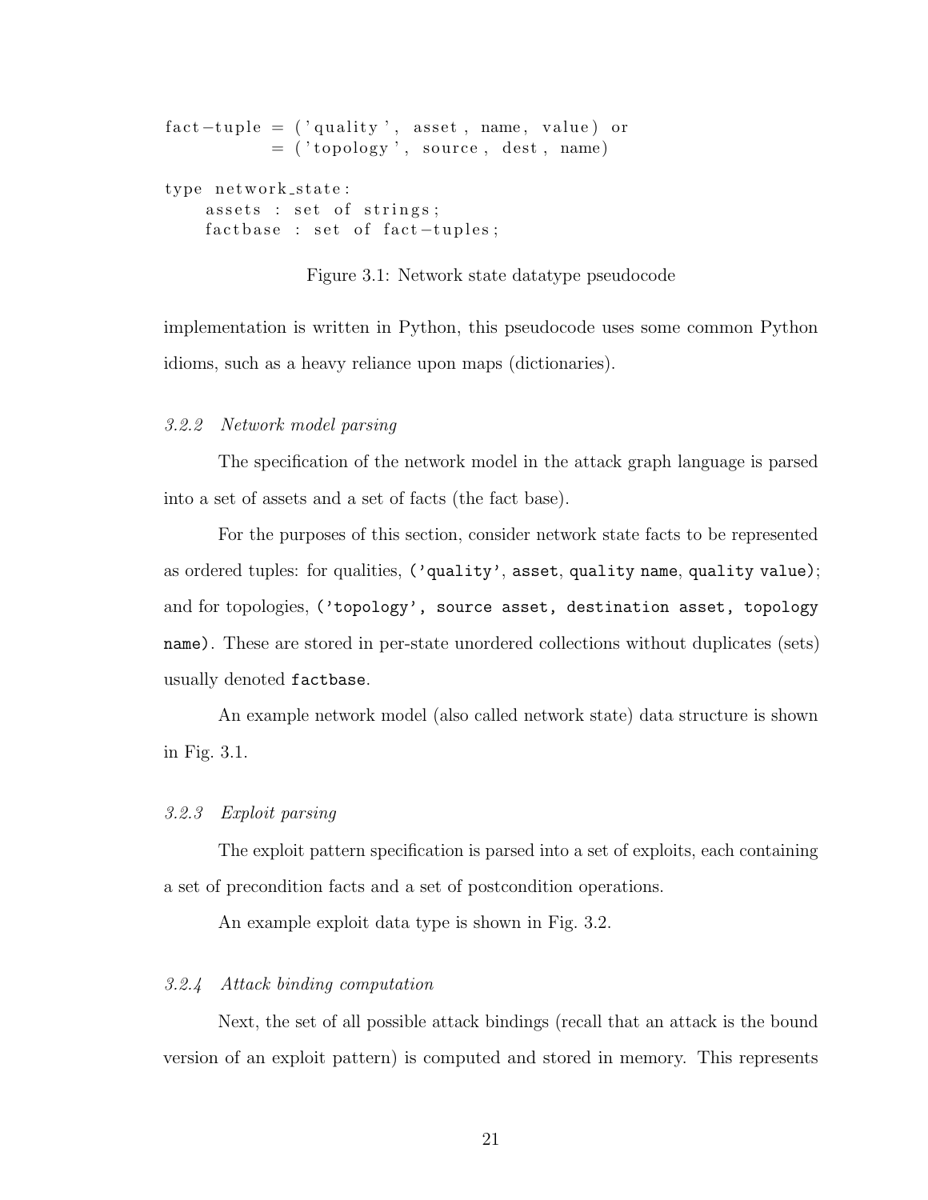```
fact-tuple = ('quality', asset, name, value) or
           = ('topology', source, dest, name)

type network_state:
    assets : set of strings;
    factbase : set of fact-tuples;
```

Figure 3.1: Network state datatype pseudocode

implementation is written in Python, this pseudocode uses some common Python idioms, such as a heavy reliance upon maps (dictionaries).

### *3.2.2 Network model parsing*

The specification of the network model in the attack graph language is parsed into a set of assets and a set of facts (the fact base).

For the purposes of this section, consider network state facts to be represented as ordered tuples: for qualities, `('quality', asset, quality name, quality value)`; and for topologies, `('topology', source asset, destination asset, topology name)`. These are stored in per-state unordered collections without duplicates (sets) usually denoted `factbase`.

An example network model (also called network state) data structure is shown in Fig. 3.1.

### *3.2.3 Exploit parsing*

The exploit pattern specification is parsed into a set of exploits, each containing a set of precondition facts and a set of postcondition operations.

An example exploit data type is shown in Fig. 3.2.

### *3.2.4 Attack binding computation*

Next, the set of all possible attack bindings (recall that an attack is the bound version of an exploit pattern) is computed and stored in memory. This represents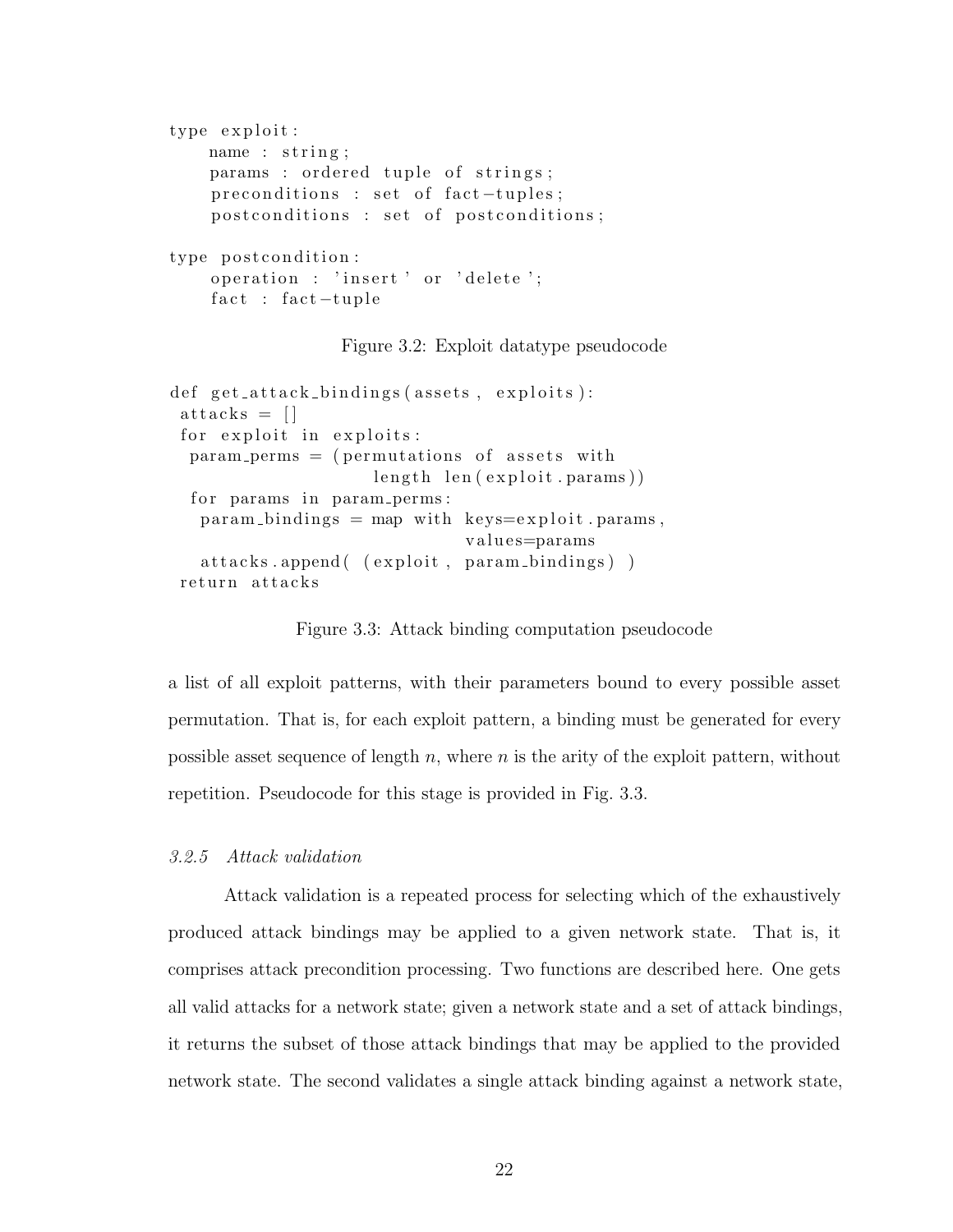```
type exploit:
    name : string;
    params : ordered tuple of strings;
    preconditions : set of fact-tuples;
    postconditions : set of postconditions;

type postcondition:
    operation : 'insert' or 'delete';
    fact : fact-tuple
```

Figure 3.2: Exploit datatype pseudocode

```
def get_attack_bindings(assets, exploits):
 attacks = []
 for exploit in exploits:
  param_perms = (permutations of assets with
                   length len(exploit.params))
  for params in param_perms:
   param_bindings = map with keys=exploit.params,
                             values=params
   attacks.append( (exploit, param_bindings) )
 return attacks
```

Figure 3.3: Attack binding computation pseudocode

a list of all exploit patterns, with their parameters bound to every possible asset permutation. That is, for each exploit pattern, a binding must be generated for every possible asset sequence of length $n$, where $n$ is the arity of the exploit pattern, without repetition. Pseudocode for this stage is provided in Fig. 3.3.

#### *3.2.5 Attack validation*

Attack validation is a repeated process for selecting which of the exhaustively produced attack bindings may be applied to a given network state. That is, it comprises attack precondition processing. Two functions are described here. One gets all valid attacks for a network state; given a network state and a set of attack bindings, it returns the subset of those attack bindings that may be applied to the provided network state. The second validates a single attack binding against a network state,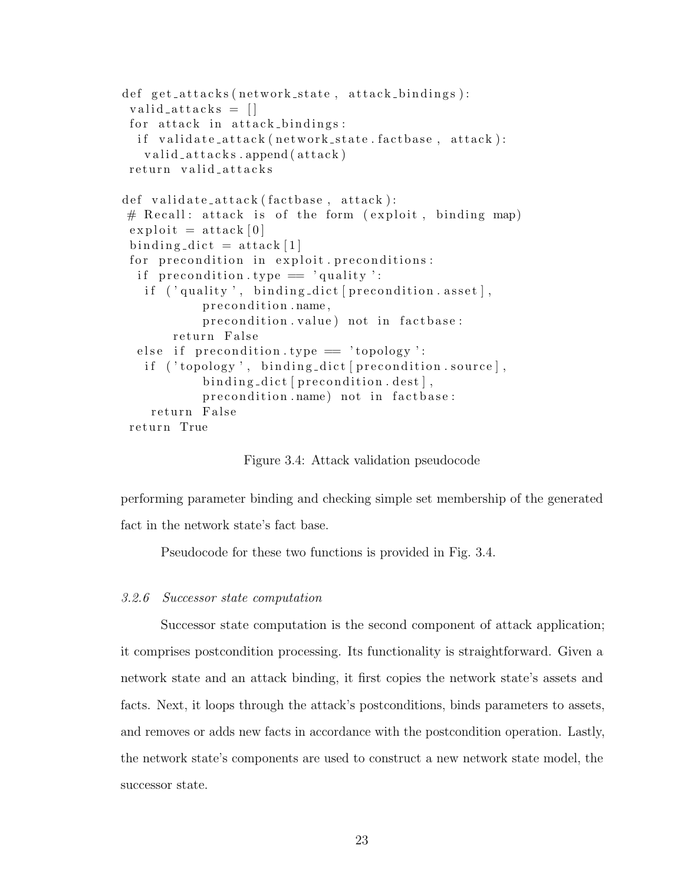```
def get_attacks(network_state, attack_bindings):
 valid_attacks = []
 for attack in attack_bindings:
  if validate_attack(network_state.factbase, attack):
   valid_attacks.append(attack)
 return valid_attacks

def validate_attack(factbase, attack):
 # Recall: attack is of the form (exploit, binding map)
 exploit = attack[0]
 binding_dict = attack[1]
 for precondition in exploit.preconditions:
  if precondition.type == 'quality':
   if ('quality', binding_dict[precondition.asset],
           precondition.name,
           precondition.value) not in factbase:
       return False
  else if precondition.type == 'topology':
   if ('topology', binding_dict[precondition.source],
           binding_dict[precondition.dest],
           precondition.name) not in factbase:
    return False
 return True
```

Figure 3.4: Attack validation pseudocode

performing parameter binding and checking simple set membership of the generated fact in the network state's fact base.

Pseudocode for these two functions is provided in Fig. 3.4.

#### *3.2.6 Successor state computation*

Successor state computation is the second component of attack application; it comprises postcondition processing. Its functionality is straightforward. Given a network state and an attack binding, it first copies the network state's assets and facts. Next, it loops through the attack's postconditions, binds parameters to assets, and removes or adds new facts in accordance with the postcondition operation. Lastly, the network state's components are used to construct a new network state model, the successor state.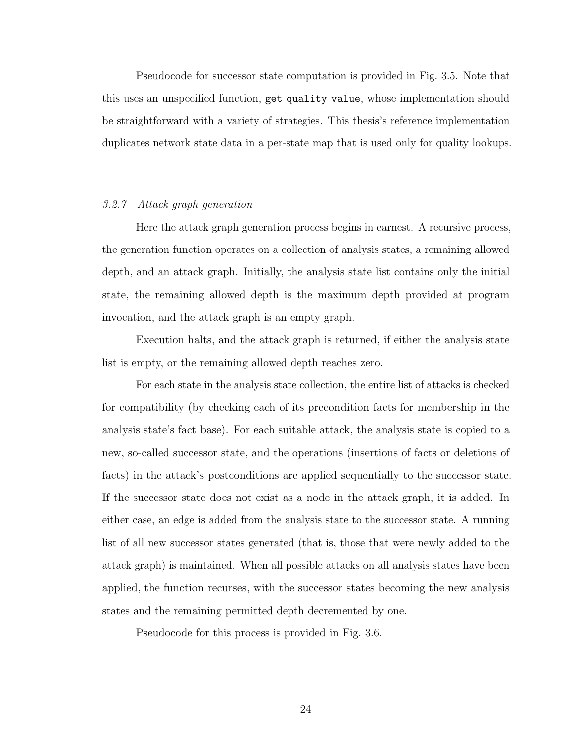Pseudocode for successor state computation is provided in Fig. 3.5. Note that this uses an unspecified function, `get_quality_value`, whose implementation should be straightforward with a variety of strategies. This thesis's reference implementation duplicates network state data in a per-state map that is used only for quality lookups.

### *3.2.7 Attack graph generation*

Here the attack graph generation process begins in earnest. A recursive process, the generation function operates on a collection of analysis states, a remaining allowed depth, and an attack graph. Initially, the analysis state list contains only the initial state, the remaining allowed depth is the maximum depth provided at program invocation, and the attack graph is an empty graph.

Execution halts, and the attack graph is returned, if either the analysis state list is empty, or the remaining allowed depth reaches zero.

For each state in the analysis state collection, the entire list of attacks is checked for compatibility (by checking each of its precondition facts for membership in the analysis state's fact base). For each suitable attack, the analysis state is copied to a new, so-called successor state, and the operations (insertions of facts or deletions of facts) in the attack's postconditions are applied sequentially to the successor state. If the successor state does not exist as a node in the attack graph, it is added. In either case, an edge is added from the analysis state to the successor state. A running list of all new successor states generated (that is, those that were newly added to the attack graph) is maintained. When all possible attacks on all analysis states have been applied, the function recurses, with the successor states becoming the new analysis states and the remaining permitted depth decremented by one.

Pseudocode for this process is provided in Fig. 3.6.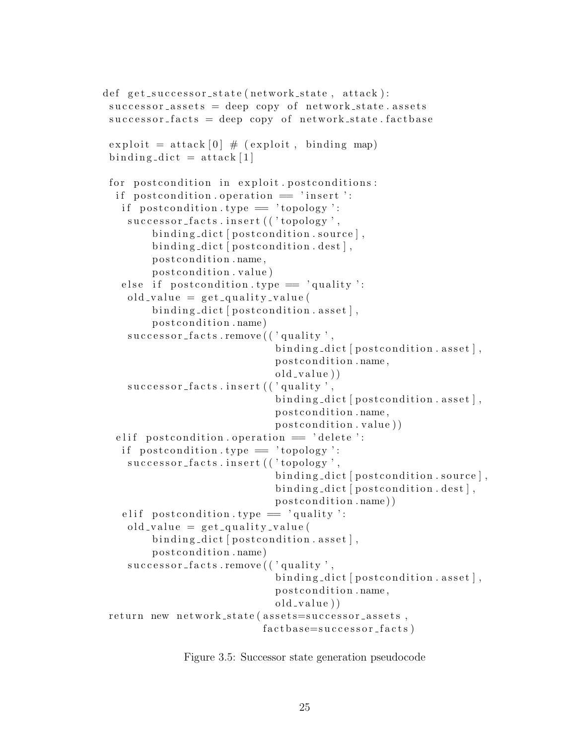```
def get_successor_state(network_state, attack):
 successor_assets = deep copy of network_state.assets
 successor_facts = deep copy of network_state.factbase

 exploit = attack[0] # (exploit, binding map)
 binding_dict = attack[1]

 for postcondition in exploit.postconditions:
  if postcondition.operation == 'insert':
   if postcondition.type == 'topology':
    successor_facts.insert(('topology',
        binding_dict[postcondition.source],
        binding_dict[postcondition.dest],
        postcondition.name,
        postcondition.value)
   else if postcondition.type == 'quality':
    old_value = get_quality_value(
        binding_dict[postcondition.asset],
        postcondition.name)
    successor_facts.remove(('quality',
                            binding_dict[postcondition.asset],
                            postcondition.name,
                            old_value))
    successor_facts.insert(('quality',
                            binding_dict[postcondition.asset],
                            postcondition.name,
                            postcondition.value))
  elif postcondition.operation == 'delete':
   if postcondition.type == 'topology':
    successor_facts.insert(('topology',
                            binding_dict[postcondition.source],
                            binding_dict[postcondition.dest],
                            postcondition.name))
   elif postcondition.type == 'quality':
    old_value = get_quality_value(
        binding_dict[postcondition.asset],
        postcondition.name)
    successor_facts.remove(('quality',
                            binding_dict[postcondition.asset],
                            postcondition.name,
                            old_value))
 return new network_state(assets=successor_assets,
                          factbase=successor_facts)
```

Figure 3.5: Successor state generation pseudocode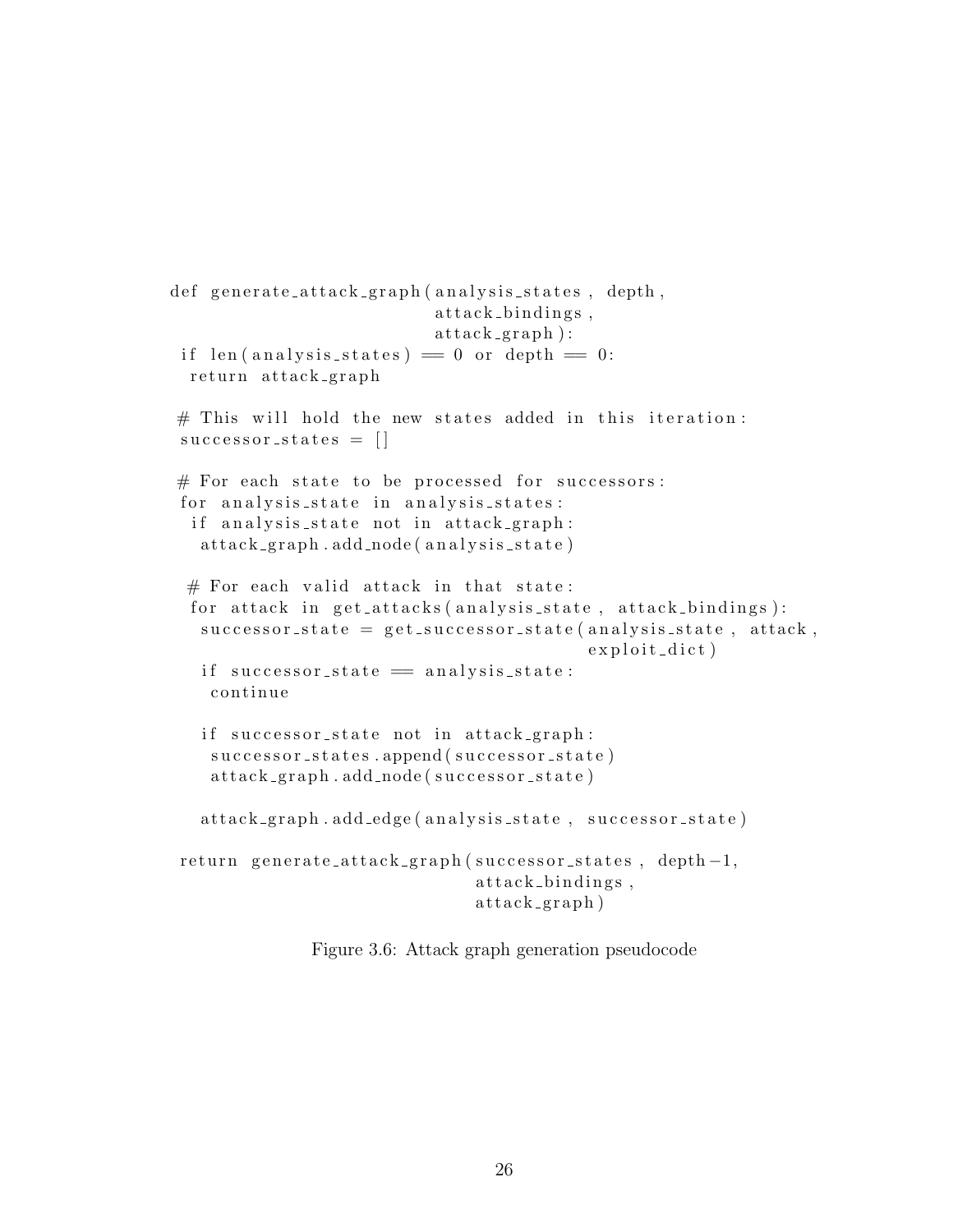```
def generate_attack_graph(analysis_states, depth,
                          attack_bindings,
                          attack_graph):
 if len(analysis_states) == 0 or depth == 0:
  return attack_graph

 # This will hold the new states added in this iteration:
 successor_states = []

 # For each state to be processed for successors:
 for analysis_state in analysis_states:
  if analysis_state not in attack_graph:
   attack_graph.add_node(analysis_state)

  # For each valid attack in that state:
  for attack in get_attacks(analysis_state, attack_bindings):
   successor_state = get_successor_state(analysis_state, attack,
                                         exploit_dict)
   if successor_state == analysis_state:
    continue

   if successor_state not in attack_graph:
    successor_states.append(successor_state)
    attack_graph.add_node(successor_state)

   attack_graph.add_edge(analysis_state, successor_state)

 return generate_attack_graph(successor_states, depth-1,
                              attack_bindings,
                              attack_graph)
```

Figure 3.6: Attack graph generation pseudocode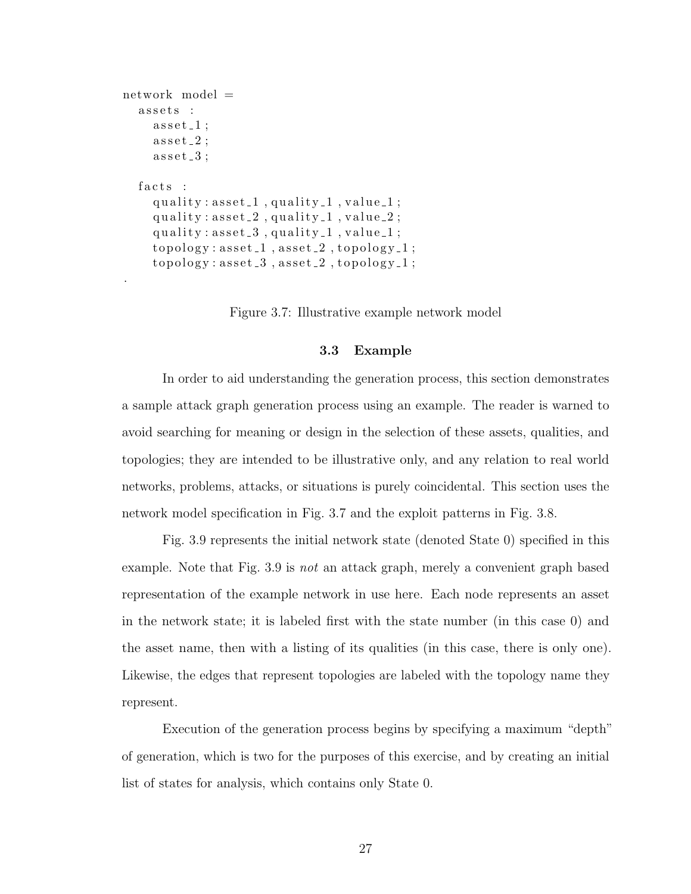```
network model =
  assets :
    asset_1;
    asset_2;
    asset_3;

  facts :
    quality:asset_1, quality_1, value_1;
    quality:asset_2, quality_1, value_2;
    quality:asset_3, quality_1, value_1;
    topology:asset_1, asset_2, topology_1;
    topology:asset_3, asset_2, topology_1;
.
```

Figure 3.7: Illustrative example network model

### 3.3 Example

In order to aid understanding the generation process, this section demonstrates a sample attack graph generation process using an example. The reader is warned to avoid searching for meaning or design in the selection of these assets, qualities, and topologies; they are intended to be illustrative only, and any relation to real world networks, problems, attacks, or situations is purely coincidental. This section uses the network model specification in Fig. 3.7 and the exploit patterns in Fig. 3.8.

Fig. 3.9 represents the initial network state (denoted State 0) specified in this example. Note that Fig. 3.9 is *not* an attack graph, merely a convenient graph based representation of the example network in use here. Each node represents an asset in the network state; it is labeled first with the state number (in this case 0) and the asset name, then with a listing of its qualities (in this case, there is only one). Likewise, the edges that represent topologies are labeled with the topology name they represent.

Execution of the generation process begins by specifying a maximum "depth" of generation, which is two for the purposes of this exercise, and by creating an initial list of states for analysis, which contains only State 0.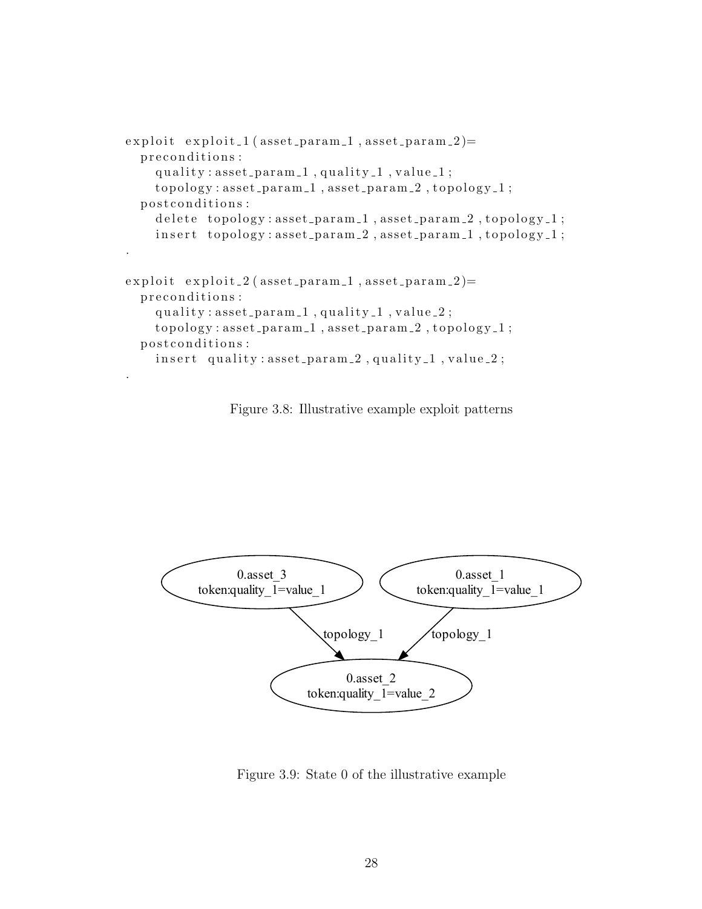```
exploit exploit_1(asset_param_1, asset_param_2)=
  preconditions:
    quality:asset_param_1, quality_1, value_1;
    topology:asset_param_1, asset_param_2, topology_1;
  postconditions:
    delete topology:asset_param_1, asset_param_2, topology_1;
    insert topology:asset_param_2, asset_param_1, topology_1;
.

exploit exploit_2(asset_param_1, asset_param_2)=
  preconditions:
    quality:asset_param_1, quality_1, value_2;
    topology:asset_param_1, asset_param_2, topology_1;
  postconditions:
    insert quality:asset_param_2, quality_1, value_2;
.
```

Figure 3.8: Illustrative example exploit patterns

0.asset_3
token:quality_1=value_1

0.asset_1
token:quality_1=value_1

topology_1

topology_1

0.asset_2
token:quality_1=value_2

Figure 3.9: State 0 of the illustrative example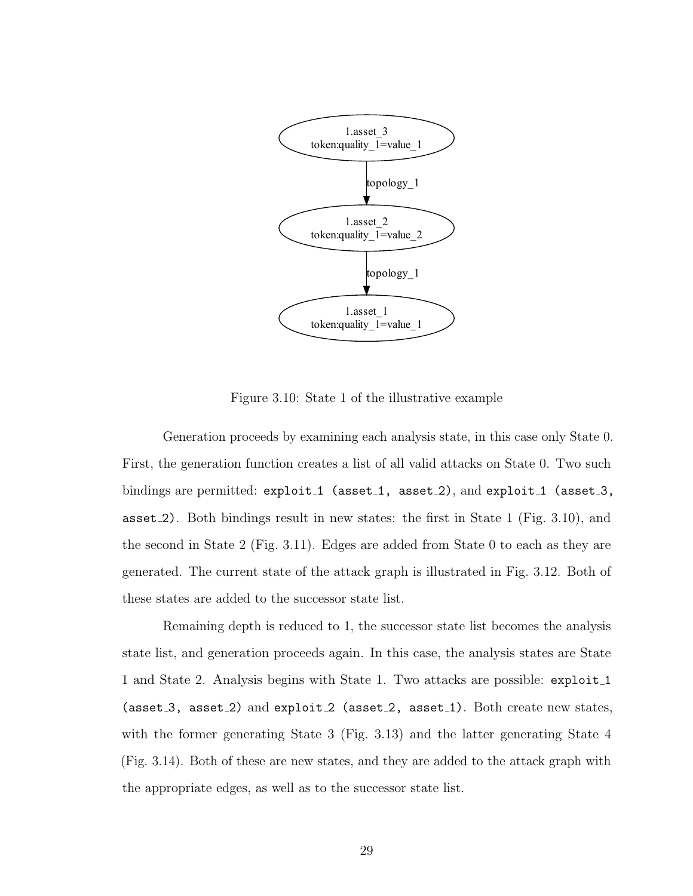1.asset_3
token:quality_1=value_1

topology_1

1.asset_2
token:quality_1=value_2

topology_1

1.asset_1
token:quality_1=value_1

Figure 3.10: State 1 of the illustrative example

Generation proceeds by examining each analysis state, in this case only State 0. First, the generation function creates a list of all valid attacks on State 0. Two such bindings are permitted: `exploit_1 (asset_1, asset_2)`, and `exploit_1 (asset_3, asset_2)`. Both bindings result in new states: the first in State 1 (Fig. 3.10), and the second in State 2 (Fig. 3.11). Edges are added from State 0 to each as they are generated. The current state of the attack graph is illustrated in Fig. 3.12. Both of these states are added to the successor state list.

Remaining depth is reduced to 1, the successor state list becomes the analysis state list, and generation proceeds again. In this case, the analysis states are State 1 and State 2. Analysis begins with State 1. Two attacks are possible: `exploit_1 (asset_3, asset_2)` and `exploit_2 (asset_2, asset_1)`. Both create new states, with the former generating State 3 (Fig. 3.13) and the latter generating State 4 (Fig. 3.14). Both of these are new states, and they are added to the attack graph with the appropriate edges, as well as to the successor state list.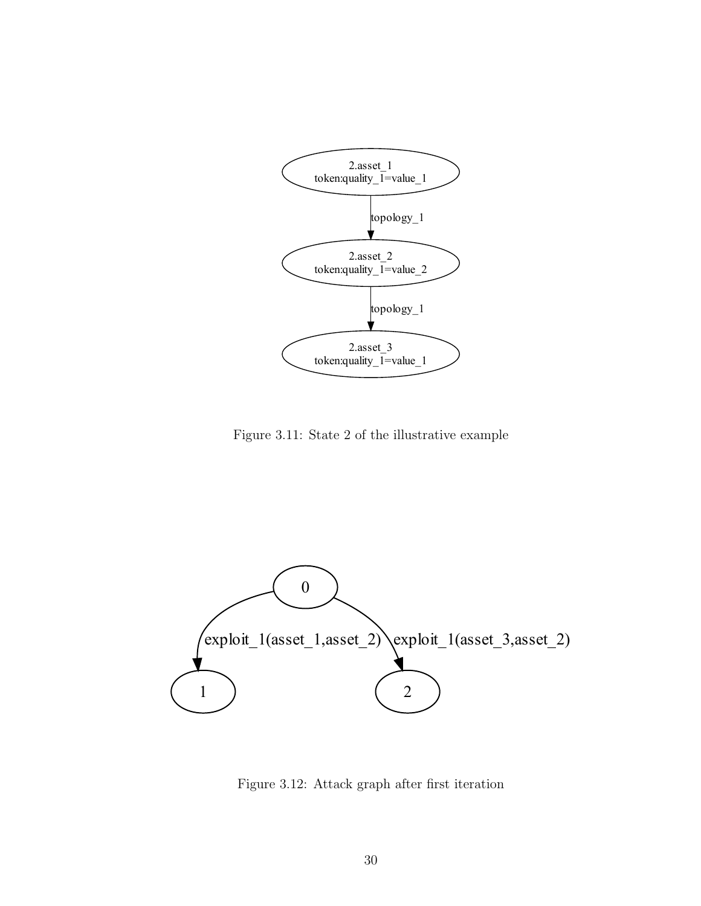2.asset_1
token:quality_1=value_1

topology_1

2.asset_2
token:quality_1=value_2

topology_1

2.asset_3
token:quality_1=value_1

Figure 3.11: State 2 of the illustrative example

0

exploit_1(asset_1,asset_2)

exploit_1(asset_3,asset_2)

1

2

Figure 3.12: Attack graph after first iteration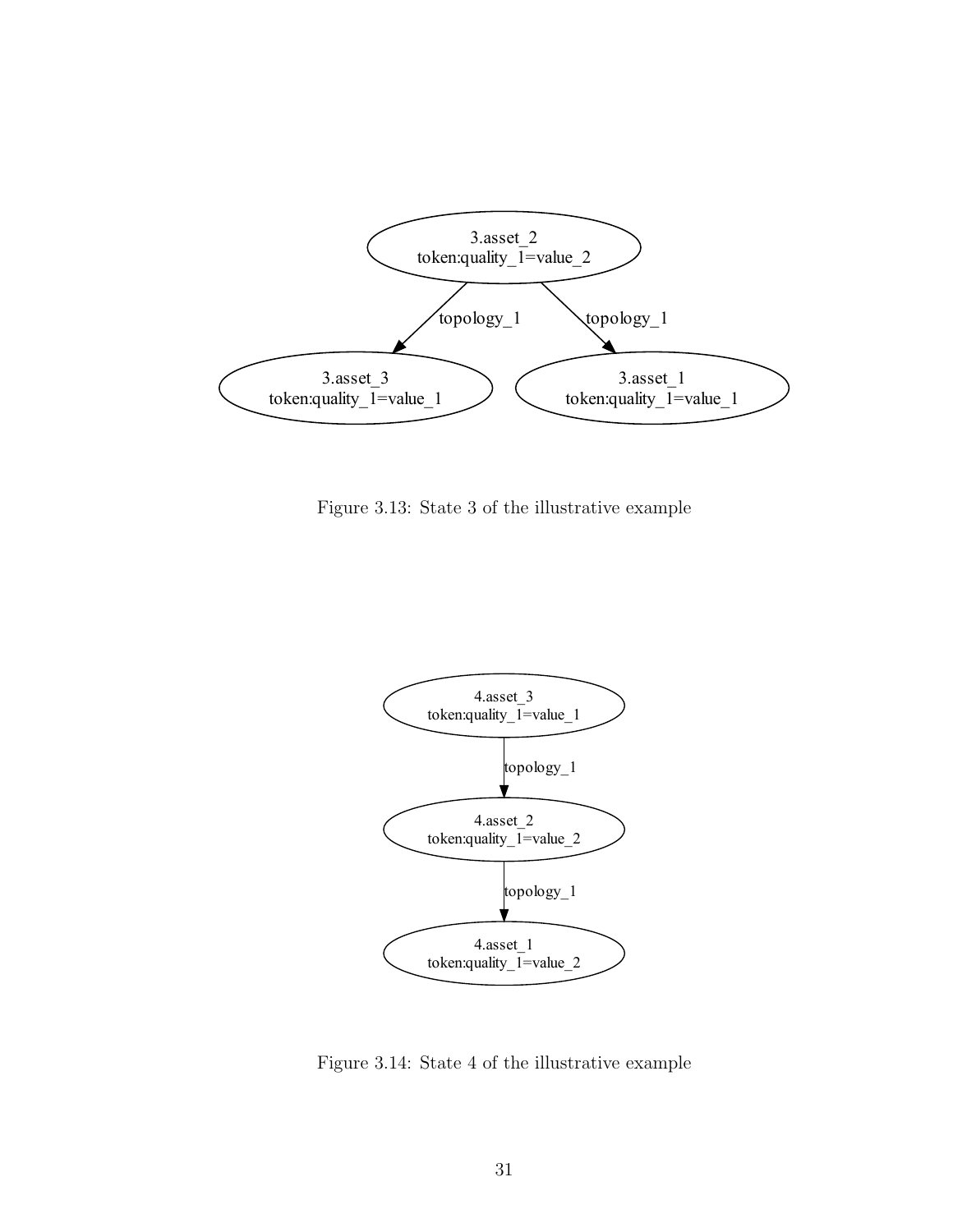3.asset_2
token:quality_1=value_2

topology_1

topology_1

3.asset_3
token:quality_1=value_1

3.asset_1
token:quality_1=value_1

Figure 3.13: State 3 of the illustrative example

4.asset_3
token:quality_1=value_1

topology_1

4.asset_2
token:quality_1=value_2

topology_1

4.asset_1
token:quality_1=value_2

Figure 3.14: State 4 of the illustrative example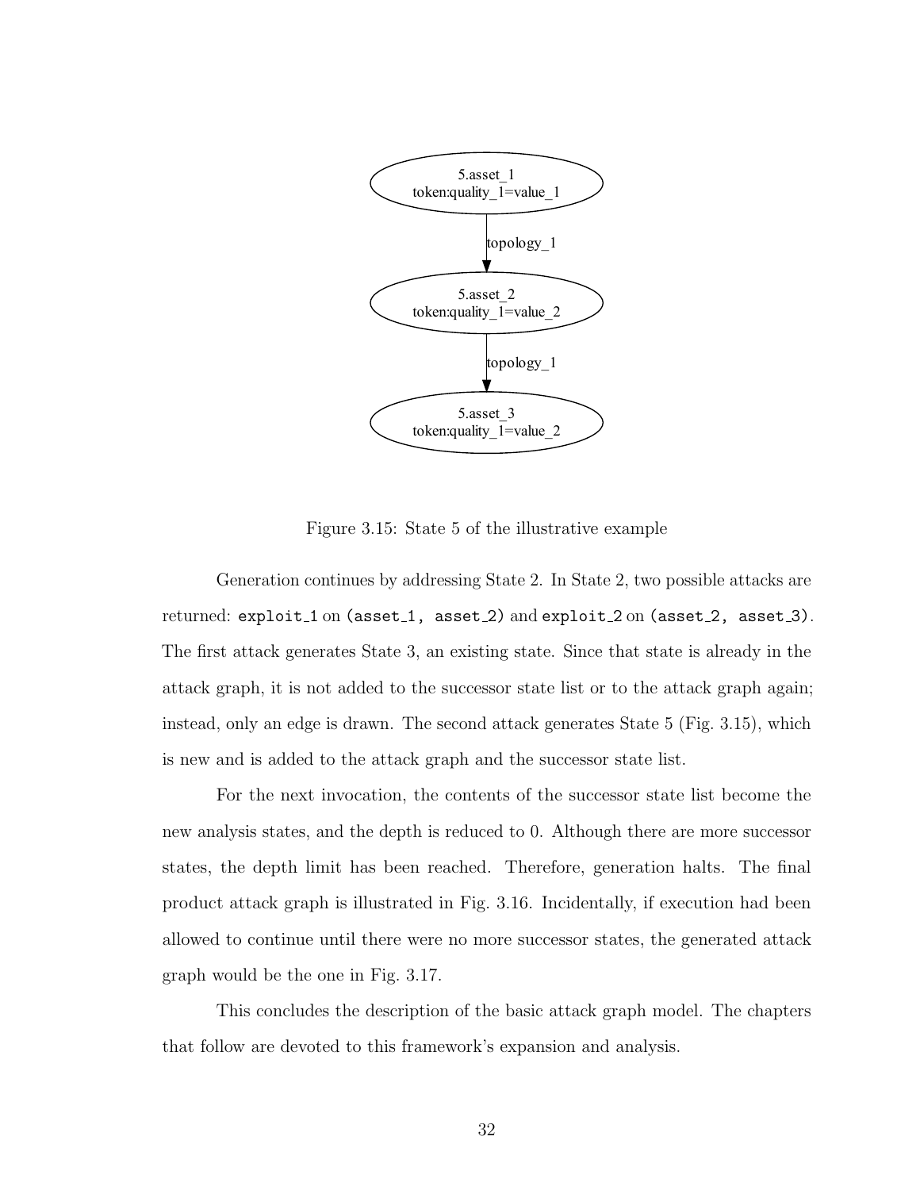5.asset_1
token:quality_1=value_1

topology_1

5.asset_2
token:quality_1=value_2

topology_1

5.asset_3
token:quality_1=value_2

Figure 3.15: State 5 of the illustrative example

Generation continues by addressing State 2. In State 2, two possible attacks are returned: `exploit_1` on `(asset_1, asset_2)` and `exploit_2` on `(asset_2, asset_3)`. The first attack generates State 3, an existing state. Since that state is already in the attack graph, it is not added to the successor state list or to the attack graph again; instead, only an edge is drawn. The second attack generates State 5 (Fig. 3.15), which is new and is added to the attack graph and the successor state list.

For the next invocation, the contents of the successor state list become the new analysis states, and the depth is reduced to 0. Although there are more successor states, the depth limit has been reached. Therefore, generation halts. The final product attack graph is illustrated in Fig. 3.16. Incidentally, if execution had been allowed to continue until there were no more successor states, the generated attack graph would be the one in Fig. 3.17.

This concludes the description of the basic attack graph model. The chapters that follow are devoted to this framework's expansion and analysis.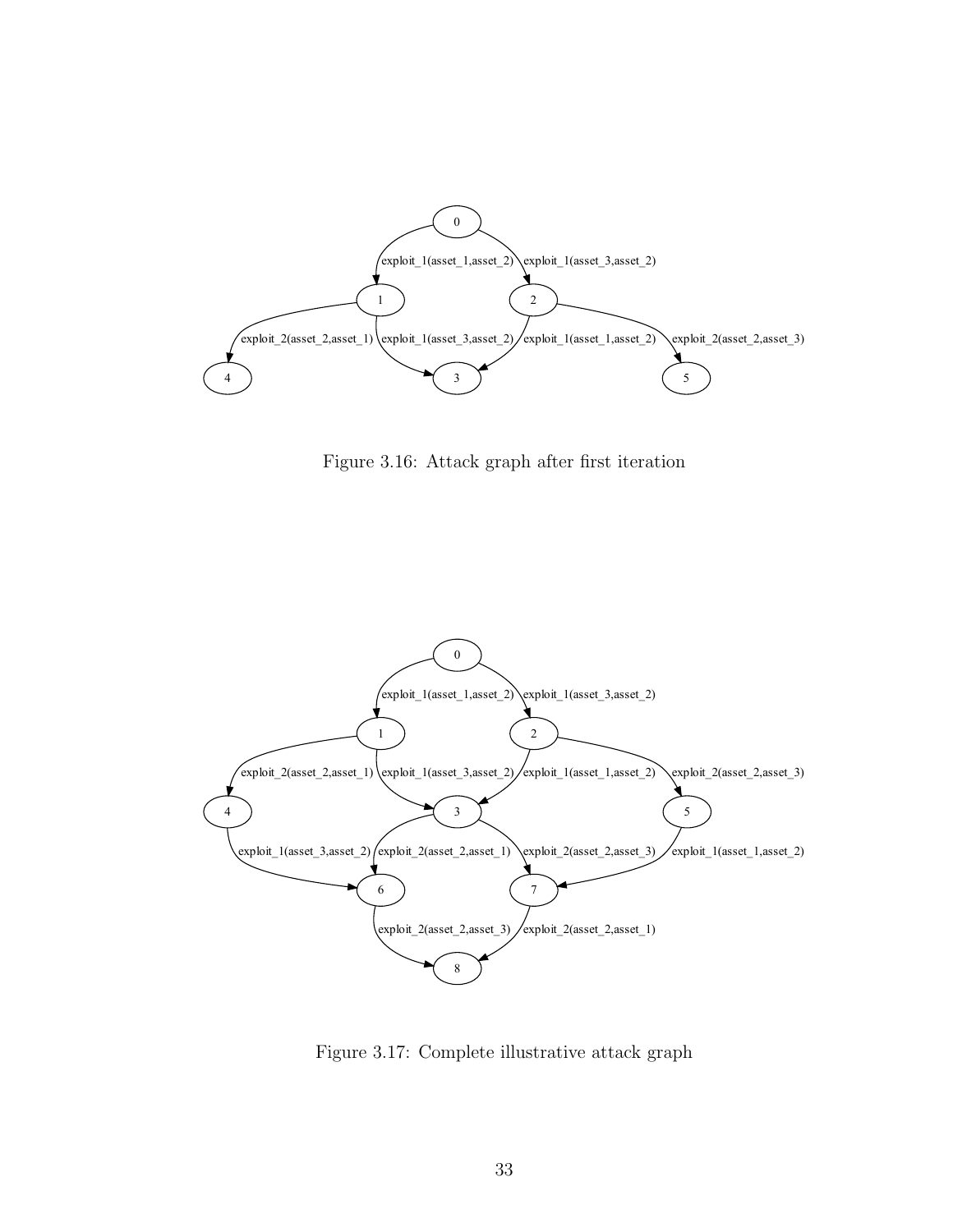0

exploit_1(asset_1,asset_2)

exploit_1(asset_3,asset_2)

1

2

exploit_2(asset_2,asset_1)

exploit_1(asset_3,asset_2)

exploit_1(asset_1,asset_2)

exploit_2(asset_2,asset_3)

4

3

5

Figure 3.16: Attack graph after first iteration

0

exploit_1(asset_1,asset_2)

exploit_1(asset_3,asset_2)

1

2

exploit_2(asset_2,asset_1)

exploit_1(asset_3,asset_2)

exploit_1(asset_1,asset_2)

exploit_2(asset_2,asset_3)

4

3

5

exploit_1(asset_3,asset_2)

exploit_2(asset_2,asset_1)

exploit_2(asset_2,asset_3)

exploit_1(asset_1,asset_2)

6

7

exploit_2(asset_2,asset_3)

exploit_2(asset_2,asset_1)

8

Figure 3.17: Complete illustrative attack graph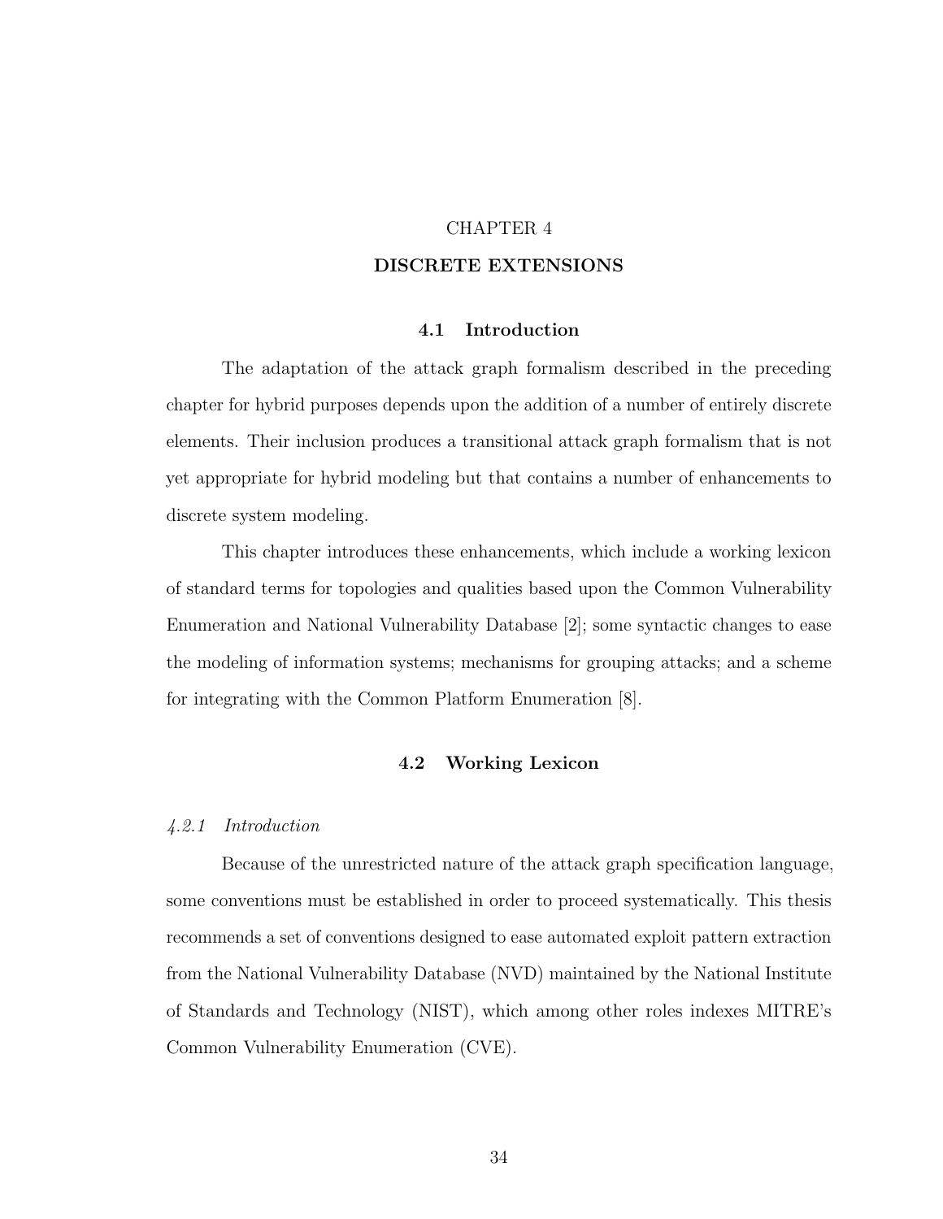# CHAPTER 4

# DISCRETE EXTENSIONS

## 4.1 Introduction

The adaptation of the attack graph formalism described in the preceding chapter for hybrid purposes depends upon the addition of a number of entirely discrete elements. Their inclusion produces a transitional attack graph formalism that is not yet appropriate for hybrid modeling but that contains a number of enhancements to discrete system modeling.

This chapter introduces these enhancements, which include a working lexicon of standard terms for topologies and qualities based upon the Common Vulnerability Enumeration and National Vulnerability Database [2]; some syntactic changes to ease the modeling of information systems; mechanisms for grouping attacks; and a scheme for integrating with the Common Platform Enumeration [8].

## 4.2 Working Lexicon

### *4.2.1 Introduction*

Because of the unrestricted nature of the attack graph specification language, some conventions must be established in order to proceed systematically. This thesis recommends a set of conventions designed to ease automated exploit pattern extraction from the National Vulnerability Database (NVD) maintained by the National Institute of Standards and Technology (NIST), which among other roles indexes MITRE's Common Vulnerability Enumeration (CVE).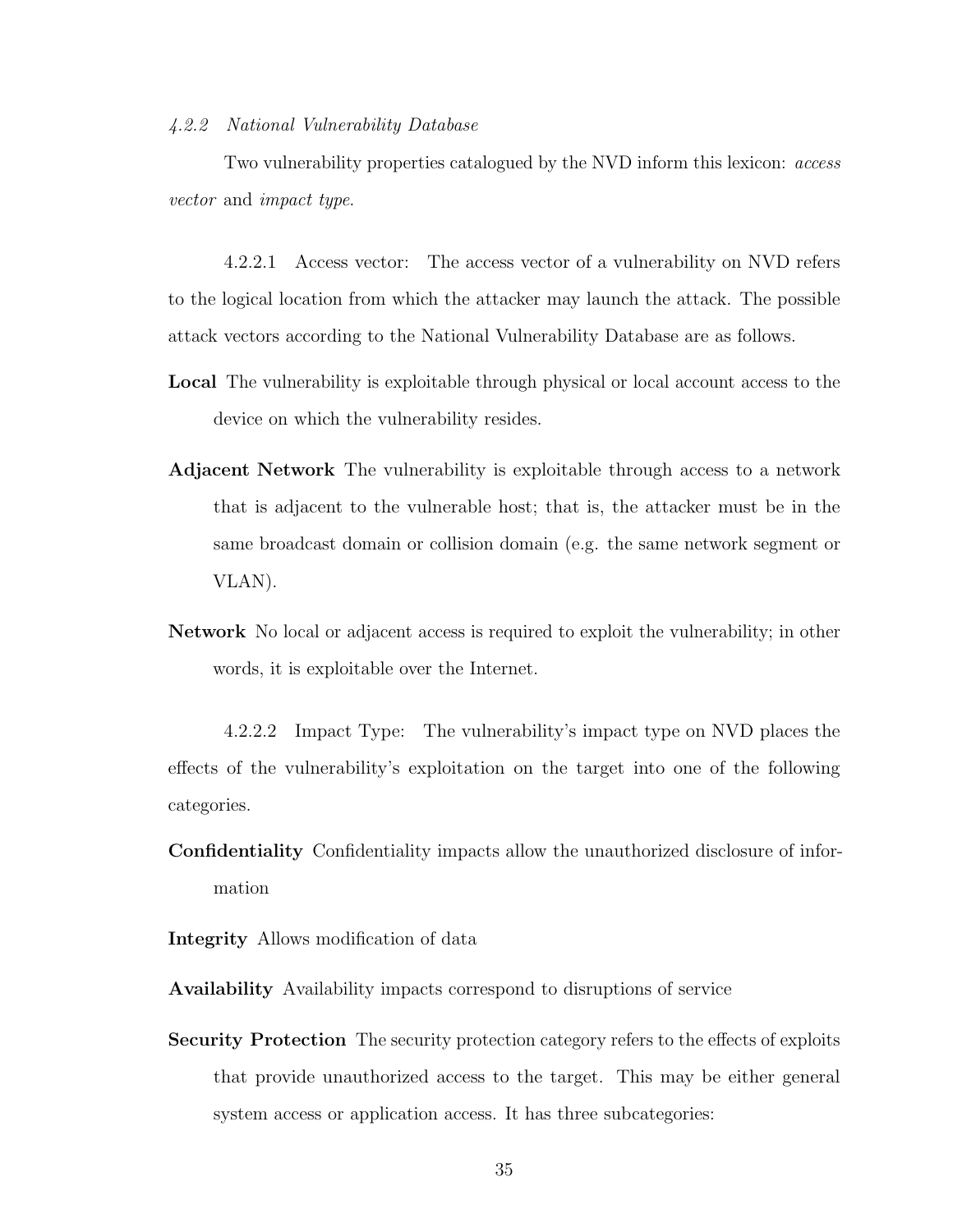### *4.2.2 National Vulnerability Database*

Two vulnerability properties catalogued by the NVD inform this lexicon: *access vector* and *impact type*.

#### 4.2.2.1 Access vector:

The access vector of a vulnerability on NVD refers to the logical location from which the attacker may launch the attack. The possible attack vectors according to the National Vulnerability Database are as follows.

**Local** The vulnerability is exploitable through physical or local account access to the device on which the vulnerability resides.

**Adjacent Network** The vulnerability is exploitable through access to a network that is adjacent to the vulnerable host; that is, the attacker must be in the same broadcast domain or collision domain (e.g. the same network segment or VLAN).

**Network** No local or adjacent access is required to exploit the vulnerability; in other words, it is exploitable over the Internet.

#### 4.2.2.2 Impact Type:

The vulnerability's impact type on NVD places the effects of the vulnerability's exploitation on the target into one of the following categories.

**Confidentiality** Confidentiality impacts allow the unauthorized disclosure of information

**Integrity** Allows modification of data

**Availability** Availability impacts correspond to disruptions of service

**Security Protection** The security protection category refers to the effects of exploits that provide unauthorized access to the target. This may be either general system access or application access. It has three subcategories: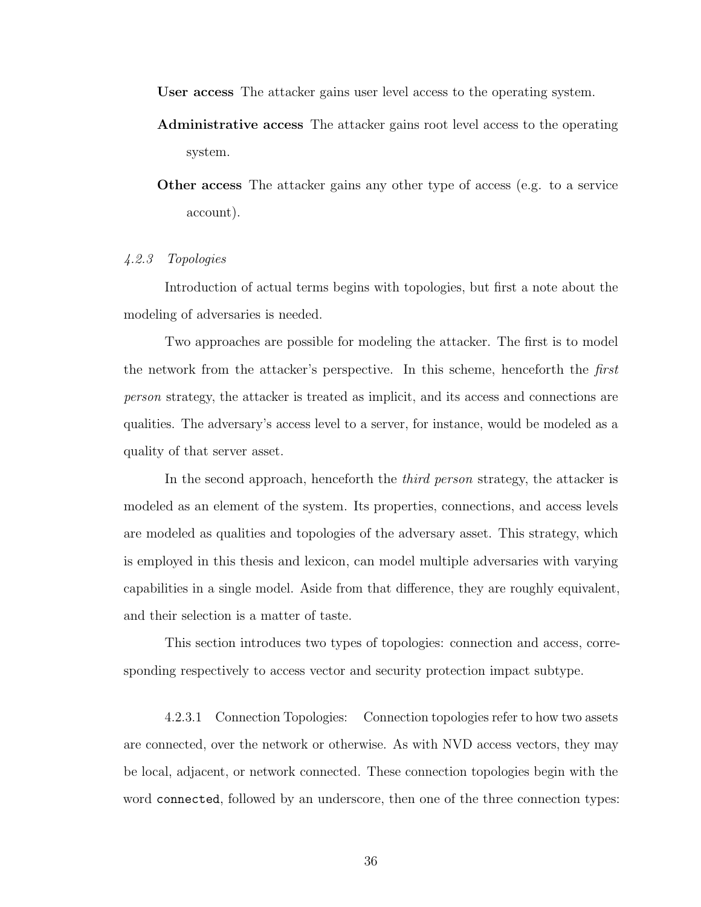**User access** The attacker gains user level access to the operating system.

**Administrative access** The attacker gains root level access to the operating system.

**Other access** The attacker gains any other type of access (e.g. to a service account).

### *4.2.3 Topologies*

Introduction of actual terms begins with topologies, but first a note about the modeling of adversaries is needed.

Two approaches are possible for modeling the attacker. The first is to model the network from the attacker's perspective. In this scheme, henceforth the *first person* strategy, the attacker is treated as implicit, and its access and connections are qualities. The adversary's access level to a server, for instance, would be modeled as a quality of that server asset.

In the second approach, henceforth the *third person* strategy, the attacker is modeled as an element of the system. Its properties, connections, and access levels are modeled as qualities and topologies of the adversary asset. This strategy, which is employed in this thesis and lexicon, can model multiple adversaries with varying capabilities in a single model. Aside from that difference, they are roughly equivalent, and their selection is a matter of taste.

This section introduces two types of topologies: connection and access, corresponding respectively to access vector and security protection impact subtype.

4.2.3.1 Connection Topologies: Connection topologies refer to how two assets are connected, over the network or otherwise. As with NVD access vectors, they may be local, adjacent, or network connected. These connection topologies begin with the word `connected`, followed by an underscore, then one of the three connection types: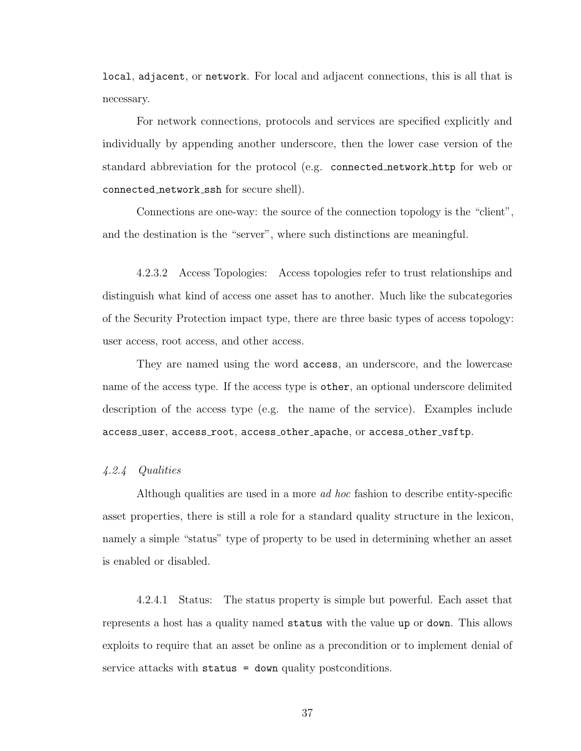local, adjacent, or network. For local and adjacent connections, this is all that is necessary.

For network connections, protocols and services are specified explicitly and individually by appending another underscore, then the lower case version of the standard abbreviation for the protocol (e.g. `connected_network_http` for web or `connected_network_ssh` for secure shell).

Connections are one-way: the source of the connection topology is the "client", and the destination is the "server", where such distinctions are meaningful.

4.2.3.2 Access Topologies: Access topologies refer to trust relationships and distinguish what kind of access one asset has to another. Much like the subcategories of the Security Protection impact type, there are three basic types of access topology: user access, root access, and other access.

They are named using the word `access`, an underscore, and the lowercase name of the access type. If the access type is `other`, an optional underscore delimited description of the access type (e.g. the name of the service). Examples include `access_user`, `access_root`, `access_other_apache`, or `access_other_vsftp`.

### *4.2.4 Qualities*

Although qualities are used in a more *ad hoc* fashion to describe entity-specific asset properties, there is still a role for a standard quality structure in the lexicon, namely a simple "status" type of property to be used in determining whether an asset is enabled or disabled.

4.2.4.1 Status: The status property is simple but powerful. Each asset that represents a host has a quality named `status` with the value `up` or `down`. This allows exploits to require that an asset be online as a precondition or to implement denial of service attacks with `status = down` quality postconditions.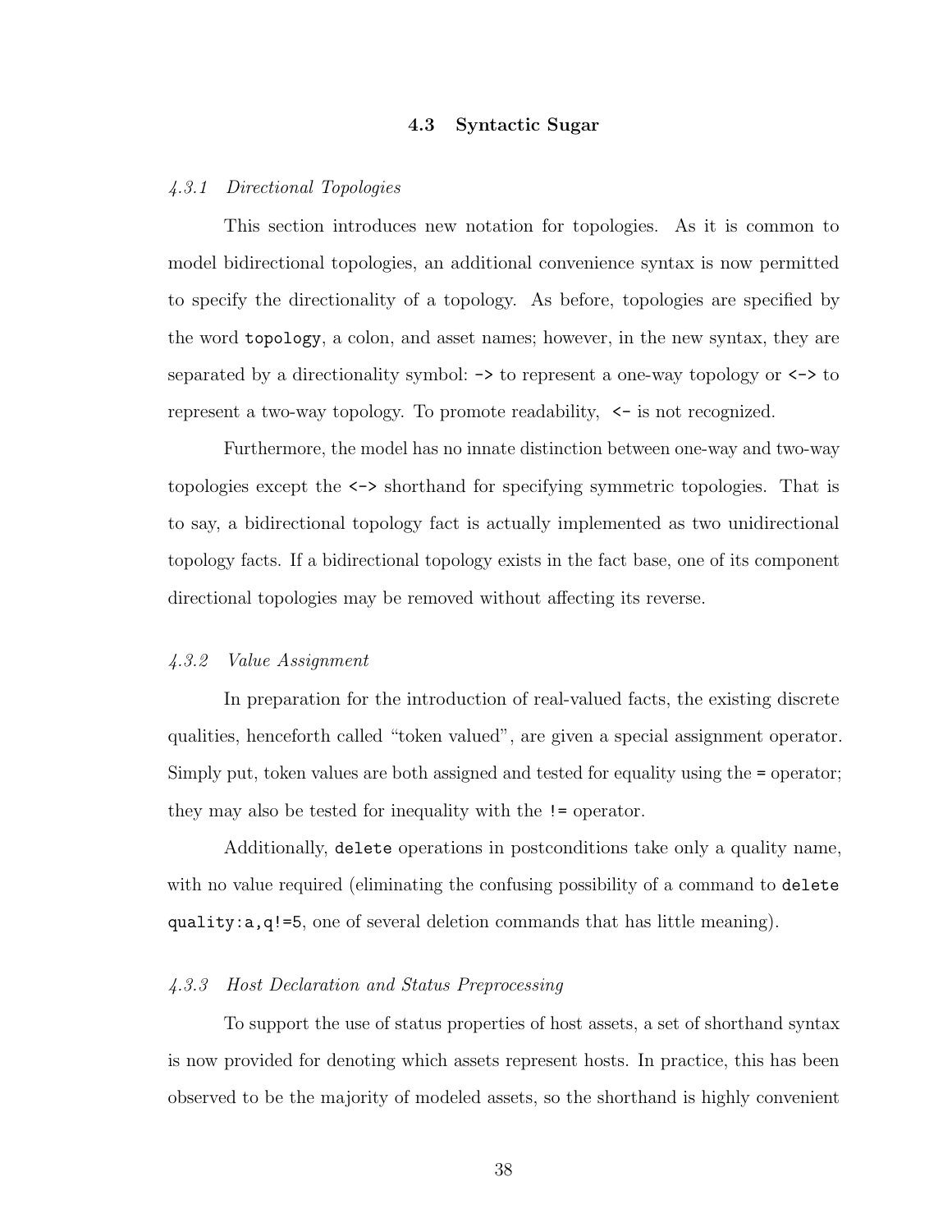## 4.3 Syntactic Sugar

### *4.3.1 Directional Topologies*

This section introduces new notation for topologies. As it is common to model bidirectional topologies, an additional convenience syntax is now permitted to specify the directionality of a topology. As before, topologies are specified by the word `topology`, a colon, and asset names; however, in the new syntax, they are separated by a directionality symbol: `->` to represent a one-way topology or `<->` to represent a two-way topology. To promote readability, `<-` is not recognized.

Furthermore, the model has no innate distinction between one-way and two-way topologies except the `<->` shorthand for specifying symmetric topologies. That is to say, a bidirectional topology fact is actually implemented as two unidirectional topology facts. If a bidirectional topology exists in the fact base, one of its component directional topologies may be removed without affecting its reverse.

### *4.3.2 Value Assignment*

In preparation for the introduction of real-valued facts, the existing discrete qualities, henceforth called "token valued", are given a special assignment operator. Simply put, token values are both assigned and tested for equality using the `=` operator; they may also be tested for inequality with the `!=` operator.

Additionally, `delete` operations in postconditions take only a quality name, with no value required (eliminating the confusing possibility of a command to `delete quality:a,q!=5`, one of several deletion commands that has little meaning).

### *4.3.3 Host Declaration and Status Preprocessing*

To support the use of status properties of host assets, a set of shorthand syntax is now provided for denoting which assets represent hosts. In practice, this has been observed to be the majority of modeled assets, so the shorthand is highly convenient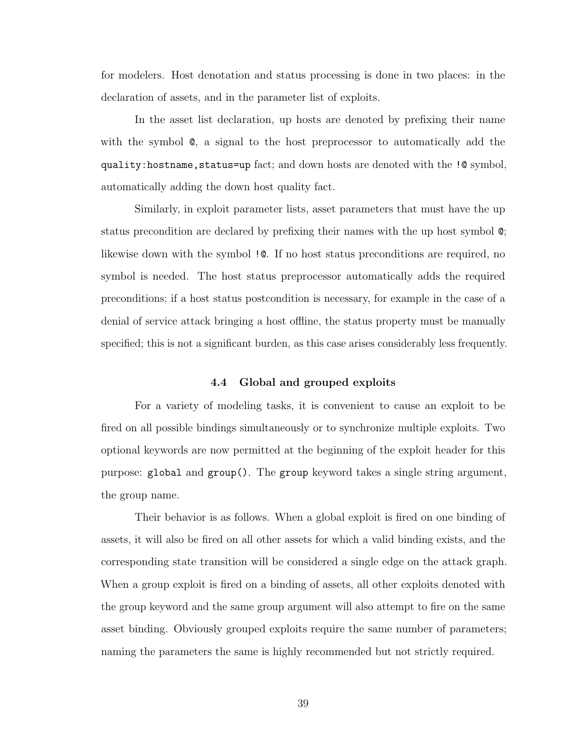for modelers. Host denotation and status processing is done in two places: in the declaration of assets, and in the parameter list of exploits.

In the asset list declaration, up hosts are denoted by prefixing their name with the symbol `@`, a signal to the host preprocessor to automatically add the `quality:hostname,status=up` fact; and down hosts are denoted with the `!@` symbol, automatically adding the down host quality fact.

Similarly, in exploit parameter lists, asset parameters that must have the up status precondition are declared by prefixing their names with the up host symbol `@`; likewise down with the symbol `!@`. If no host status preconditions are required, no symbol is needed. The host status preprocessor automatically adds the required preconditions; if a host status postcondition is necessary, for example in the case of a denial of service attack bringing a host offline, the status property must be manually specified; this is not a significant burden, as this case arises considerably less frequently.

### 4.4 Global and grouped exploits

For a variety of modeling tasks, it is convenient to cause an exploit to be fired on all possible bindings simultaneously or to synchronize multiple exploits. Two optional keywords are now permitted at the beginning of the exploit header for this purpose: `global` and `group()`. The `group` keyword takes a single string argument, the group name.

Their behavior is as follows. When a global exploit is fired on one binding of assets, it will also be fired on all other assets for which a valid binding exists, and the corresponding state transition will be considered a single edge on the attack graph. When a group exploit is fired on a binding of assets, all other exploits denoted with the group keyword and the same group argument will also attempt to fire on the same asset binding. Obviously grouped exploits require the same number of parameters; naming the parameters the same is highly recommended but not strictly required.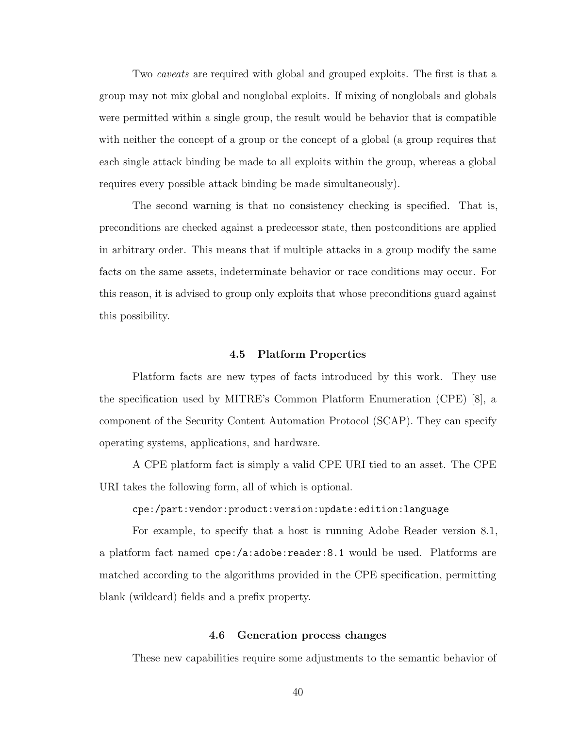Two *caveats* are required with global and grouped exploits. The first is that a group may not mix global and nonglobal exploits. If mixing of nonglobals and globals were permitted within a single group, the result would be behavior that is compatible with neither the concept of a group or the concept of a global (a group requires that each single attack binding be made to all exploits within the group, whereas a global requires every possible attack binding be made simultaneously).

The second warning is that no consistency checking is specified. That is, preconditions are checked against a predecessor state, then postconditions are applied in arbitrary order. This means that if multiple attacks in a group modify the same facts on the same assets, indeterminate behavior or race conditions may occur. For this reason, it is advised to group only exploits that whose preconditions guard against this possibility.

### 4.5 Platform Properties

Platform facts are new types of facts introduced by this work. They use the specification used by MITRE's Common Platform Enumeration (CPE) [8], a component of the Security Content Automation Protocol (SCAP). They can specify operating systems, applications, and hardware.

A CPE platform fact is simply a valid CPE URI tied to an asset. The CPE URI takes the following form, all of which is optional.

`cpe:/part:vendor:product:version:update:edition:language`

For example, to specify that a host is running Adobe Reader version 8.1, a platform fact named `cpe:/a:adobe:reader:8.1` would be used. Platforms are matched according to the algorithms provided in the CPE specification, permitting blank (wildcard) fields and a prefix property.

### 4.6 Generation process changes

These new capabilities require some adjustments to the semantic behavior of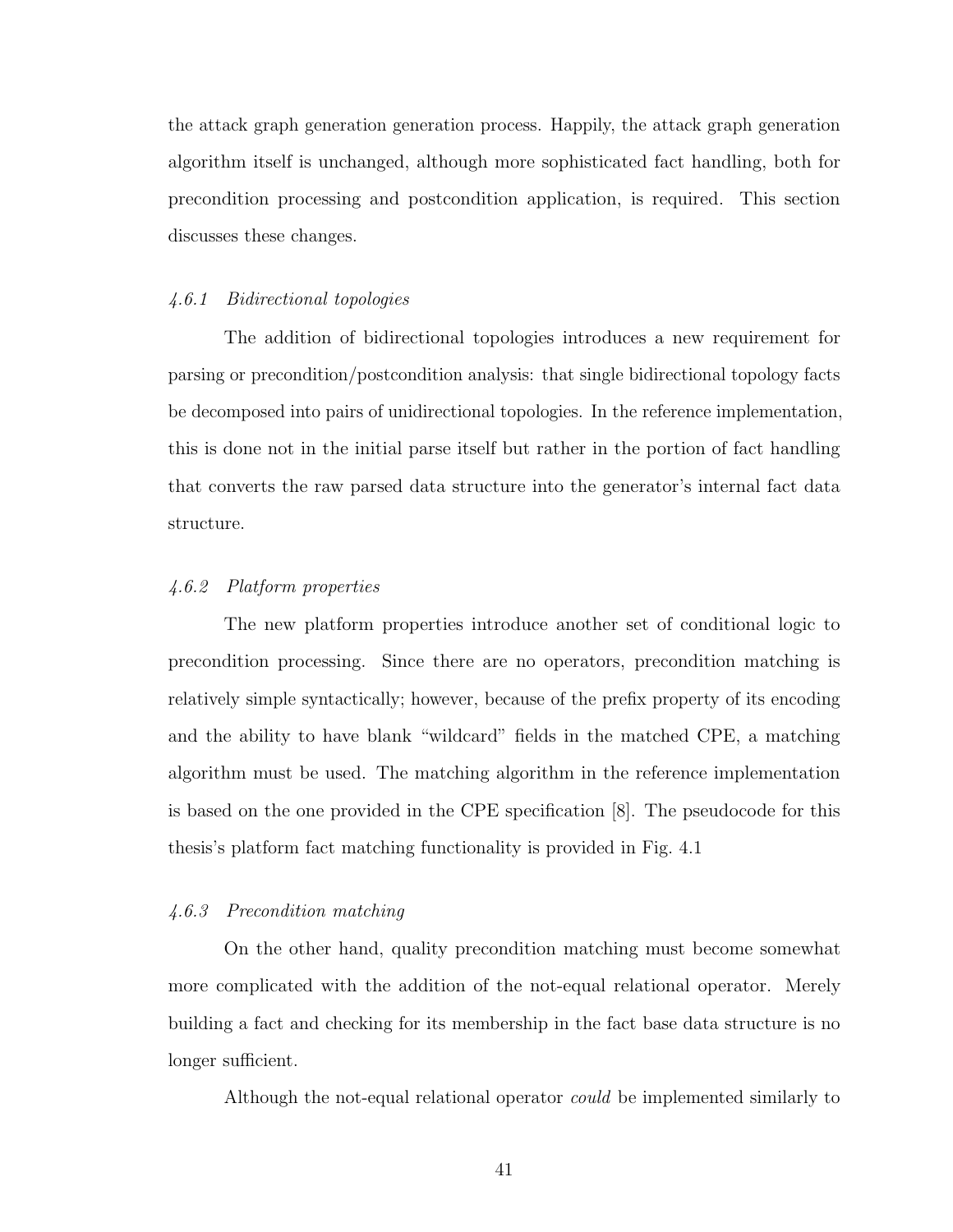the attack graph generation generation process. Happily, the attack graph generation algorithm itself is unchanged, although more sophisticated fact handling, both for precondition processing and postcondition application, is required. This section discusses these changes.

### *4.6.1 Bidirectional topologies*

The addition of bidirectional topologies introduces a new requirement for parsing or precondition/postcondition analysis: that single bidirectional topology facts be decomposed into pairs of unidirectional topologies. In the reference implementation, this is done not in the initial parse itself but rather in the portion of fact handling that converts the raw parsed data structure into the generator's internal fact data structure.

### *4.6.2 Platform properties*

The new platform properties introduce another set of conditional logic to precondition processing. Since there are no operators, precondition matching is relatively simple syntactically; however, because of the prefix property of its encoding and the ability to have blank "wildcard" fields in the matched CPE, a matching algorithm must be used. The matching algorithm in the reference implementation is based on the one provided in the CPE specification [8]. The pseudocode for this thesis's platform fact matching functionality is provided in Fig. 4.1

### *4.6.3 Precondition matching*

On the other hand, quality precondition matching must become somewhat more complicated with the addition of the not-equal relational operator. Merely building a fact and checking for its membership in the fact base data structure is no longer sufficient.

Although the not-equal relational operator *could* be implemented similarly to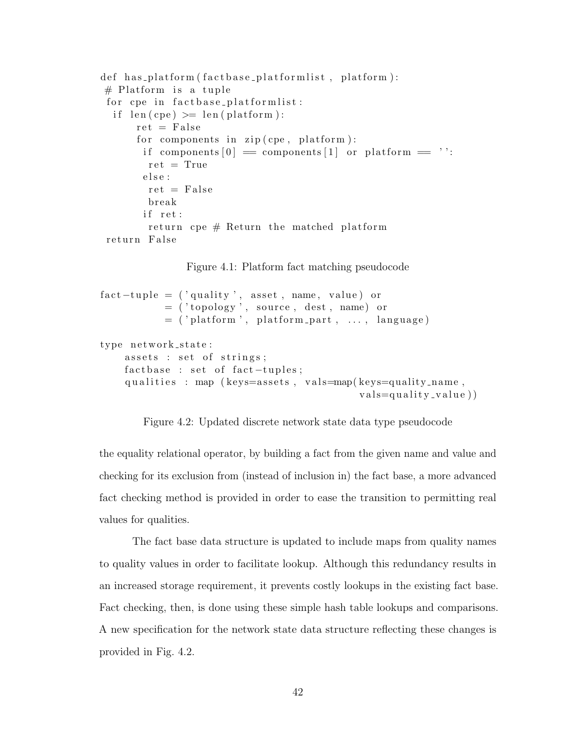```
def has_platform(factbase_platformlist, platform):
 # Platform is a tuple
 for cpe in factbase_platformlist:
   if len(cpe) >= len(platform):
       ret = False
       for components in zip(cpe, platform):
        if components[0] == components[1] or platform == '':
         ret = True
        else:
         ret = False
         break
        if ret:
         return cpe # Return the matched platform
 return False
```

Figure 4.1: Platform fact matching pseudocode

```
fact-tuple = ('quality', asset, name, value) or
           = ('topology', source, dest, name) or
           = ('platform', platform_part, ..., language)

type network_state:
    assets : set of strings;
    factbase : set of fact-tuples;
    qualities : map (keys=assets, vals=map(keys=quality_name,
                                           vals=quality_value))
```

Figure 4.2: Updated discrete network state data type pseudocode

the equality relational operator, by building a fact from the given name and value and checking for its exclusion from (instead of inclusion in) the fact base, a more advanced fact checking method is provided in order to ease the transition to permitting real values for qualities.

The fact base data structure is updated to include maps from quality names to quality values in order to facilitate lookup. Although this redundancy results in an increased storage requirement, it prevents costly lookups in the existing fact base. Fact checking, then, is done using these simple hash table lookups and comparisons. A new specification for the network state data structure reflecting these changes is provided in Fig. 4.2.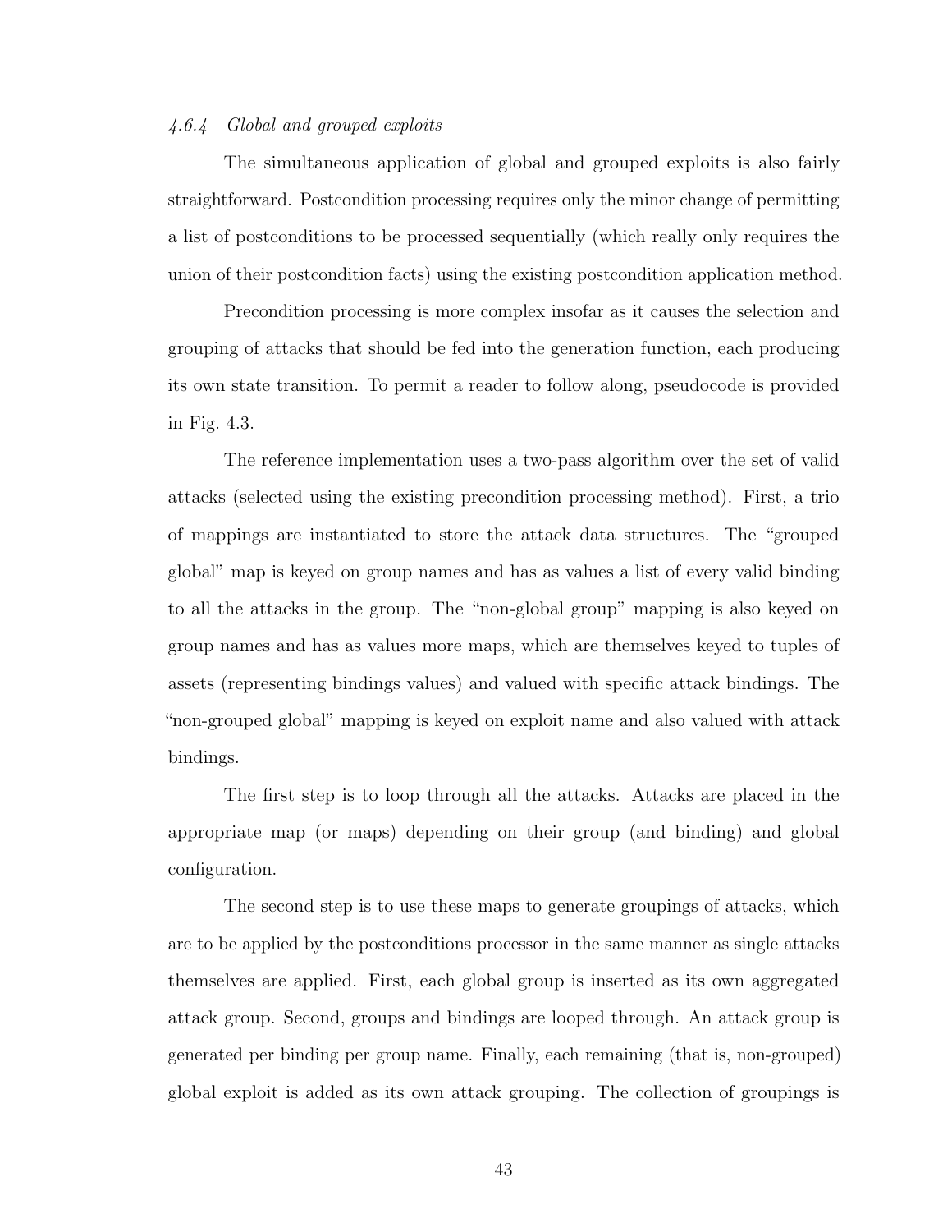#### *4.6.4 Global and grouped exploits*

The simultaneous application of global and grouped exploits is also fairly straightforward. Postcondition processing requires only the minor change of permitting a list of postconditions to be processed sequentially (which really only requires the union of their postcondition facts) using the existing postcondition application method.

Precondition processing is more complex insofar as it causes the selection and grouping of attacks that should be fed into the generation function, each producing its own state transition. To permit a reader to follow along, pseudocode is provided in Fig. 4.3.

The reference implementation uses a two-pass algorithm over the set of valid attacks (selected using the existing precondition processing method). First, a trio of mappings are instantiated to store the attack data structures. The "grouped global" map is keyed on group names and has as values a list of every valid binding to all the attacks in the group. The "non-global group" mapping is also keyed on group names and has as values more maps, which are themselves keyed to tuples of assets (representing bindings values) and valued with specific attack bindings. The "non-grouped global" mapping is keyed on exploit name and also valued with attack bindings.

The first step is to loop through all the attacks. Attacks are placed in the appropriate map (or maps) depending on their group (and binding) and global configuration.

The second step is to use these maps to generate groupings of attacks, which are to be applied by the postconditions processor in the same manner as single attacks themselves are applied. First, each global group is inserted as its own aggregated attack group. Second, groups and bindings are looped through. An attack group is generated per binding per group name. Finally, each remaining (that is, non-grouped) global exploit is added as its own attack grouping. The collection of groupings is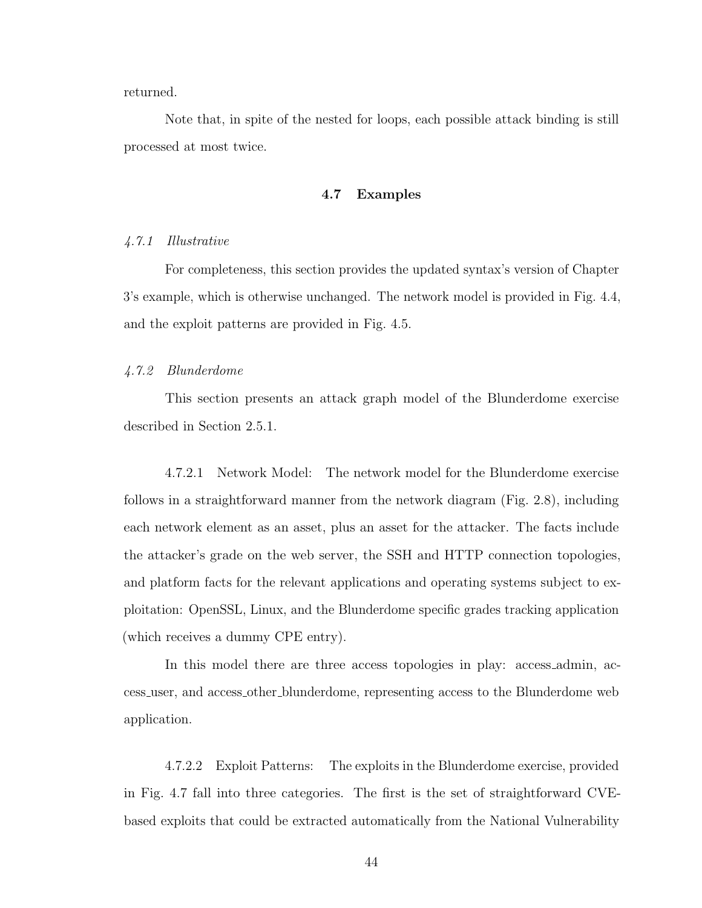returned.

Note that, in spite of the nested for loops, each possible attack binding is still processed at most twice.

## 4.7 Examples

### *4.7.1 Illustrative*

For completeness, this section provides the updated syntax's version of Chapter 3's example, which is otherwise unchanged. The network model is provided in Fig. 4.4, and the exploit patterns are provided in Fig. 4.5.

### *4.7.2 Blunderdome*

This section presents an attack graph model of the Blunderdome exercise described in Section 2.5.1.

#### 4.7.2.1 Network Model:

The network model for the Blunderdome exercise follows in a straightforward manner from the network diagram (Fig. 2.8), including each network element as an asset, plus an asset for the attacker. The facts include the attacker's grade on the web server, the SSH and HTTP connection topologies, and platform facts for the relevant applications and operating systems subject to exploitation: OpenSSL, Linux, and the Blunderdome specific grades tracking application (which receives a dummy CPE entry).

In this model there are three access topologies in play: access_admin, access_user, and access_other_blunderdome, representing access to the Blunderdome web application.

#### 4.7.2.2 Exploit Patterns:

The exploits in the Blunderdome exercise, provided in Fig. 4.7 fall into three categories. The first is the set of straightforward CVE-based exploits that could be extracted automatically from the National Vulnerability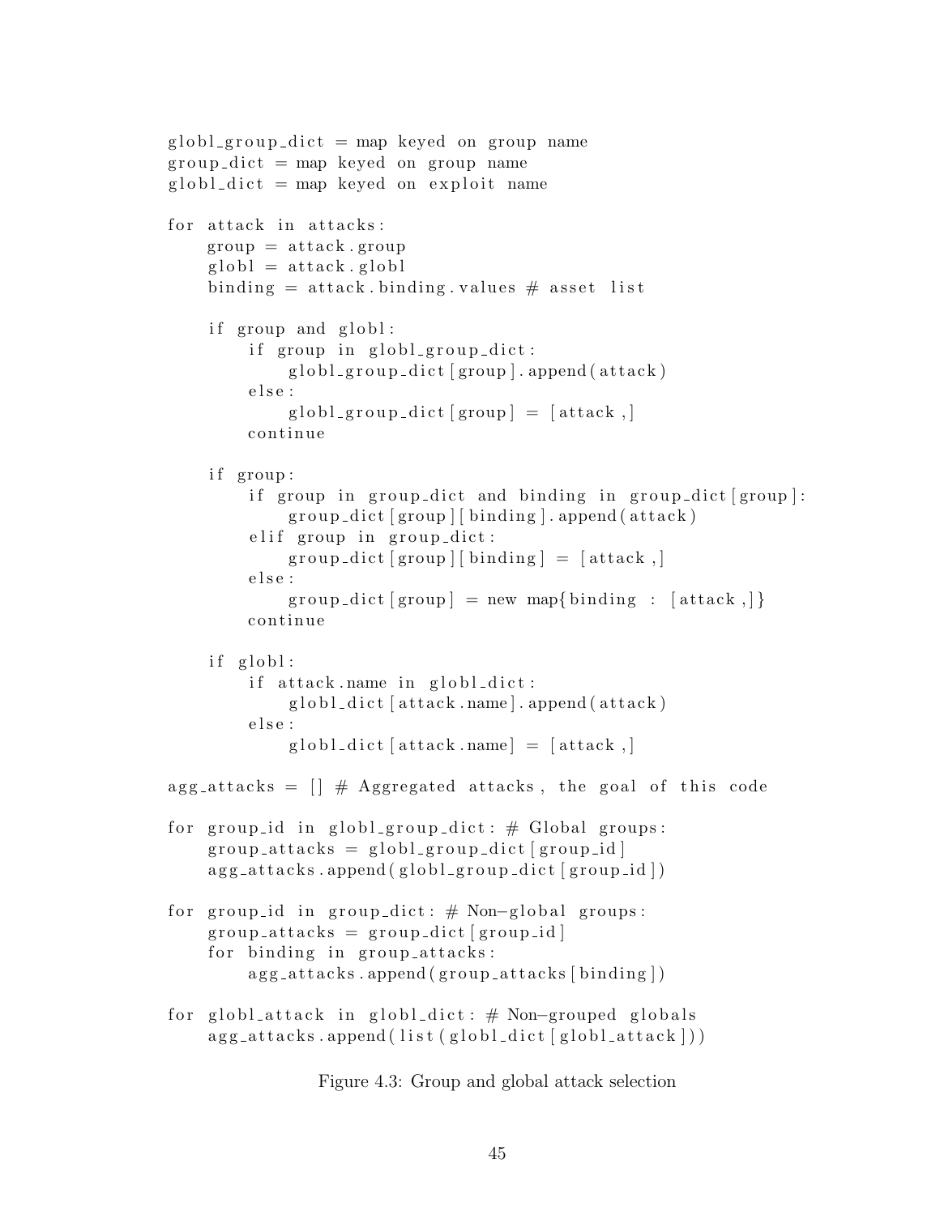```
globl_group_dict = map keyed on group name
group_dict = map keyed on group name
globl_dict = map keyed on exploit name

for attack in attacks:
    group = attack.group
    globl = attack.globl
    binding = attack.binding.values # asset list

    if group and globl:
        if group in globl_group_dict:
            globl_group_dict[group].append(attack)
        else:
            globl_group_dict[group] = [attack,]
        continue

    if group:
        if group in group_dict and binding in group_dict[group]:
            group_dict[group][binding].append(attack)
        elif group in group_dict:
            group_dict[group][binding] = [attack,]
        else:
            group_dict[group] = new map{binding : [attack,]}
        continue

    if globl:
        if attack.name in globl_dict:
            globl_dict[attack.name].append(attack)
        else:
            globl_dict[attack.name] = [attack,]

agg_attacks = [] # Aggregated attacks, the goal of this code

for group_id in globl_group_dict: # Global groups:
    group_attacks = globl_group_dict[group_id]
    agg_attacks.append(globl_group_dict[group_id])

for group_id in group_dict: # Non-global groups:
    group_attacks = group_dict[group_id]
    for binding in group_attacks:
        agg_attacks.append(group_attacks[binding])

for globl_attack in globl_dict: # Non-grouped globals
    agg_attacks.append(list(globl_dict[globl_attack]))
```

Figure 4.3: Group and global attack selection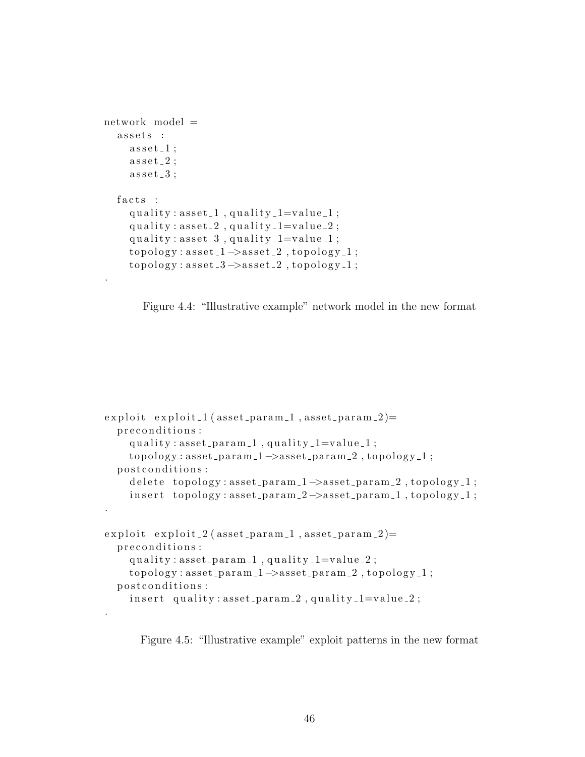```
network model =
  assets :
    asset_1;
    asset_2;
    asset_3;

  facts :
    quality:asset_1, quality_1=value_1;
    quality:asset_2, quality_1=value_2;
    quality:asset_3, quality_1=value_1;
    topology:asset_1->asset_2, topology_1;
    topology:asset_3->asset_2, topology_1;
.
```

Figure 4.4: "Illustrative example" network model in the new format

```
exploit exploit_1(asset_param_1, asset_param_2)=
  preconditions:
    quality:asset_param_1, quality_1=value_1;
    topology:asset_param_1->asset_param_2, topology_1;
  postconditions:
    delete topology:asset_param_1->asset_param_2, topology_1;
    insert topology:asset_param_2->asset_param_1, topology_1;
.

exploit exploit_2(asset_param_1, asset_param_2)=
  preconditions:
    quality:asset_param_1, quality_1=value_2;
    topology:asset_param_1->asset_param_2, topology_1;
  postconditions:
    insert quality:asset_param_2, quality_1=value_2;
.
```

Figure 4.5: "Illustrative example" exploit patterns in the new format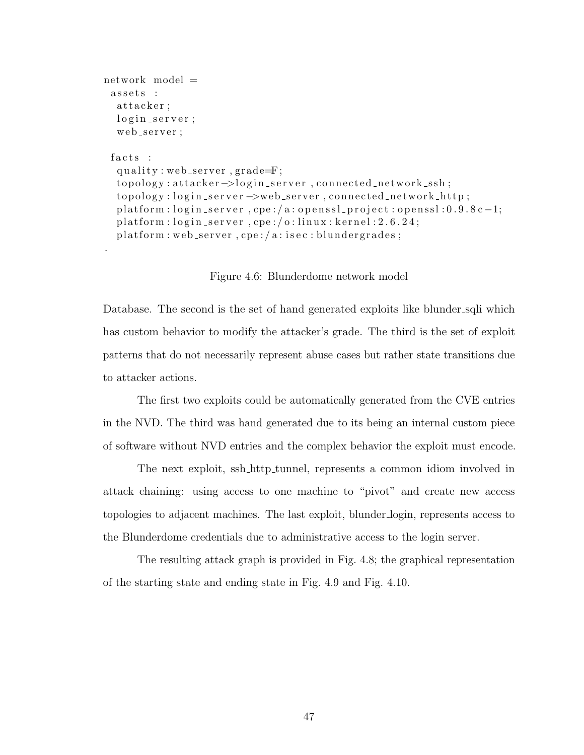```
network model =
 assets :
  attacker;
  login_server;
  web_server;

 facts :
  quality:web_server, grade=F;
  topology:attacker->login_server, connected_network_ssh;
  topology:login_server->web_server, connected_network_http;
  platform:login_server, cpe:/a:openssl_project:openssl:0.9.8c-1;
  platform:login_server, cpe:/o:linux:kernel:2.6.24;
  platform:web_server, cpe:/a:isec:blundergrades;
.
```

Figure 4.6: Blunderdome network model

Database. The second is the set of hand generated exploits like blunder_sqli which has custom behavior to modify the attacker's grade. The third is the set of exploit patterns that do not necessarily represent abuse cases but rather state transitions due to attacker actions.

The first two exploits could be automatically generated from the CVE entries in the NVD. The third was hand generated due to its being an internal custom piece of software without NVD entries and the complex behavior the exploit must encode.

The next exploit, ssh_http_tunnel, represents a common idiom involved in attack chaining: using access to one machine to "pivot" and create new access topologies to adjacent machines. The last exploit, blunder_login, represents access to the Blunderdome credentials due to administrative access to the login server.

The resulting attack graph is provided in Fig. 4.8; the graphical representation of the starting state and ending state in Fig. 4.9 and Fig. 4.10.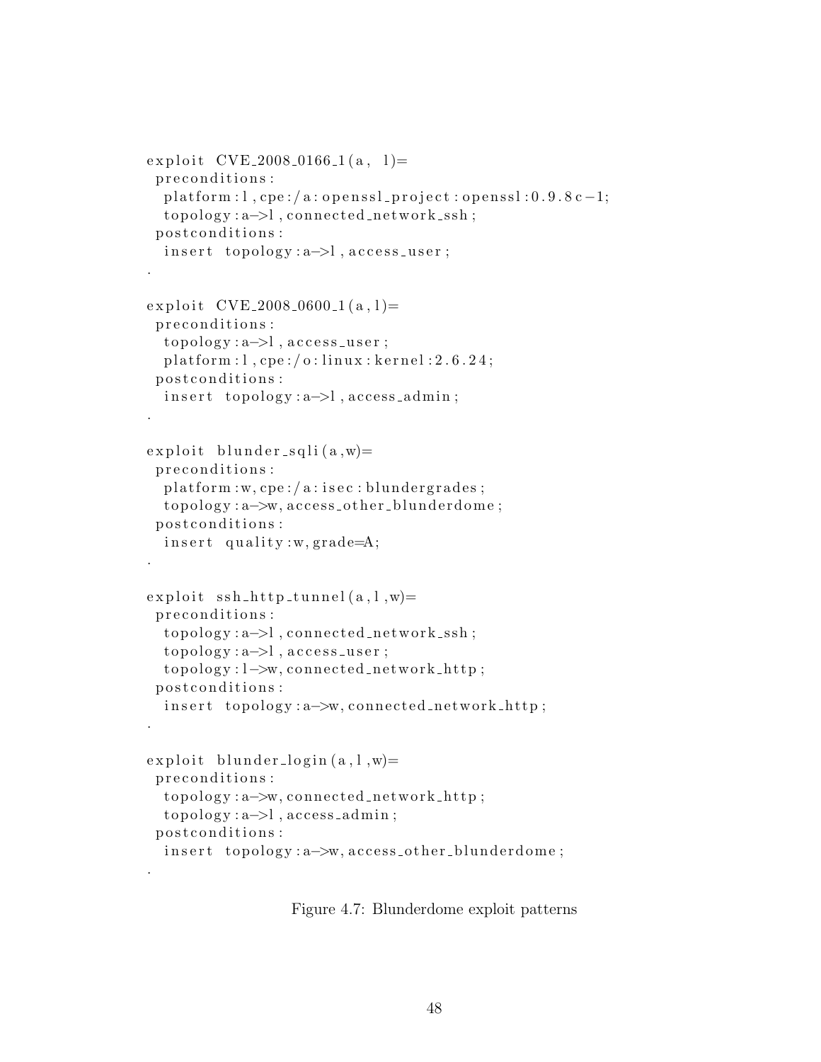```
exploit CVE_2008_0166_1(a, l)=
 preconditions:
  platform:l,cpe:/a:openssl_project:openssl:0.9.8c-1;
  topology:a->l,connected_network_ssh;
 postconditions:
  insert topology:a->l,access_user;
.

exploit CVE_2008_0600_1(a,l)=
 preconditions:
  topology:a->l,access_user;
  platform:l,cpe:/o:linux:kernel:2.6.24;
 postconditions:
  insert topology:a->l,access_admin;
.

exploit blunder_sqli(a,w)=
 preconditions:
  platform:w,cpe:/a:isec:blundergrades;
  topology:a->w,access_other_blunderdome;
 postconditions:
  insert quality:w,grade=A;
.

exploit ssh_http_tunnel(a,l,w)=
 preconditions:
  topology:a->l,connected_network_ssh;
  topology:a->l,access_user;
  topology:l->w,connected_network_http;
 postconditions:
  insert topology:a->w,connected_network_http;
.

exploit blunder_login(a,l,w)=
 preconditions:
  topology:a->w,connected_network_http;
  topology:a->l,access_admin;
 postconditions:
  insert topology:a->w,access_other_blunderdome;
.
```

Figure 4.7: Blunderdome exploit patterns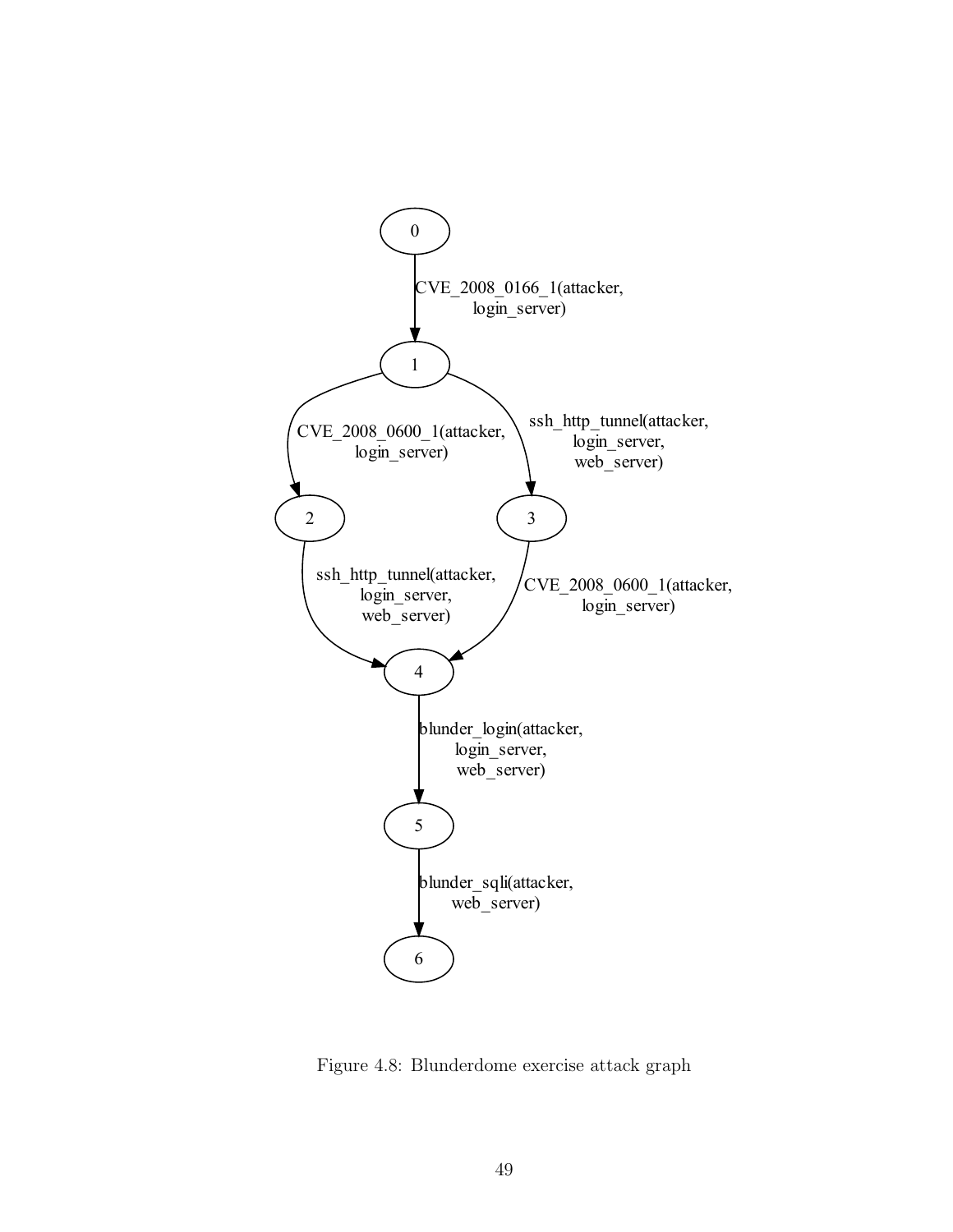0

CVE_2008_0166_1(attacker,
login_server)

1

CVE_2008_0600_1(attacker,
login_server)

ssh_http_tunnel(attacker,
login_server,
web_server)

2

3

ssh_http_tunnel(attacker,
login_server,
web_server)

CVE_2008_0600_1(attacker,
login_server)

4

blunder_login(attacker,
login_server,
web_server)

5

blunder_sqli(attacker,
web_server)

6

Figure 4.8: Blunderdome exercise attack graph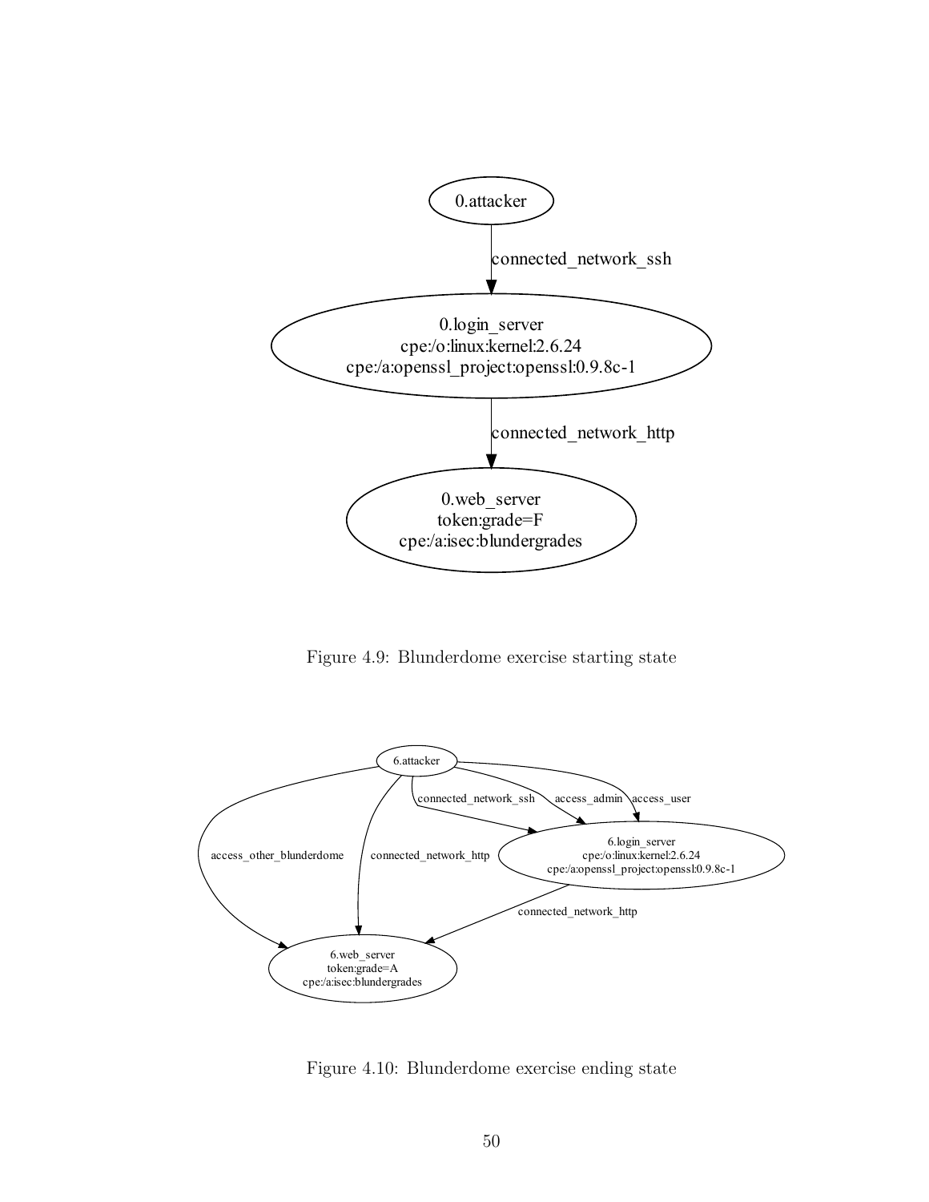0.attacker

connected_network_ssh

0.login_server
cpe:/o:linux:kernel:2.6.24
cpe:/a:openssl_project:openssl:0.9.8c-1

connected_network_http

0.web_server
token:grade=F
cpe:/a:isec:blundergrades

Figure 4.9: Blunderdome exercise starting state

6.attacker

connected_network_ssh

access_admin

access_user

access_other_blunderdome

connected_network_http

6.login_server
cpe:/o:linux:kernel:2.6.24
cpe:/a:openssl_project:openssl:0.9.8c-1

connected_network_http

6.web_server
token:grade=A
cpe:/a:isec:blundergrades

Figure 4.10: Blunderdome exercise ending state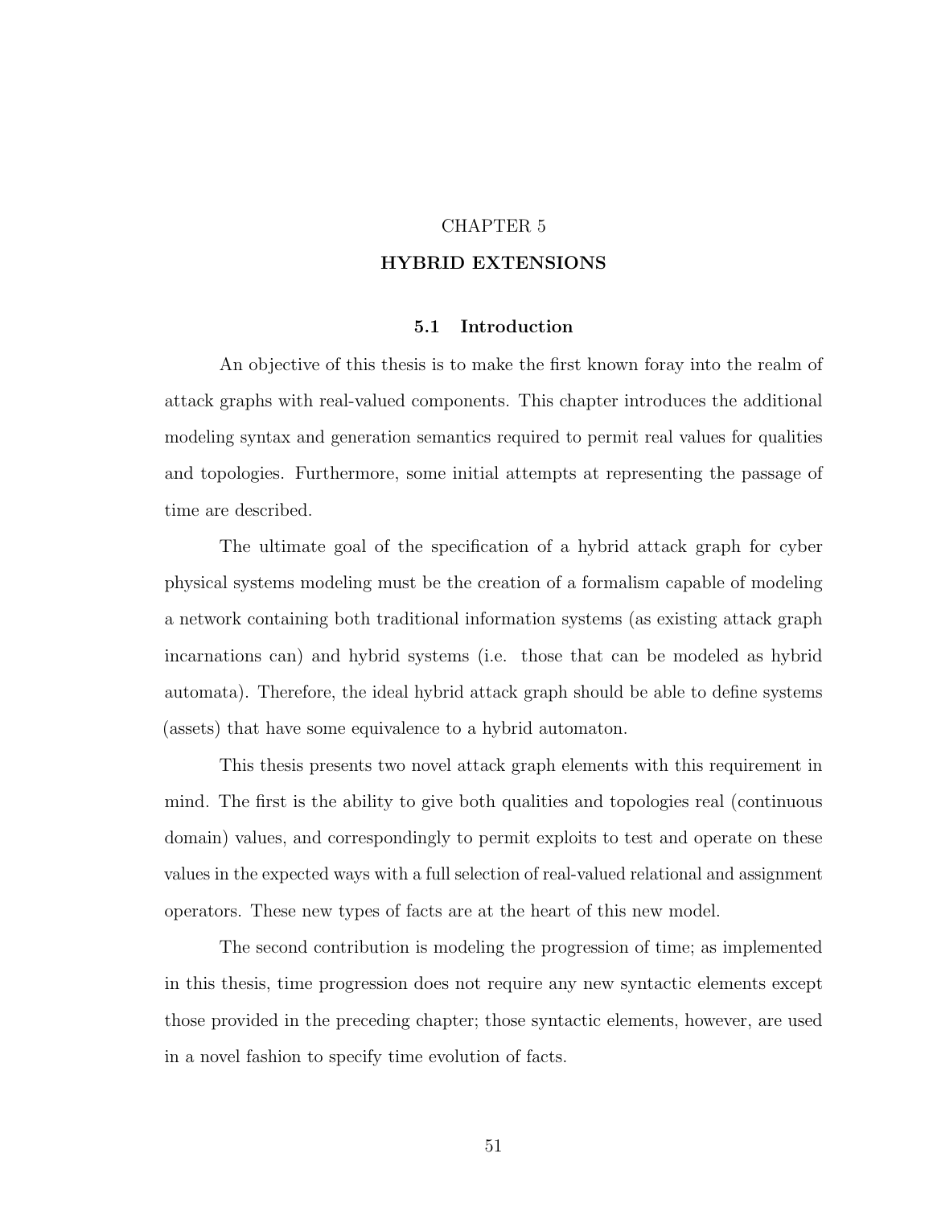# CHAPTER 5

# HYBRID EXTENSIONS

## 5.1 Introduction

An objective of this thesis is to make the first known foray into the realm of attack graphs with real-valued components. This chapter introduces the additional modeling syntax and generation semantics required to permit real values for qualities and topologies. Furthermore, some initial attempts at representing the passage of time are described.

The ultimate goal of the specification of a hybrid attack graph for cyber physical systems modeling must be the creation of a formalism capable of modeling a network containing both traditional information systems (as existing attack graph incarnations can) and hybrid systems (i.e. those that can be modeled as hybrid automata). Therefore, the ideal hybrid attack graph should be able to define systems (assets) that have some equivalence to a hybrid automaton.

This thesis presents two novel attack graph elements with this requirement in mind. The first is the ability to give both qualities and topologies real (continuous domain) values, and correspondingly to permit exploits to test and operate on these values in the expected ways with a full selection of real-valued relational and assignment operators. These new types of facts are at the heart of this new model.

The second contribution is modeling the progression of time; as implemented in this thesis, time progression does not require any new syntactic elements except those provided in the preceding chapter; those syntactic elements, however, are used in a novel fashion to specify time evolution of facts.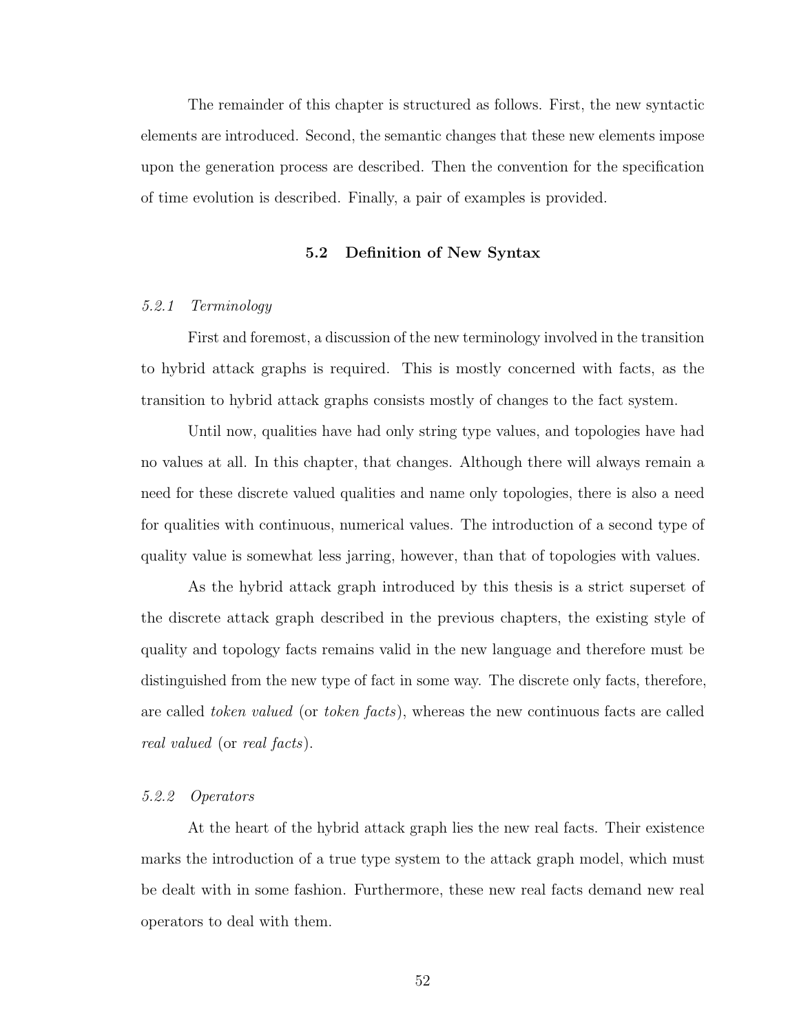The remainder of this chapter is structured as follows. First, the new syntactic elements are introduced. Second, the semantic changes that these new elements impose upon the generation process are described. Then the convention for the specification of time evolution is described. Finally, a pair of examples is provided.

## 5.2 Definition of New Syntax

### *5.2.1 Terminology*

First and foremost, a discussion of the new terminology involved in the transition to hybrid attack graphs is required. This is mostly concerned with facts, as the transition to hybrid attack graphs consists mostly of changes to the fact system.

Until now, qualities have had only string type values, and topologies have had no values at all. In this chapter, that changes. Although there will always remain a need for these discrete valued qualities and name only topologies, there is also a need for qualities with continuous, numerical values. The introduction of a second type of quality value is somewhat less jarring, however, than that of topologies with values.

As the hybrid attack graph introduced by this thesis is a strict superset of the discrete attack graph described in the previous chapters, the existing style of quality and topology facts remains valid in the new language and therefore must be distinguished from the new type of fact in some way. The discrete only facts, therefore, are called *token valued* (or *token facts*), whereas the new continuous facts are called *real valued* (or *real facts*).

### *5.2.2 Operators*

At the heart of the hybrid attack graph lies the new real facts. Their existence marks the introduction of a true type system to the attack graph model, which must be dealt with in some fashion. Furthermore, these new real facts demand new real operators to deal with them.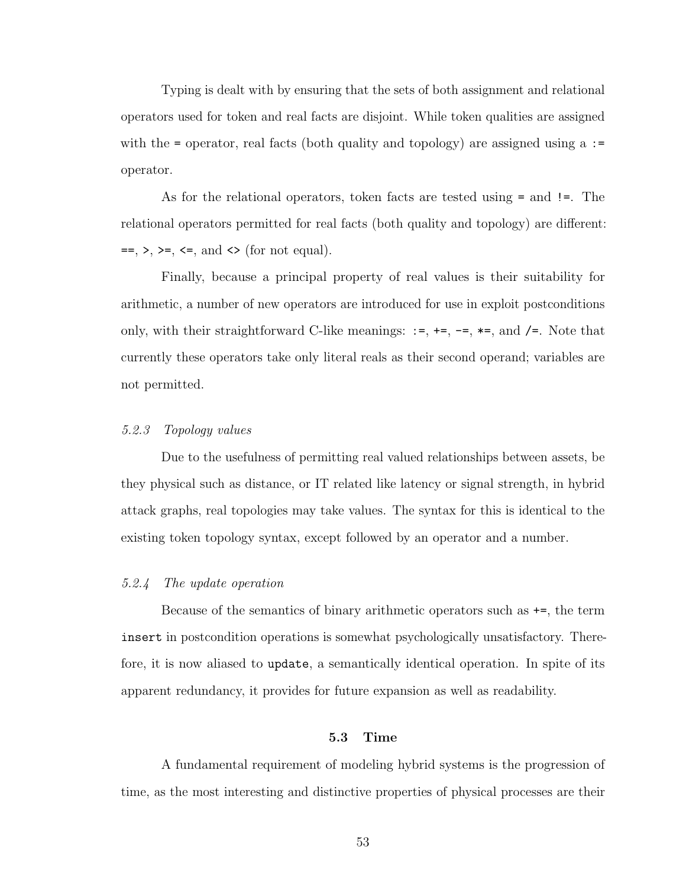Typing is dealt with by ensuring that the sets of both assignment and relational operators used for token and real facts are disjoint. While token qualities are assigned with the `=` operator, real facts (both quality and topology) are assigned using a `:=` operator.

As for the relational operators, token facts are tested using `=` and `!=`. The relational operators permitted for real facts (both quality and topology) are different: `==`, `>`, `>=`, `<=`, and `<>` (for not equal).

Finally, because a principal property of real values is their suitability for arithmetic, a number of new operators are introduced for use in exploit postconditions only, with their straightforward C-like meanings: `:=`, `+=`, `-=`, `*=`, and `/=`. Note that currently these operators take only literal reals as their second operand; variables are not permitted.

### *5.2.3 Topology values*

Due to the usefulness of permitting real valued relationships between assets, be they physical such as distance, or IT related like latency or signal strength, in hybrid attack graphs, real topologies may take values. The syntax for this is identical to the existing token topology syntax, except followed by an operator and a number.

### *5.2.4 The update operation*

Because of the semantics of binary arithmetic operators such as `+=`, the term `insert` in postcondition operations is somewhat psychologically unsatisfactory. Therefore, it is now aliased to `update`, a semantically identical operation. In spite of its apparent redundancy, it provides for future expansion as well as readability.

## 5.3 Time

A fundamental requirement of modeling hybrid systems is the progression of time, as the most interesting and distinctive properties of physical processes are their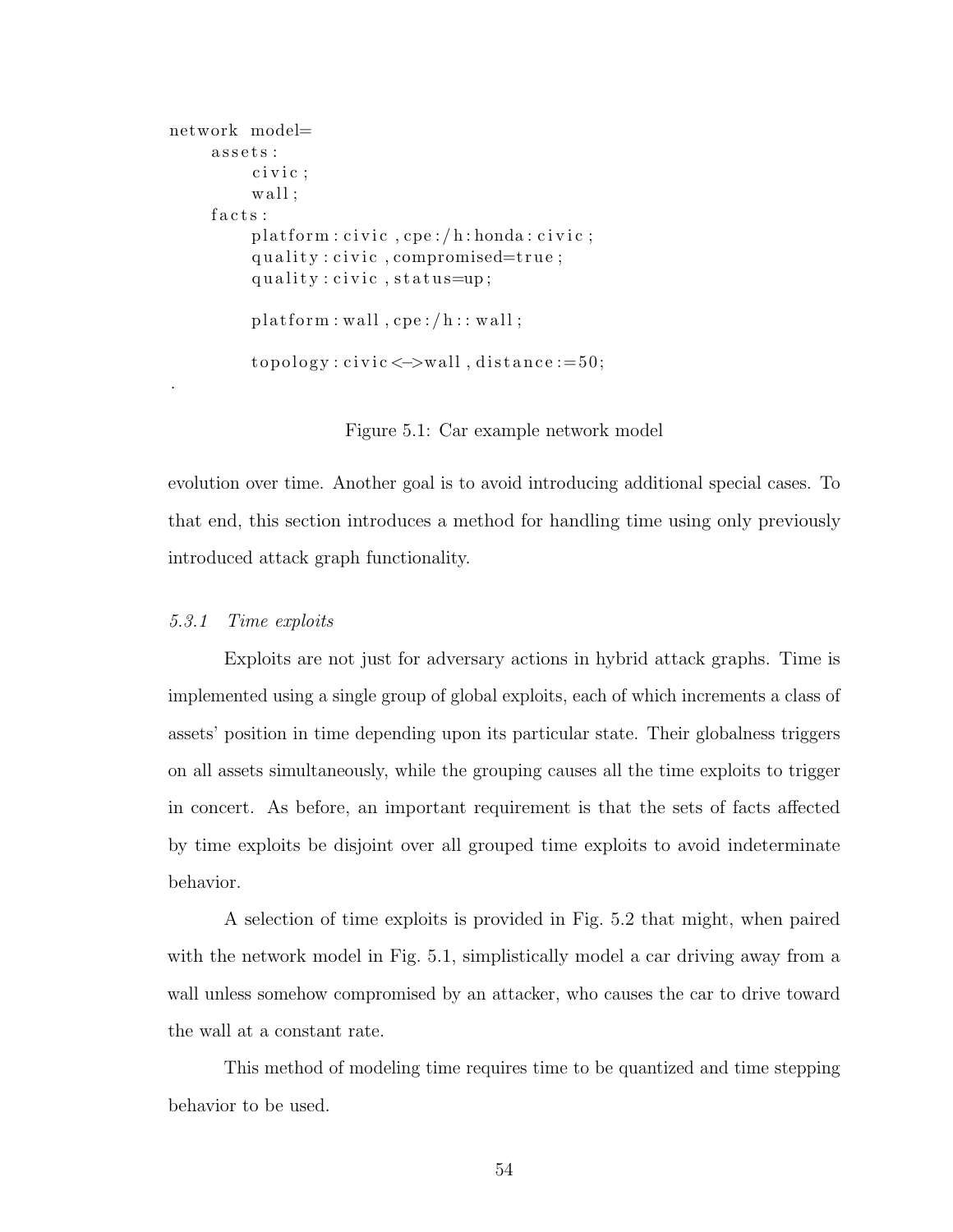```
network model=
    assets:
        civic;
        wall;
    facts:
        platform:civic, cpe:/h:honda:civic;
        quality:civic, compromised=true;
        quality:civic, status=up;

        platform:wall, cpe:/h::wall;

        topology:civic<->wall, distance:=50;
.
```

Figure 5.1: Car example network model

evolution over time. Another goal is to avoid introducing additional special cases. To that end, this section introduces a method for handling time using only previously introduced attack graph functionality.

### *5.3.1 Time exploits*

Exploits are not just for adversary actions in hybrid attack graphs. Time is implemented using a single group of global exploits, each of which increments a class of assets' position in time depending upon its particular state. Their globalness triggers on all assets simultaneously, while the grouping causes all the time exploits to trigger in concert. As before, an important requirement is that the sets of facts affected by time exploits be disjoint over all grouped time exploits to avoid indeterminate behavior.

A selection of time exploits is provided in Fig. 5.2 that might, when paired with the network model in Fig. 5.1, simplistically model a car driving away from a wall unless somehow compromised by an attacker, who causes the car to drive toward the wall at a constant rate.

This method of modeling time requires time to be quantized and time stepping behavior to be used.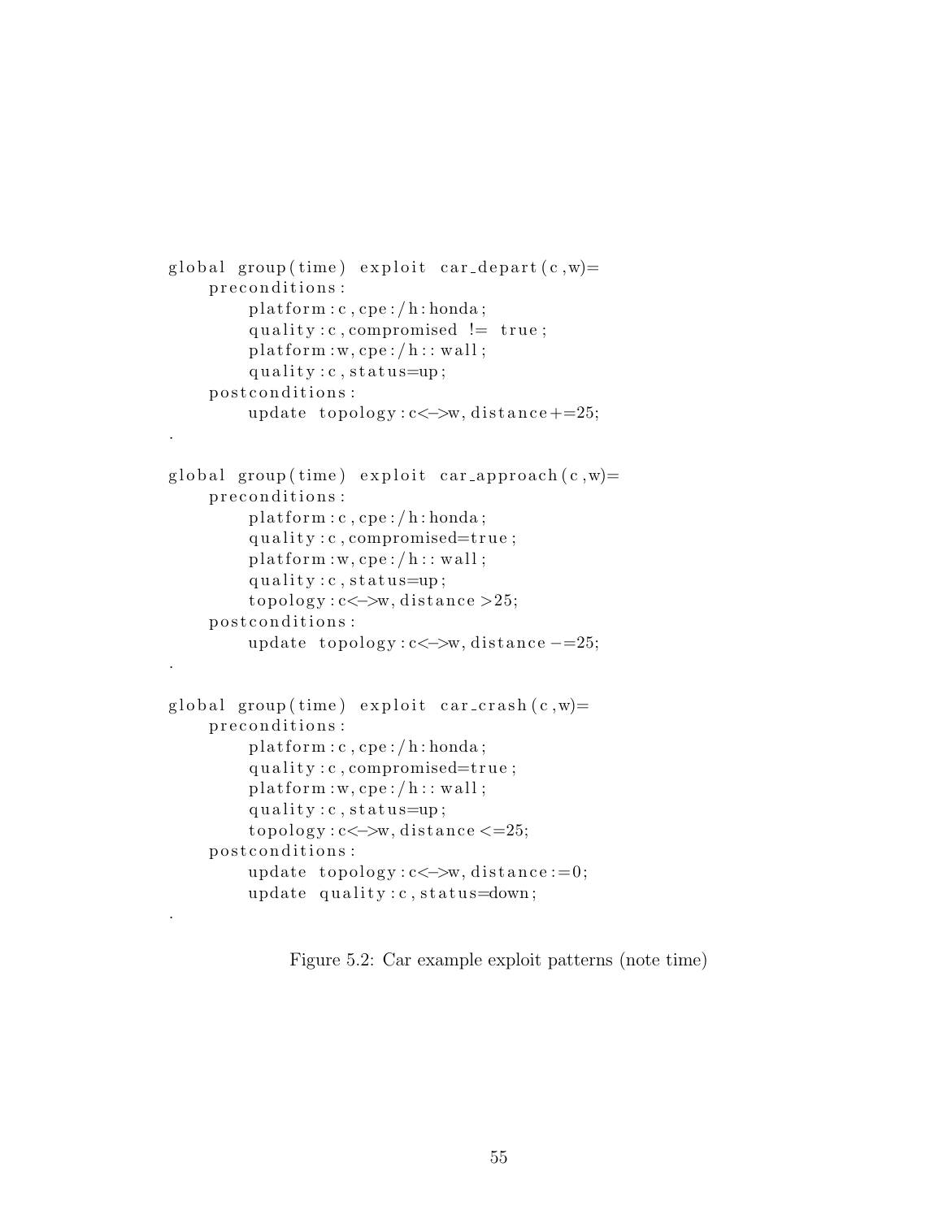```
global group(time) exploit car_depart(c,w)=
    preconditions:
        platform:c,cpe:/h:honda;
        quality:c,compromised != true;
        platform:w,cpe:/h::wall;
        quality:c,status=up;
    postconditions:
        update topology:c<->w,distance+=25;
.

global group(time) exploit car_approach(c,w)=
    preconditions:
        platform:c,cpe:/h:honda;
        quality:c,compromised=true;
        platform:w,cpe:/h::wall;
        quality:c,status=up;
        topology:c<->w,distance>25;
    postconditions:
        update topology:c<->w,distance-=25;
.

global group(time) exploit car_crash(c,w)=
    preconditions:
        platform:c,cpe:/h:honda;
        quality:c,compromised=true;
        platform:w,cpe:/h::wall;
        quality:c,status=up;
        topology:c<->w,distance<=25;
    postconditions:
        update topology:c<->w,distance:=0;
        update quality:c,status=down;
.
```

Figure 5.2: Car example exploit patterns (note time)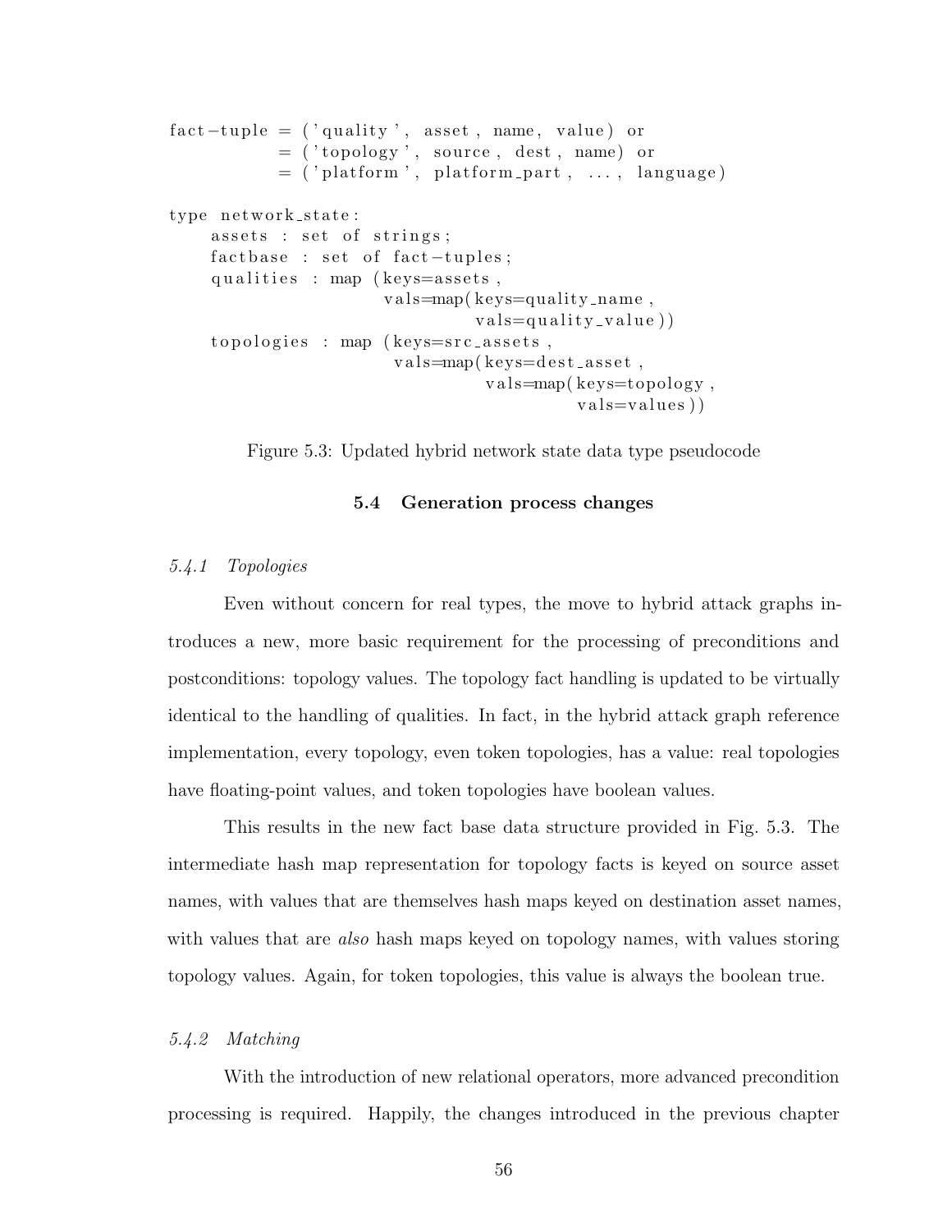```
fact-tuple = ('quality', asset, name, value) or
           = ('topology', source, dest, name) or
           = ('platform', platform_part, ..., language)

type network_state:
    assets : set of strings;
    factbase : set of fact-tuples;
    qualities : map (keys=assets,
                     vals=map(keys=quality_name,
                              vals=quality_value))
    topologies : map (keys=src_assets,
                      vals=map(keys=dest_asset,
                               vals=map(keys=topology,
                                        vals=values))
```

Figure 5.3: Updated hybrid network state data type pseudocode

## 5.4 Generation process changes

### *5.4.1 Topologies*

Even without concern for real types, the move to hybrid attack graphs introduces a new, more basic requirement for the processing of preconditions and postconditions: topology values. The topology fact handling is updated to be virtually identical to the handling of qualities. In fact, in the hybrid attack graph reference implementation, every topology, even token topologies, has a value: real topologies have floating-point values, and token topologies have boolean values.

This results in the new fact base data structure provided in Fig. 5.3. The intermediate hash map representation for topology facts is keyed on source asset names, with values that are themselves hash maps keyed on destination asset names, with values that are *also* hash maps keyed on topology names, with values storing topology values. Again, for token topologies, this value is always the boolean true.

### *5.4.2 Matching*

With the introduction of new relational operators, more advanced precondition processing is required. Happily, the changes introduced in the previous chapter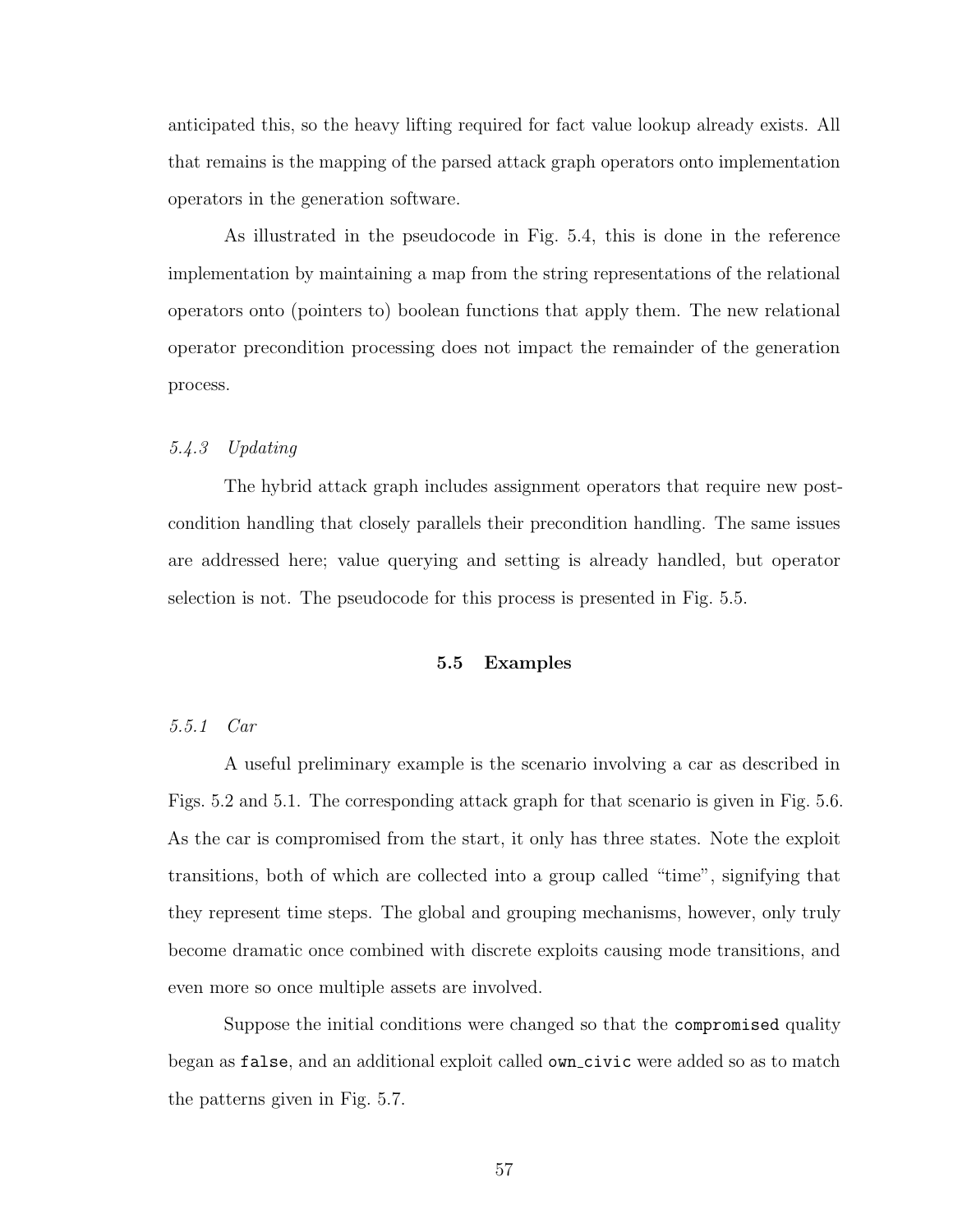anticipated this, so the heavy lifting required for fact value lookup already exists. All that remains is the mapping of the parsed attack graph operators onto implementation operators in the generation software.

As illustrated in the pseudocode in Fig. 5.4, this is done in the reference implementation by maintaining a map from the string representations of the relational operators onto (pointers to) boolean functions that apply them. The new relational operator precondition processing does not impact the remainder of the generation process.

### *5.4.3 Updating*

The hybrid attack graph includes assignment operators that require new post-condition handling that closely parallels their precondition handling. The same issues are addressed here; value querying and setting is already handled, but operator selection is not. The pseudocode for this process is presented in Fig. 5.5.

## 5.5 Examples

### *5.5.1 Car*

A useful preliminary example is the scenario involving a car as described in Figs. 5.2 and 5.1. The corresponding attack graph for that scenario is given in Fig. 5.6. As the car is compromised from the start, it only has three states. Note the exploit transitions, both of which are collected into a group called "time", signifying that they represent time steps. The global and grouping mechanisms, however, only truly become dramatic once combined with discrete exploits causing mode transitions, and even more so once multiple assets are involved.

Suppose the initial conditions were changed so that the `compromised` quality began as `false`, and an additional exploit called `own_civic` were added so as to match the patterns given in Fig. 5.7.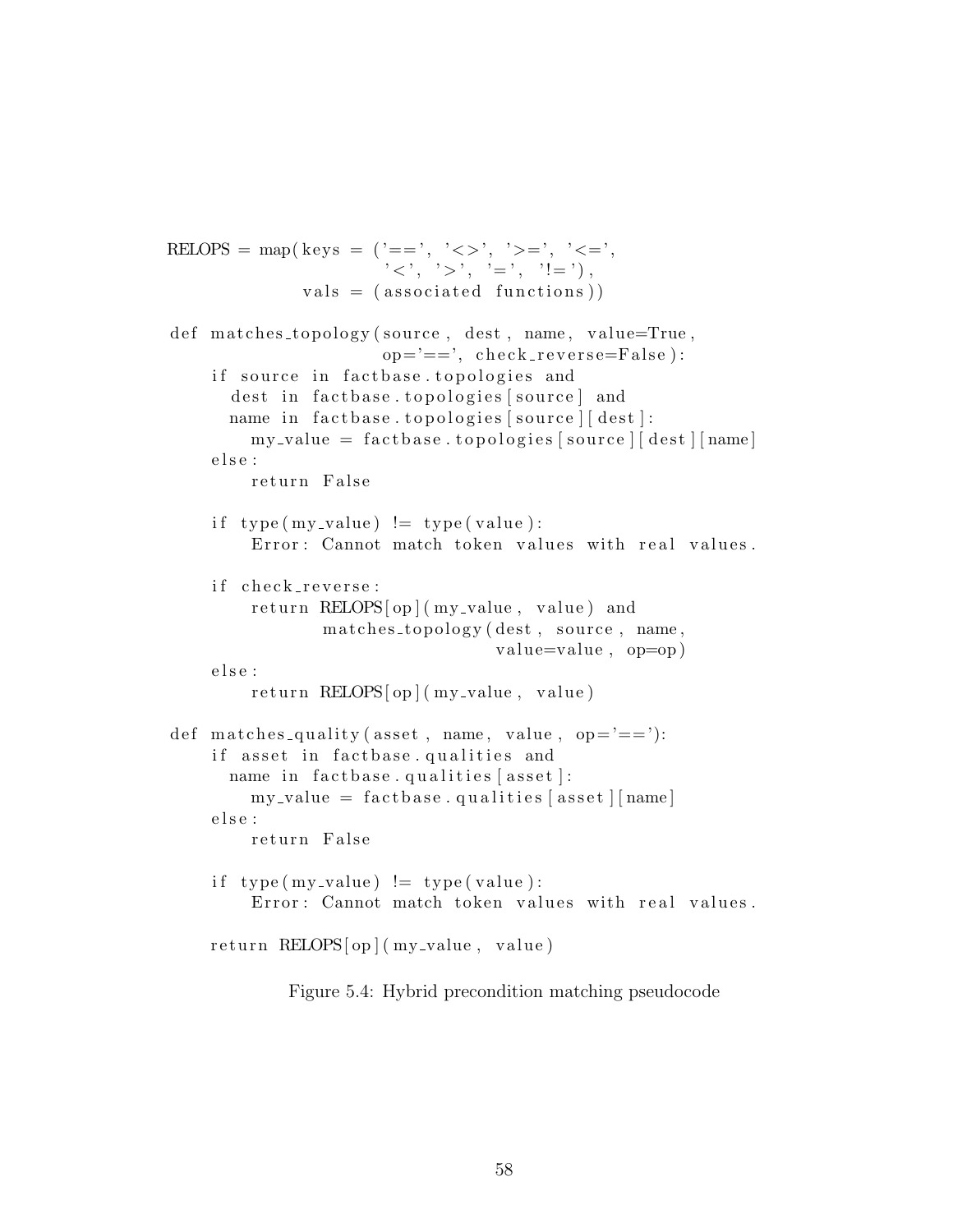```
RELOPS = map(keys = ('==', '<>', '>=', '<=',
                     '<', '>', '=', '!='),
            vals = (associated functions))

def matches_topology(source, dest, name, value=True,
                     op='==', check_reverse=False):
    if source in factbase.topologies and
      dest in factbase.topologies[source] and
      name in factbase.topologies[source][dest]:
        my_value = factbase.topologies[source][dest][name]
    else:
        return False

    if type(my_value) != type(value):
        Error: Cannot match token values with real values.

    if check_reverse:
        return RELOPS[op](my_value, value) and
               matches_topology(dest, source, name,
                                value=value, op=op)
    else:
        return RELOPS[op](my_value, value)

def matches_quality(asset, name, value, op='=='):
    if asset in factbase.qualities and
      name in factbase.qualities[asset]:
        my_value = factbase.qualities[asset][name]
    else:
        return False

    if type(my_value) != type(value):
        Error: Cannot match token values with real values.

    return RELOPS[op](my_value, value)
```

Figure 5.4: Hybrid precondition matching pseudocode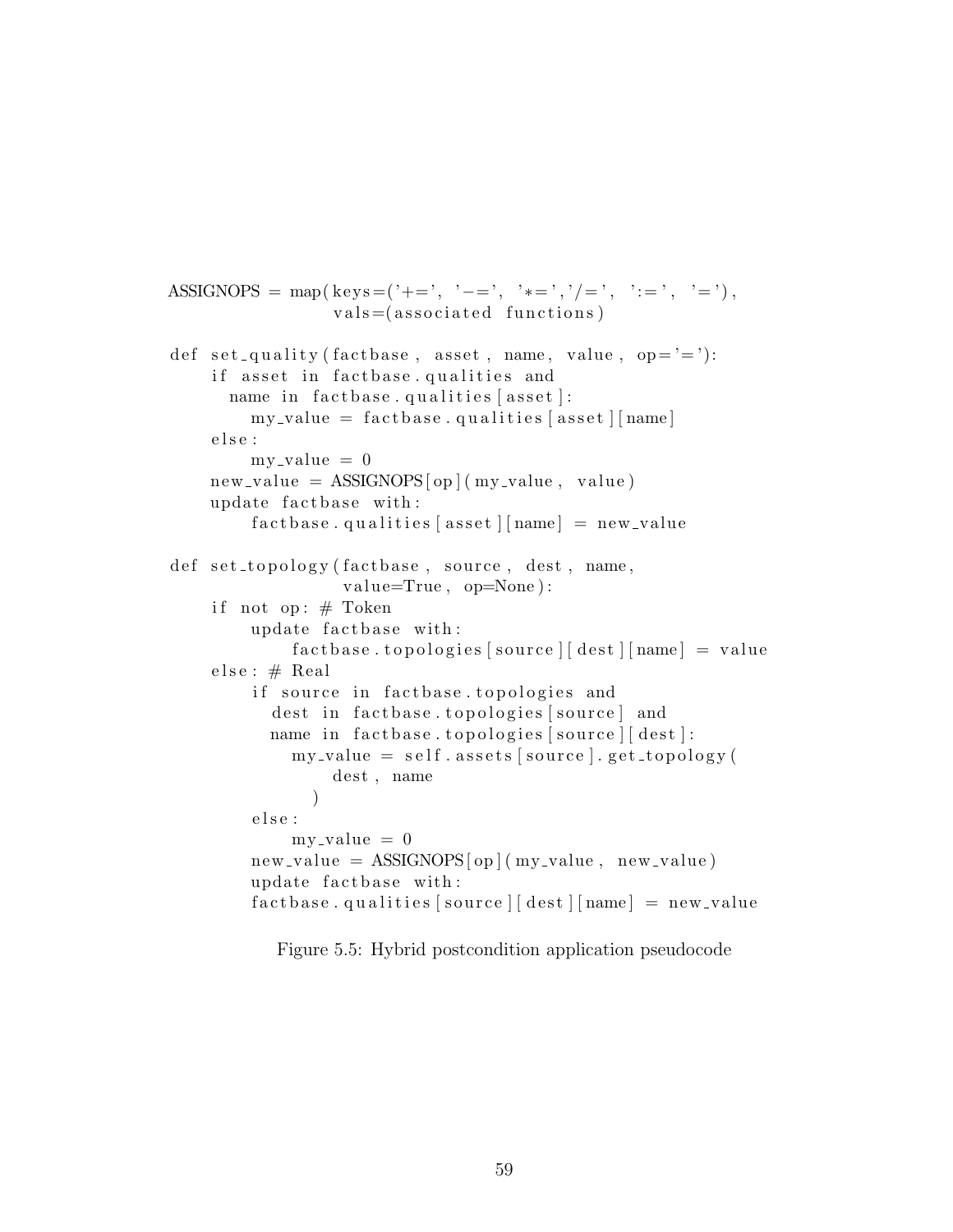```
ASSIGNOPS = map(keys=('+=', '-=', '*=','/=', ':=', '='),
                vals=(associated functions)

def set_quality(factbase, asset, name, value, op='='):
    if asset in factbase.qualities and
      name in factbase.qualities[asset]:
        my_value = factbase.qualities[asset][name]
    else:
        my_value = 0
    new_value = ASSIGNOPS[op](my_value, value)
    update factbase with:
        factbase.qualities[asset][name] = new_value

def set_topology(factbase, source, dest, name,
                 value=True, op=None):
    if not op: # Token
        update factbase with:
            factbase.topologies[source][dest][name] = value
    else: # Real
        if source in factbase.topologies and
          dest in factbase.topologies[source] and
          name in factbase.topologies[source][dest]:
            my_value = self.assets[source].get_topology(
                dest, name
              )
        else:
            my_value = 0
        new_value = ASSIGNOPS[op](my_value, new_value)
        update factbase with:
        factbase.qualities[source][dest][name] = new_value
```

Figure 5.5: Hybrid postcondition application pseudocode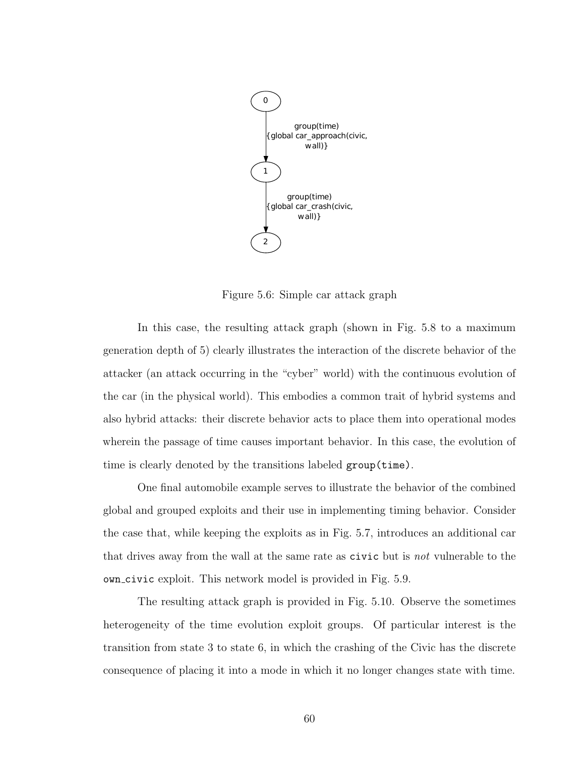0

group(time)
{global car_approach(civic, wall)}

1

group(time)
{global car_crash(civic, wall)}

2

Figure 5.6: Simple car attack graph

In this case, the resulting attack graph (shown in Fig. 5.8 to a maximum generation depth of 5) clearly illustrates the interaction of the discrete behavior of the attacker (an attack occurring in the "cyber" world) with the continuous evolution of the car (in the physical world). This embodies a common trait of hybrid systems and also hybrid attacks: their discrete behavior acts to place them into operational modes wherein the passage of time causes important behavior. In this case, the evolution of time is clearly denoted by the transitions labeled `group(time)`.

One final automobile example serves to illustrate the behavior of the combined global and grouped exploits and their use in implementing timing behavior. Consider the case that, while keeping the exploits as in Fig. 5.7, introduces an additional car that drives away from the wall at the same rate as `civic` but is *not* vulnerable to the `own_civic` exploit. This network model is provided in Fig. 5.9.

The resulting attack graph is provided in Fig. 5.10. Observe the sometimes heterogeneity of the time evolution exploit groups. Of particular interest is the transition from state 3 to state 6, in which the crashing of the Civic has the discrete consequence of placing it into a mode in which it no longer changes state with time.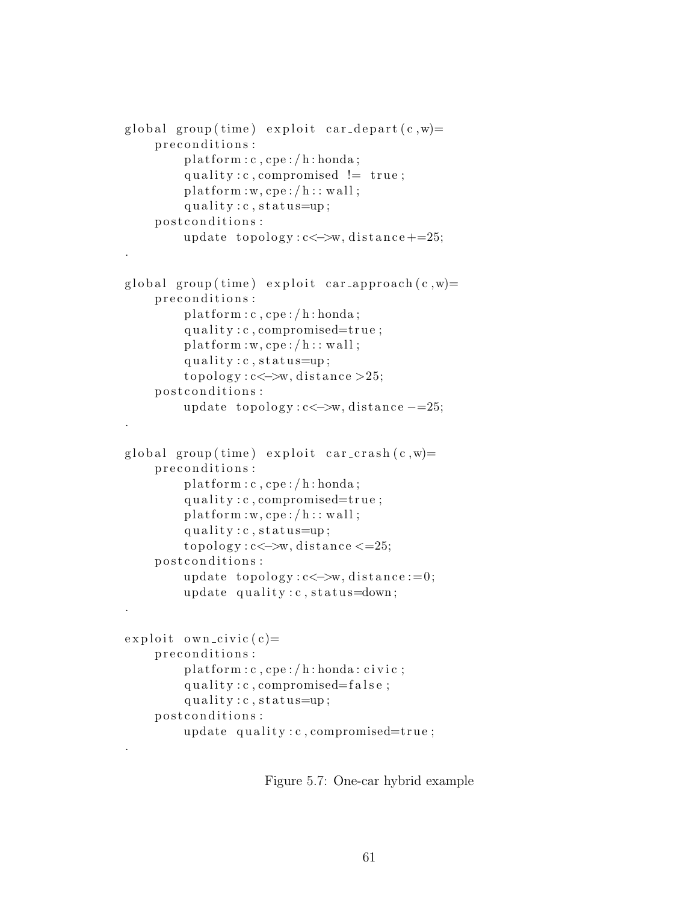```
global group(time) exploit car_depart(c,w)=
    preconditions:
        platform:c,cpe:/h:honda;
        quality:c,compromised != true;
        platform:w,cpe:/h::wall;
        quality:c,status=up;
    postconditions:
        update topology:c<->w,distance+=25;
.

global group(time) exploit car_approach(c,w)=
    preconditions:
        platform:c,cpe:/h:honda;
        quality:c,compromised=true;
        platform:w,cpe:/h::wall;
        quality:c,status=up;
        topology:c<->w,distance >25;
    postconditions:
        update topology:c<->w,distance -=25;
.

global group(time) exploit car_crash(c,w)=
    preconditions:
        platform:c,cpe:/h:honda;
        quality:c,compromised=true;
        platform:w,cpe:/h::wall;
        quality:c,status=up;
        topology:c<->w,distance <=25;
    postconditions:
        update topology:c<->w,distance:=0;
        update quality:c,status=down;
.

exploit own_civic(c)=
    preconditions:
        platform:c,cpe:/h:honda:civic;
        quality:c,compromised=false;
        quality:c,status=up;
    postconditions:
        update quality:c,compromised=true;
.
```

Figure 5.7: One-car hybrid example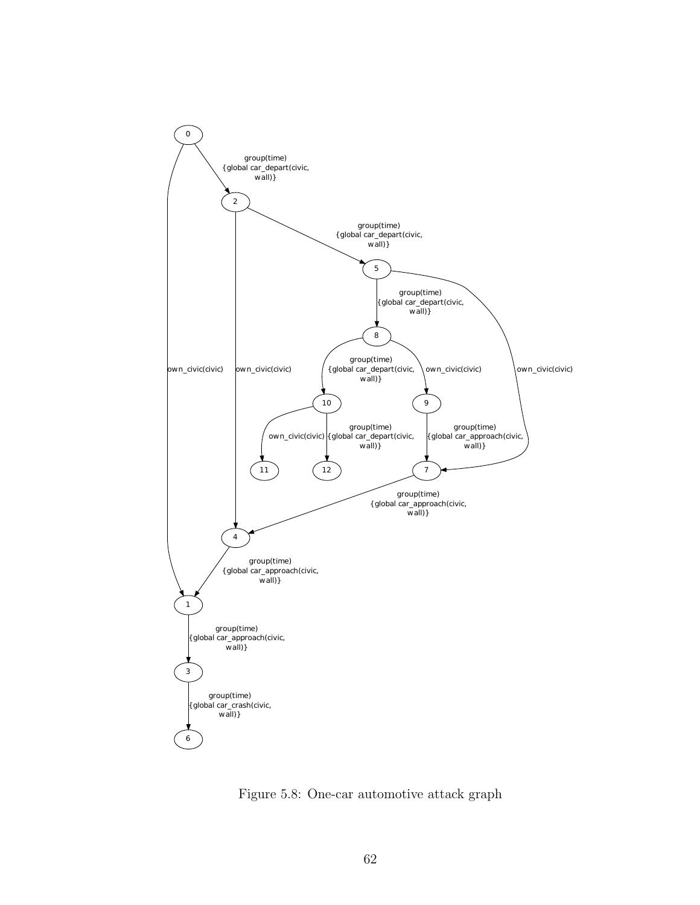0

group(time)
{global car_depart(civic,
wall)}

2

group(time)
{global car_depart(civic,
wall)}

5

group(time)
{global car_depart(civic,
wall)}

8

group(time)
{global car_depart(civic,
wall)}

own_civic(civic)

own_civic(civic)

own_civic(civic)

own_civic(civic)

10

9

own_civic(civic)

group(time)
{global car_depart(civic,
wall)}

group(time)
{global car_approach(civic,
wall)}

11

12

7

group(time)
{global car_approach(civic,
wall)}

4

group(time)
{global car_approach(civic,
wall)}

1

group(time)
{global car_approach(civic,
wall)}

3

group(time)
{global car_crash(civic,
wall)}

6

Figure 5.8: One-car automotive attack graph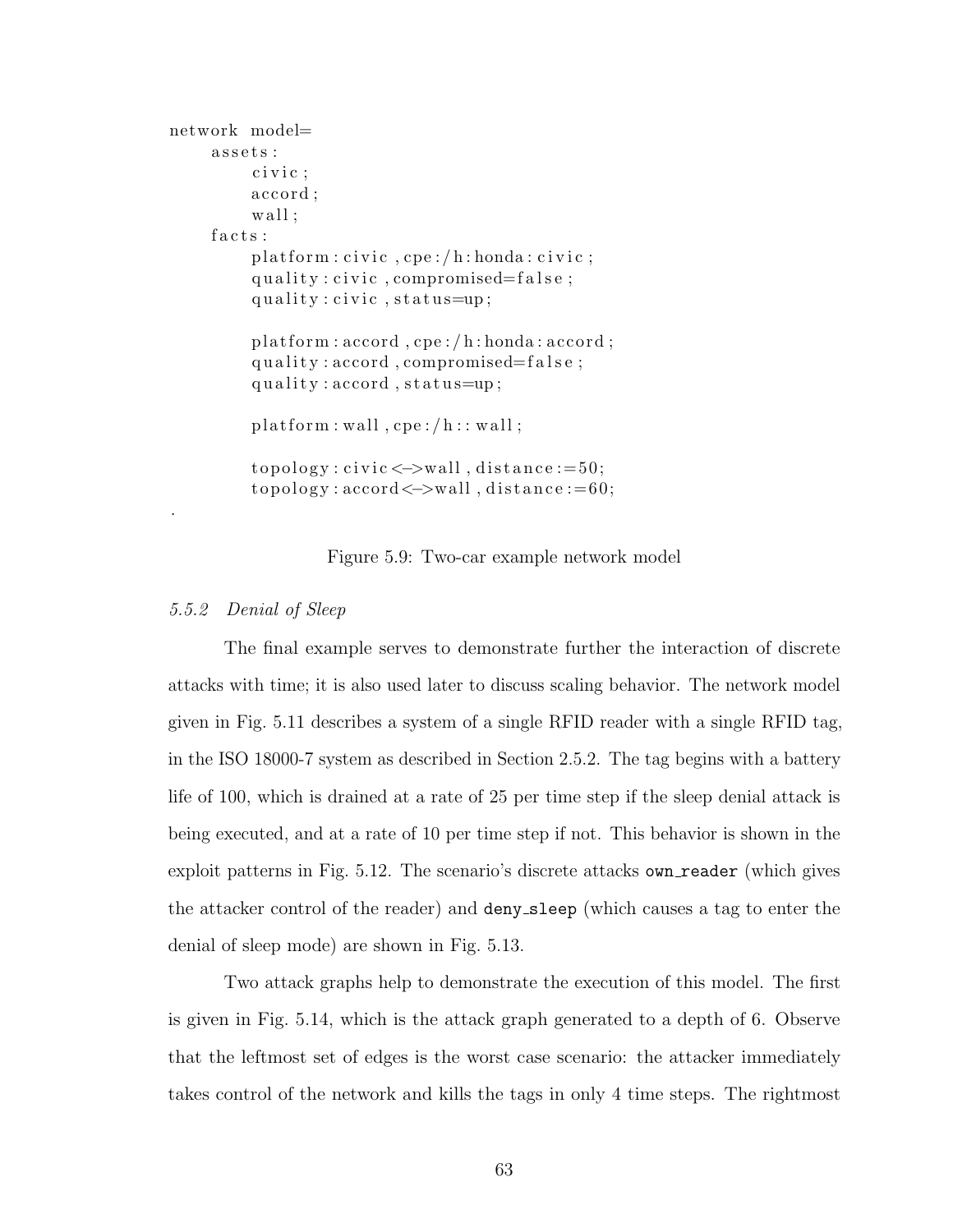```
network model=
    assets:
        civic;
        accord;
        wall;
    facts:
        platform:civic,cpe:/h:honda:civic;
        quality:civic,compromised=false;
        quality:civic,status=up;

        platform:accord,cpe:/h:honda:accord;
        quality:accord,compromised=false;
        quality:accord,status=up;

        platform:wall,cpe:/h::wall;

        topology:civic<->wall,distance:=50;
        topology:accord<->wall,distance:=60;
.
```

Figure 5.9: Two-car example network model

### 5.5.2 Denial of Sleep

The final example serves to demonstrate further the interaction of discrete attacks with time; it is also used later to discuss scaling behavior. The network model given in Fig. 5.11 describes a system of a single RFID reader with a single RFID tag, in the ISO 18000-7 system as described in Section 2.5.2. The tag begins with a battery life of 100, which is drained at a rate of 25 per time step if the sleep denial attack is being executed, and at a rate of 10 per time step if not. This behavior is shown in the exploit patterns in Fig. 5.12. The scenario's discrete attacks `own_reader` (which gives the attacker control of the reader) and `deny_sleep` (which causes a tag to enter the denial of sleep mode) are shown in Fig. 5.13.

Two attack graphs help to demonstrate the execution of this model. The first is given in Fig. 5.14, which is the attack graph generated to a depth of 6. Observe that the leftmost set of edges is the worst case scenario: the attacker immediately takes control of the network and kills the tags in only 4 time steps. The rightmost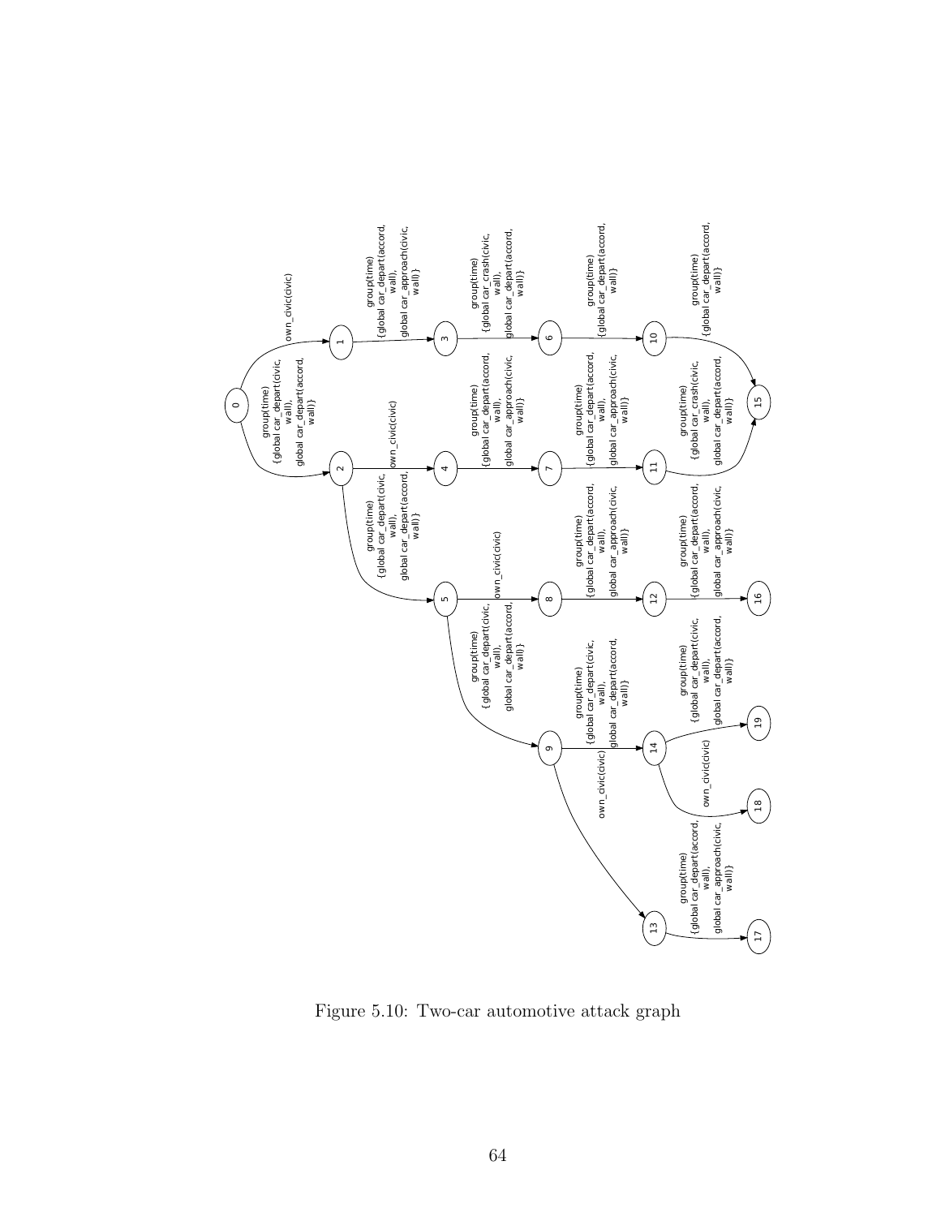0

1

2

3

4

5

6

7

8

9

10

11

12

13

14

15

16

17

18

19

own_civic(civic)

group(time)
{global car_depart(civic, wall),
global car_depart(accord, wall)}

group(time)
{global car_depart(accord, wall),
global car_approach(civic, wall)}

group(time)
{global car_crash(civic, wall),
global car_depart(accord, wall)}

group(time)
{global car_depart(accord, wall)}

Figure 5.10: Two-car automotive attack graph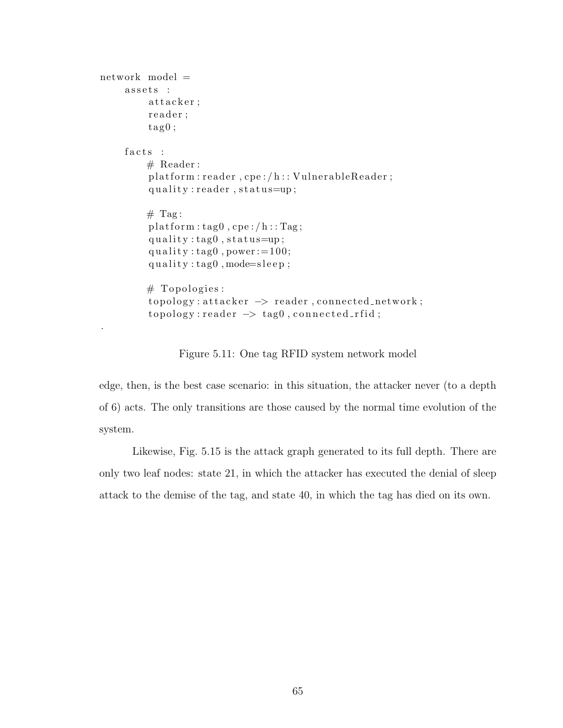```
network model =
    assets :
        attacker;
        reader;
        tag0;

    facts :
        # Reader:
        platform:reader, cpe:/h::VulnerableReader;
        quality:reader, status=up;

        # Tag:
        platform:tag0, cpe:/h::Tag;
        quality:tag0, status=up;
        quality:tag0, power:=100;
        quality:tag0, mode=sleep;

        # Topologies:
        topology:attacker -> reader, connected_network;
        topology:reader -> tag0, connected_rfid;
.
```

Figure 5.11: One tag RFID system network model

edge, then, is the best case scenario: in this situation, the attacker never (to a depth of 6) acts. The only transitions are those caused by the normal time evolution of the system.

Likewise, Fig. 5.15 is the attack graph generated to its full depth. There are only two leaf nodes: state 21, in which the attacker has executed the denial of sleep attack to the demise of the tag, and state 40, in which the tag has died on its own.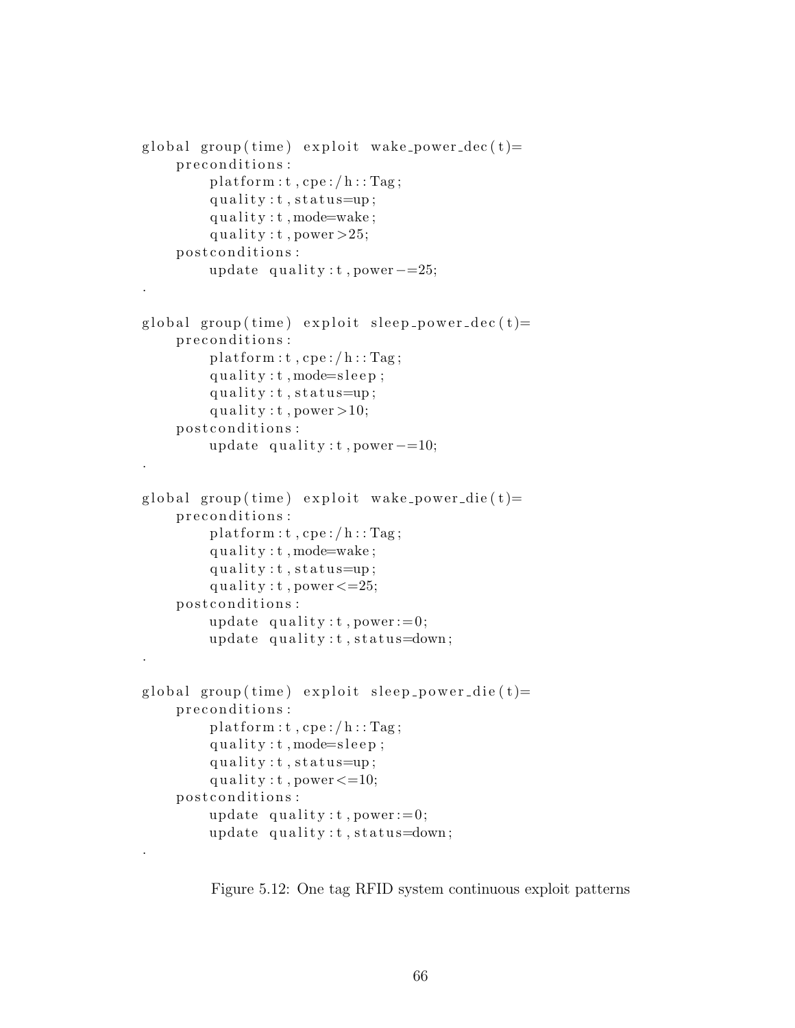```
global group(time) exploit wake_power_dec(t)=
    preconditions:
        platform:t,cpe:/h::Tag;
        quality:t,status=up;
        quality:t,mode=wake;
        quality:t,power>25;
    postconditions:
        update quality:t,power-=25;
.

global group(time) exploit sleep_power_dec(t)=
    preconditions:
        platform:t,cpe:/h::Tag;
        quality:t,mode=sleep;
        quality:t,status=up;
        quality:t,power>10;
    postconditions:
        update quality:t,power-=10;
.

global group(time) exploit wake_power_die(t)=
    preconditions:
        platform:t,cpe:/h::Tag;
        quality:t,mode=wake;
        quality:t,status=up;
        quality:t,power<=25;
    postconditions:
        update quality:t,power:=0;
        update quality:t,status=down;
.

global group(time) exploit sleep_power_die(t)=
    preconditions:
        platform:t,cpe:/h::Tag;
        quality:t,mode=sleep;
        quality:t,status=up;
        quality:t,power<=10;
    postconditions:
        update quality:t,power:=0;
        update quality:t,status=down;
.
```

Figure 5.12: One tag RFID system continuous exploit patterns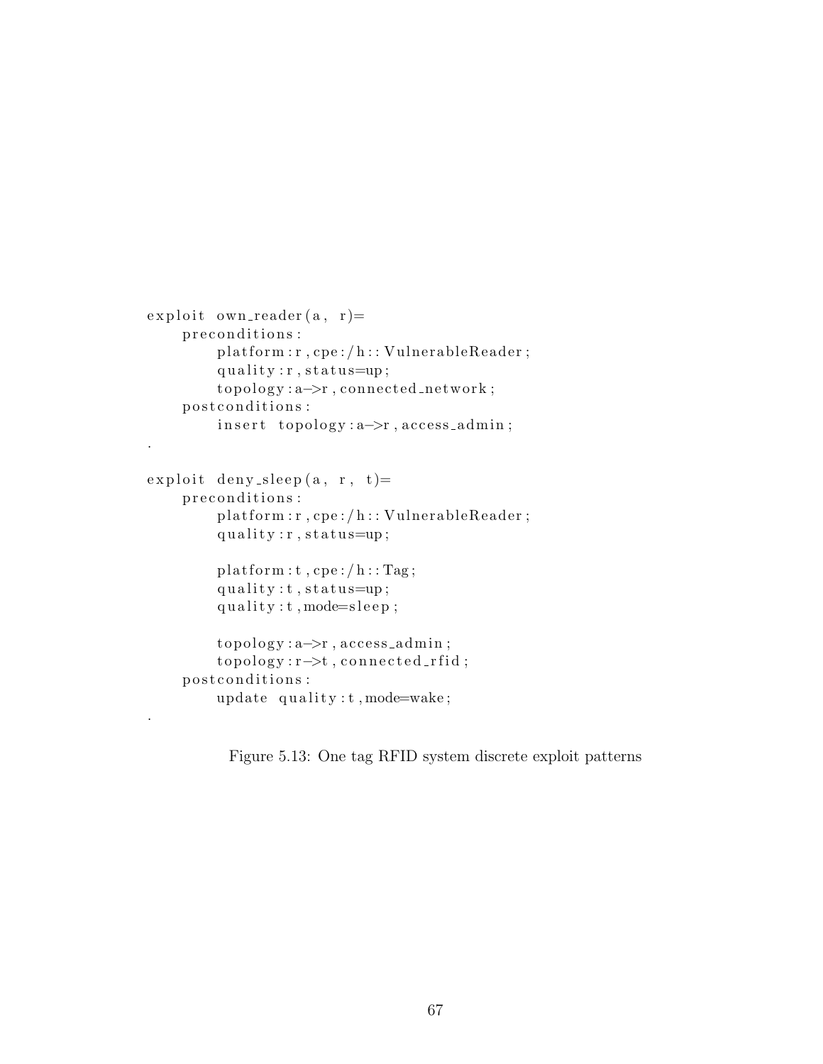```
exploit own_reader(a, r)=
    preconditions:
        platform:r,cpe:/h::VulnerableReader;
        quality:r,status=up;
        topology:a->r,connected_network;
    postconditions:
        insert topology:a->r,access_admin;
.

exploit deny_sleep(a, r, t)=
    preconditions:
        platform:r,cpe:/h::VulnerableReader;
        quality:r,status=up;

        platform:t,cpe:/h::Tag;
        quality:t,status=up;
        quality:t,mode=sleep;

        topology:a->r,access_admin;
        topology:r->t,connected_rfid;
    postconditions:
        update quality:t,mode=wake;
.
```

Figure 5.13: One tag RFID system discrete exploit patterns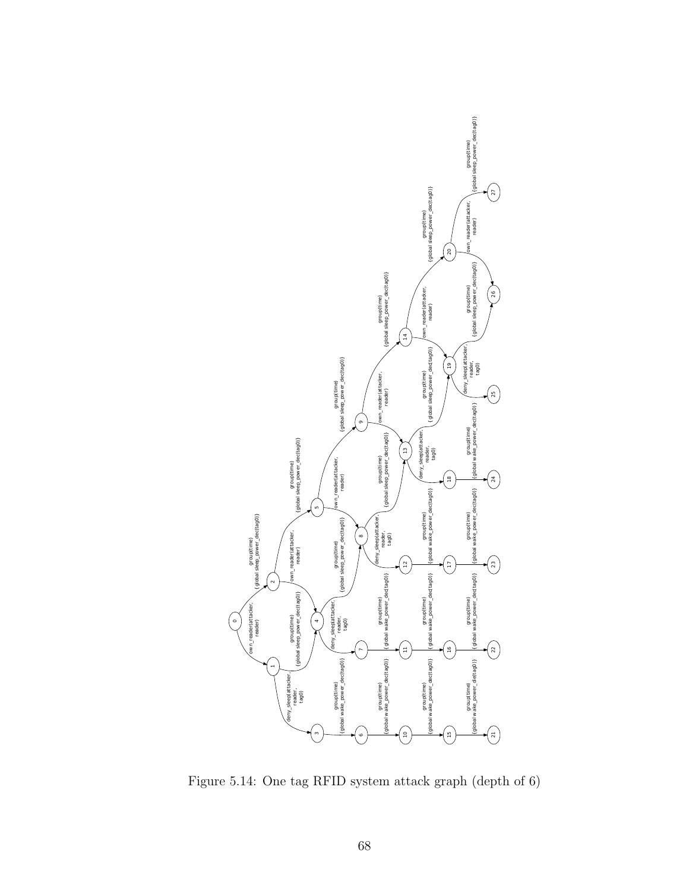0
1
2
3
4
5
6
7
8
9
10
11
12
13
14
15
16
17
18
19
20
21
22
23
24
25
26
27

own_reader(attacker, reader)
group(time) {global sleep_power_dec(tag0)}
deny_sleep(attacker, reader, tag0)
group(time) {global wake_power_dec(tag0)}

Figure 5.14: One tag RFID system attack graph (depth of 6)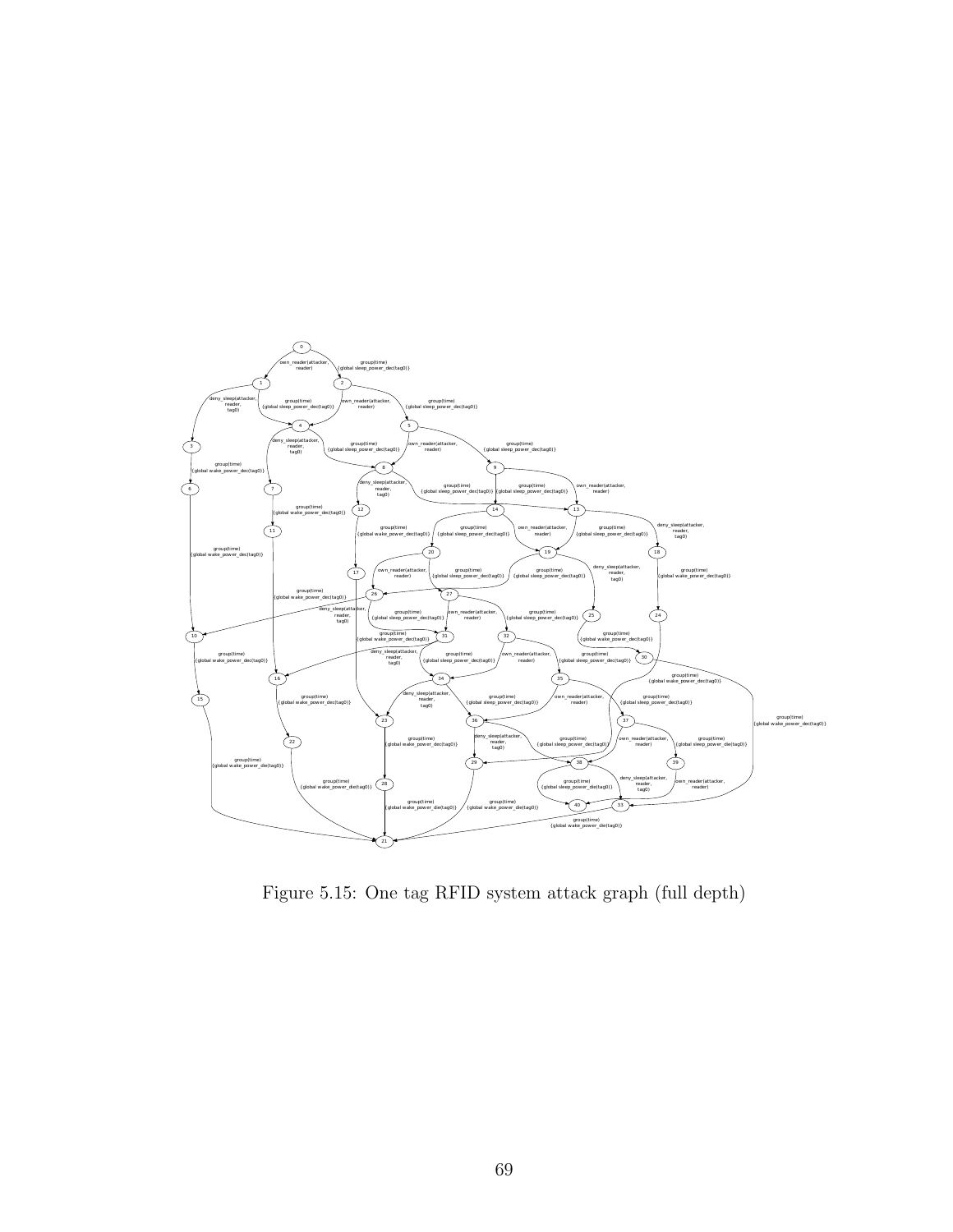Figure 5.15: One tag RFID system attack graph (full depth)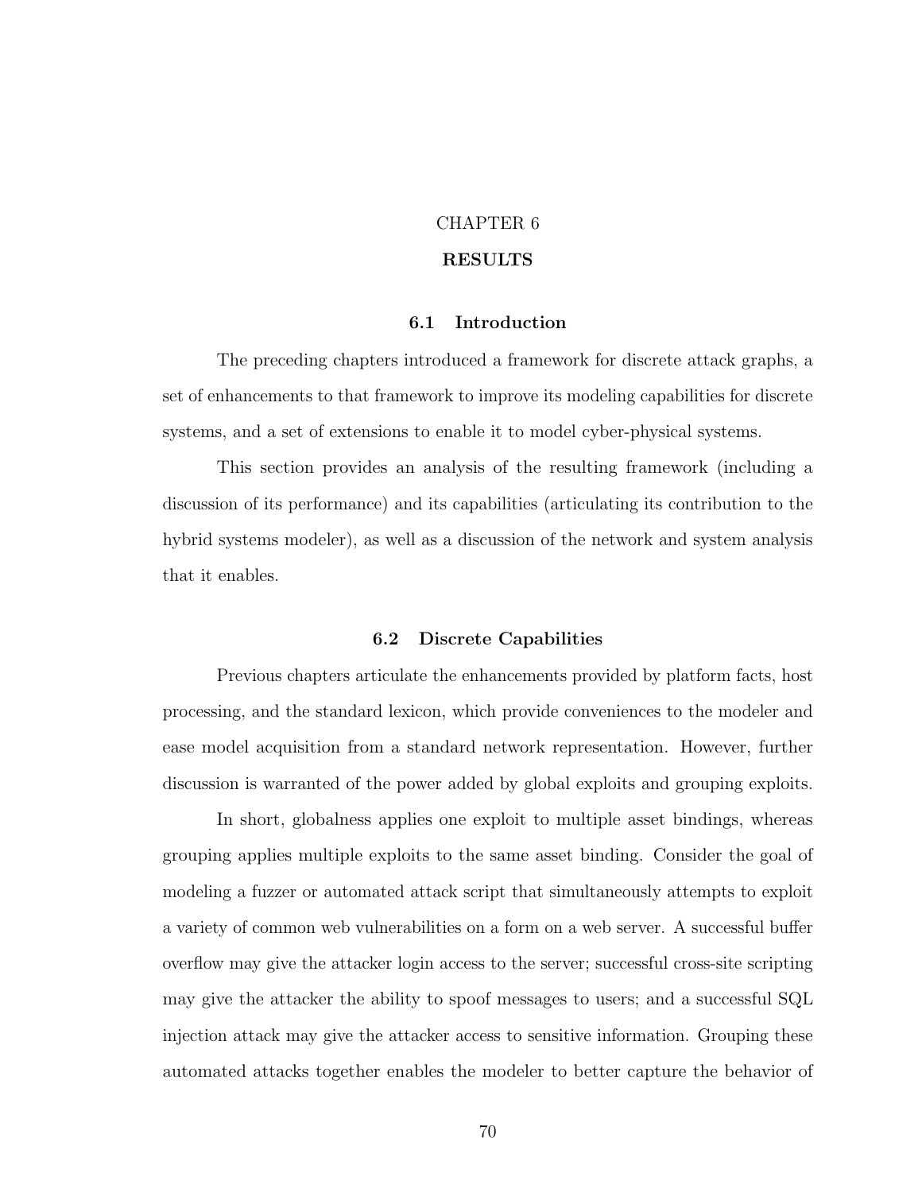# CHAPTER 6

# RESULTS

## 6.1 Introduction

The preceding chapters introduced a framework for discrete attack graphs, a set of enhancements to that framework to improve its modeling capabilities for discrete systems, and a set of extensions to enable it to model cyber-physical systems.

This section provides an analysis of the resulting framework (including a discussion of its performance) and its capabilities (articulating its contribution to the hybrid systems modeler), as well as a discussion of the network and system analysis that it enables.

## 6.2 Discrete Capabilities

Previous chapters articulate the enhancements provided by platform facts, host processing, and the standard lexicon, which provide conveniences to the modeler and ease model acquisition from a standard network representation. However, further discussion is warranted of the power added by global exploits and grouping exploits.

In short, globalness applies one exploit to multiple asset bindings, whereas grouping applies multiple exploits to the same asset binding. Consider the goal of modeling a fuzzer or automated attack script that simultaneously attempts to exploit a variety of common web vulnerabilities on a form on a web server. A successful buffer overflow may give the attacker login access to the server; successful cross-site scripting may give the attacker the ability to spoof messages to users; and a successful SQL injection attack may give the attacker access to sensitive information. Grouping these automated attacks together enables the modeler to better capture the behavior of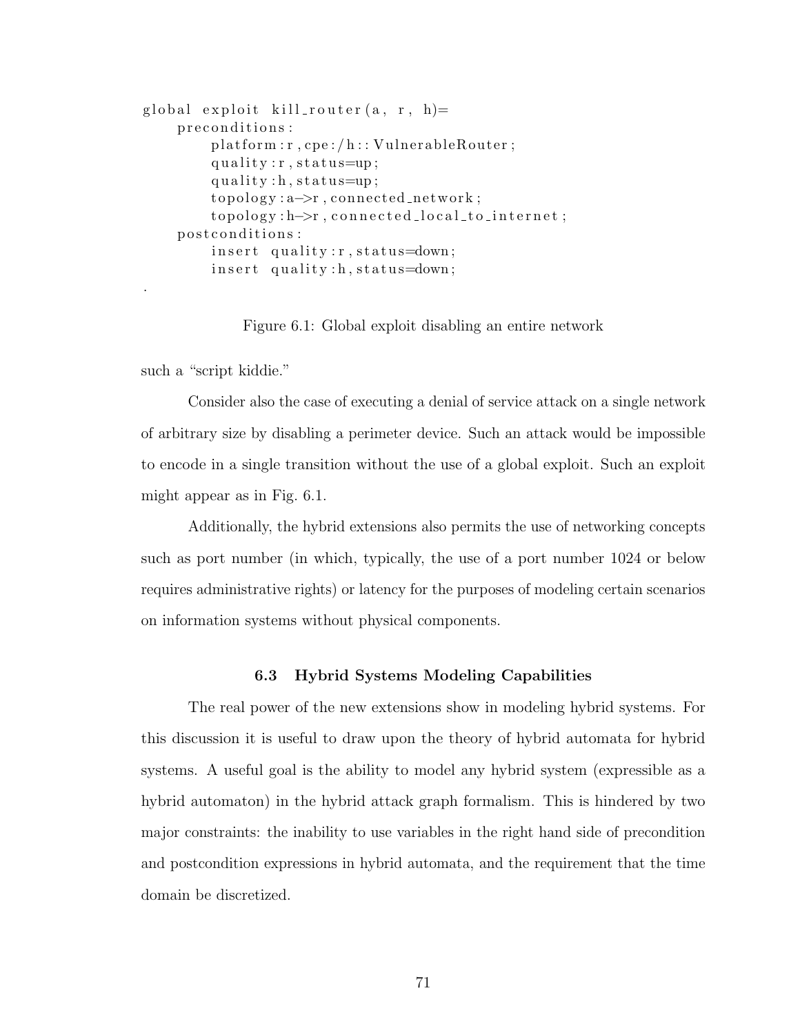```
global exploit kill_router(a, r, h)=
    preconditions:
        platform:r,cpe:/h::VulnerableRouter;
        quality:r,status=up;
        quality:h,status=up;
        topology:a->r,connected_network;
        topology:h->r,connected_local_to_internet;
    postconditions:
        insert quality:r,status=down;
        insert quality:h,status=down;
.
```

Figure 6.1: Global exploit disabling an entire network

such a "script kiddie."

Consider also the case of executing a denial of service attack on a single network of arbitrary size by disabling a perimeter device. Such an attack would be impossible to encode in a single transition without the use of a global exploit. Such an exploit might appear as in Fig. 6.1.

Additionally, the hybrid extensions also permits the use of networking concepts such as port number (in which, typically, the use of a port number 1024 or below requires administrative rights) or latency for the purposes of modeling certain scenarios on information systems without physical components.

### 6.3 Hybrid Systems Modeling Capabilities

The real power of the new extensions show in modeling hybrid systems. For this discussion it is useful to draw upon the theory of hybrid automata for hybrid systems. A useful goal is the ability to model any hybrid system (expressible as a hybrid automaton) in the hybrid attack graph formalism. This is hindered by two major constraints: the inability to use variables in the right hand side of precondition and postcondition expressions in hybrid automata, and the requirement that the time domain be discretized.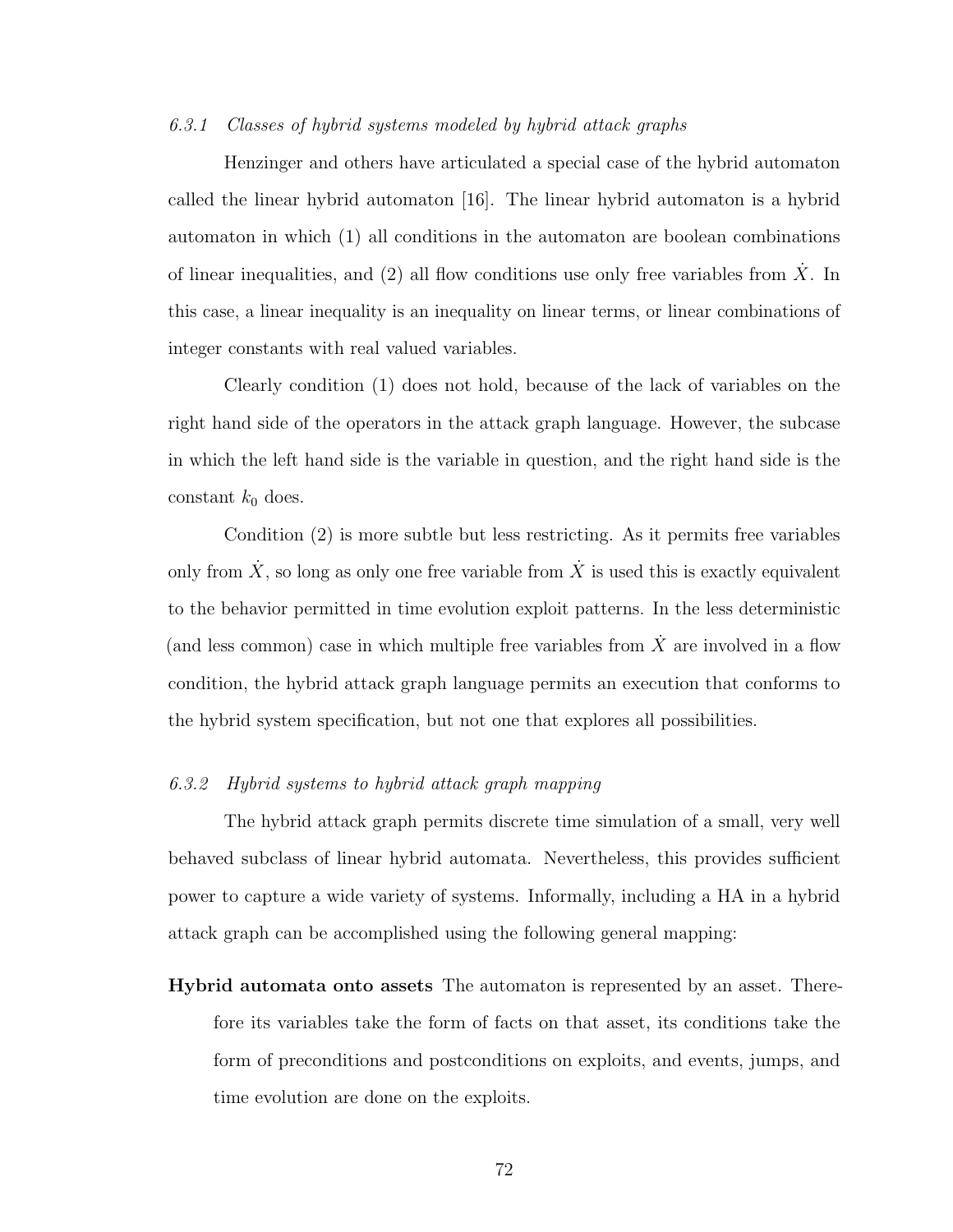### *6.3.1 Classes of hybrid systems modeled by hybrid attack graphs*

Henzinger and others have articulated a special case of the hybrid automaton called the linear hybrid automaton [16]. The linear hybrid automaton is a hybrid automaton in which (1) all conditions in the automaton are boolean combinations of linear inequalities, and (2) all flow conditions use only free variables from $\dot{X}$. In this case, a linear inequality is an inequality on linear terms, or linear combinations of integer constants with real valued variables.

Clearly condition (1) does not hold, because of the lack of variables on the right hand side of the operators in the attack graph language. However, the subcase in which the left hand side is the variable in question, and the right hand side is the constant $k_0$ does.

Condition (2) is more subtle but less restricting. As it permits free variables only from $\dot{X}$, so long as only one free variable from $\dot{X}$ is used this is exactly equivalent to the behavior permitted in time evolution exploit patterns. In the less deterministic (and less common) case in which multiple free variables from $\dot{X}$ are involved in a flow condition, the hybrid attack graph language permits an execution that conforms to the hybrid system specification, but not one that explores all possibilities.

### *6.3.2 Hybrid systems to hybrid attack graph mapping*

The hybrid attack graph permits discrete time simulation of a small, very well behaved subclass of linear hybrid automata. Nevertheless, this provides sufficient power to capture a wide variety of systems. Informally, including a HA in a hybrid attack graph can be accomplished using the following general mapping:

**Hybrid automata onto assets** The automaton is represented by an asset. Therefore its variables take the form of facts on that asset, its conditions take the form of preconditions and postconditions on exploits, and events, jumps, and time evolution are done on the exploits.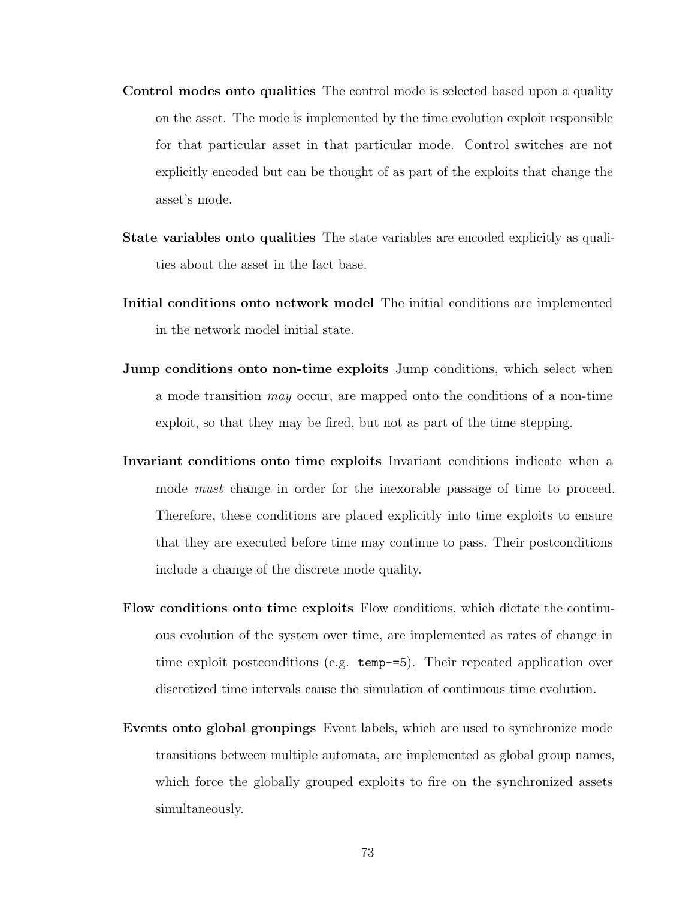**Control modes onto qualities** The control mode is selected based upon a quality on the asset. The mode is implemented by the time evolution exploit responsible for that particular asset in that particular mode. Control switches are not explicitly encoded but can be thought of as part of the exploits that change the asset's mode.

**State variables onto qualities** The state variables are encoded explicitly as qualities about the asset in the fact base.

**Initial conditions onto network model** The initial conditions are implemented in the network model initial state.

**Jump conditions onto non-time exploits** Jump conditions, which select when a mode transition *may* occur, are mapped onto the conditions of a non-time exploit, so that they may be fired, but not as part of the time stepping.

**Invariant conditions onto time exploits** Invariant conditions indicate when a mode *must* change in order for the inexorable passage of time to proceed. Therefore, these conditions are placed explicitly into time exploits to ensure that they are executed before time may continue to pass. Their postconditions include a change of the discrete mode quality.

**Flow conditions onto time exploits** Flow conditions, which dictate the continuous evolution of the system over time, are implemented as rates of change in time exploit postconditions (e.g. `temp-=5`). Their repeated application over discretized time intervals cause the simulation of continuous time evolution.

**Events onto global groupings** Event labels, which are used to synchronize mode transitions between multiple automata, are implemented as global group names, which force the globally grouped exploits to fire on the synchronized assets simultaneously.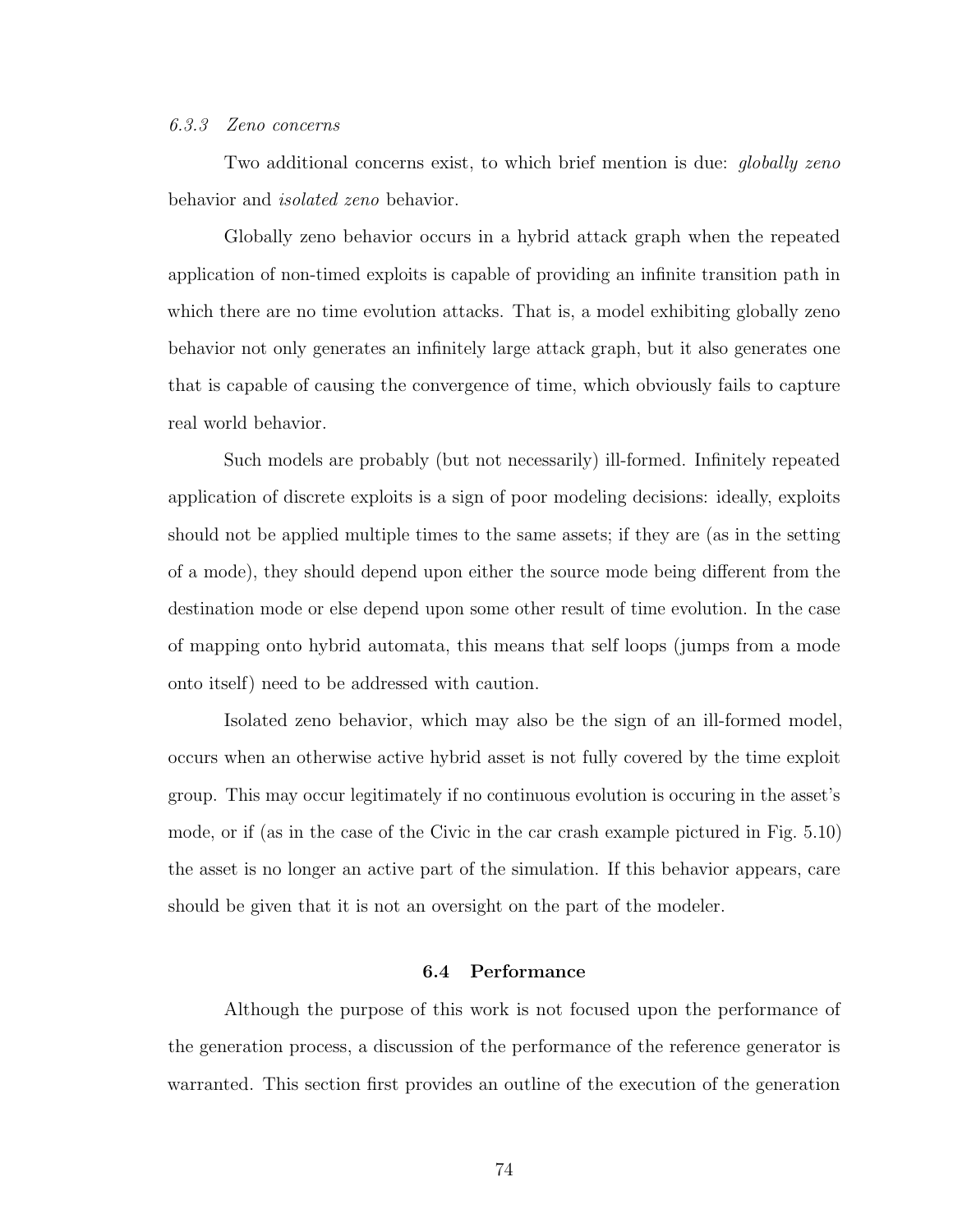#### *6.3.3 Zeno concerns*

Two additional concerns exist, to which brief mention is due: *globally zeno* behavior and *isolated zeno* behavior.

Globally zeno behavior occurs in a hybrid attack graph when the repeated application of non-timed exploits is capable of providing an infinite transition path in which there are no time evolution attacks. That is, a model exhibiting globally zeno behavior not only generates an infinitely large attack graph, but it also generates one that is capable of causing the convergence of time, which obviously fails to capture real world behavior.

Such models are probably (but not necessarily) ill-formed. Infinitely repeated application of discrete exploits is a sign of poor modeling decisions: ideally, exploits should not be applied multiple times to the same assets; if they are (as in the setting of a mode), they should depend upon either the source mode being different from the destination mode or else depend upon some other result of time evolution. In the case of mapping onto hybrid automata, this means that self loops (jumps from a mode onto itself) need to be addressed with caution.

Isolated zeno behavior, which may also be the sign of an ill-formed model, occurs when an otherwise active hybrid asset is not fully covered by the time exploit group. This may occur legitimately if no continuous evolution is occuring in the asset's mode, or if (as in the case of the Civic in the car crash example pictured in Fig. 5.10) the asset is no longer an active part of the simulation. If this behavior appears, care should be given that it is not an oversight on the part of the modeler.

### 6.4 Performance

Although the purpose of this work is not focused upon the performance of the generation process, a discussion of the performance of the reference generator is warranted. This section first provides an outline of the execution of the generation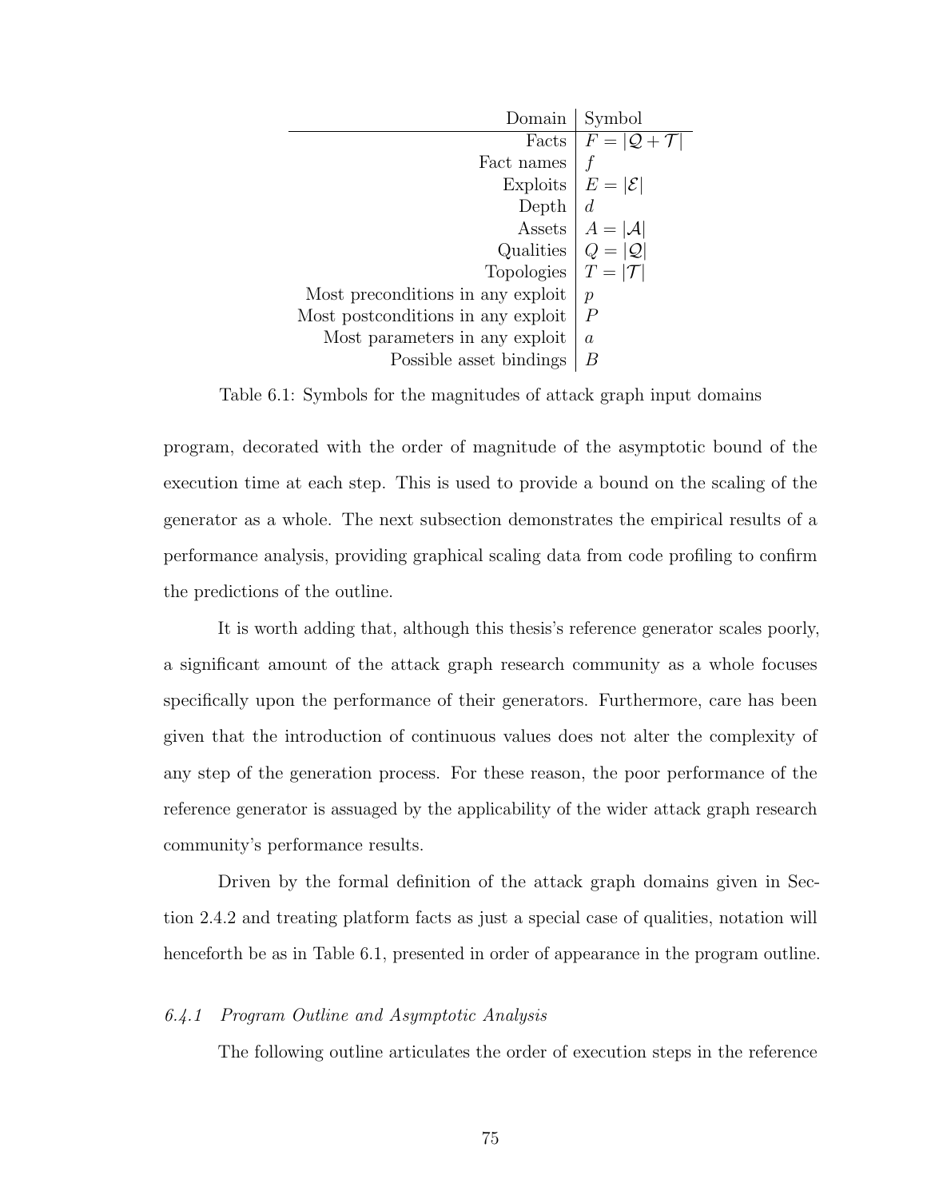| Domain | Symbol |
|---|---|
| Facts | $F = \|\mathcal{Q} + \mathcal{T}\|$ |
| Fact names | $f$ |
| Exploits | $E = \|\mathcal{E}\|$ |
| Depth | $d$ |
| Assets | $A = \|\mathcal{A}\|$ |
| Qualities | $Q = \|\mathcal{Q}\|$ |
| Topologies | $T = \|\mathcal{T}\|$ |
| Most preconditions in any exploit | $p$ |
| Most postconditions in any exploit | $P$ |
| Most parameters in any exploit | $a$ |
| Possible asset bindings | $B$ |

Table 6.1: Symbols for the magnitudes of attack graph input domains

program, decorated with the order of magnitude of the asymptotic bound of the execution time at each step. This is used to provide a bound on the scaling of the generator as a whole. The next subsection demonstrates the empirical results of a performance analysis, providing graphical scaling data from code profiling to confirm the predictions of the outline.

It is worth adding that, although this thesis's reference generator scales poorly, a significant amount of the attack graph research community as a whole focuses specifically upon the performance of their generators. Furthermore, care has been given that the introduction of continuous values does not alter the complexity of any step of the generation process. For these reason, the poor performance of the reference generator is assuaged by the applicability of the wider attack graph research community's performance results.

Driven by the formal definition of the attack graph domains given in Section 2.4.2 and treating platform facts as just a special case of qualities, notation will henceforth be as in Table 6.1, presented in order of appearance in the program outline.

### *6.4.1 Program Outline and Asymptotic Analysis*

The following outline articulates the order of execution steps in the reference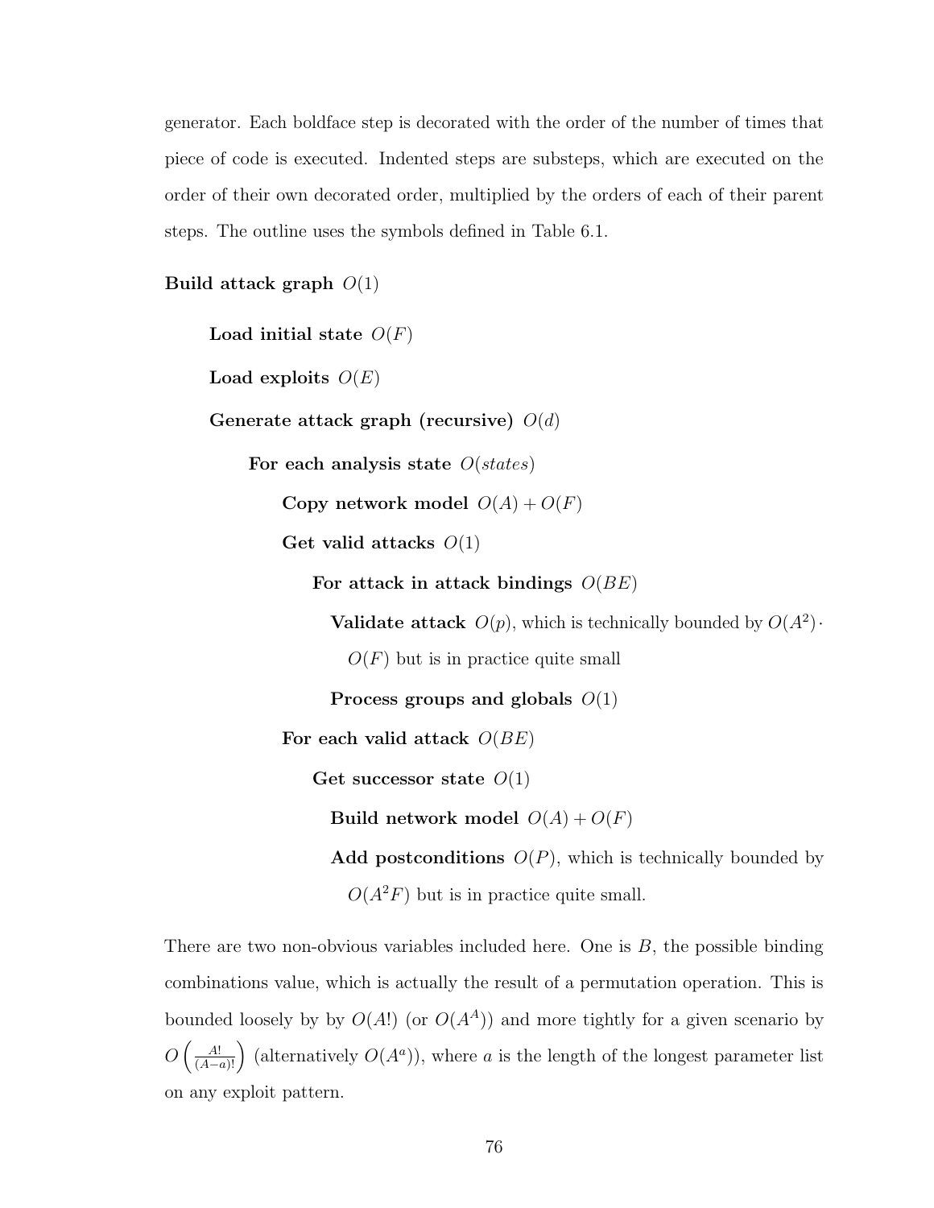generator. Each boldface step is decorated with the order of the number of times that piece of code is executed. Indented steps are substeps, which are executed on the order of their own decorated order, multiplied by the orders of each of their parent steps. The outline uses the symbols defined in Table 6.1.

- **Build attack graph** $O(1)$
  - **Load initial state** $O(F)$
  - **Load exploits** $O(E)$
  - **Generate attack graph (recursive)** $O(d)$
    - **For each analysis state** $O(states)$
      - **Copy network model** $O(A) + O(F)$
      - **Get valid attacks** $O(1)$
        - **For attack in attack bindings** $O(BE)$
          - **Validate attack** $O(p)$, which is technically bounded by $O(A^2) \cdot O(F)$ but is in practice quite small
          - **Process groups and globals** $O(1)$
      - **For each valid attack** $O(BE)$
        - **Get successor state** $O(1)$
          - **Build network model** $O(A) + O(F)$
          - **Add postconditions** $O(P)$, which is technically bounded by $O(A^2F)$ but is in practice quite small.

There are two non-obvious variables included here. One is $B$, the possible binding combinations value, which is actually the result of a permutation operation. This is bounded loosely by by $O(A!)$ (or $O(A^A)$) and more tightly for a given scenario by $O\left(\frac{A!}{(A-a)!}\right)$ (alternatively $O(A^a)$), where $a$ is the length of the longest parameter list on any exploit pattern.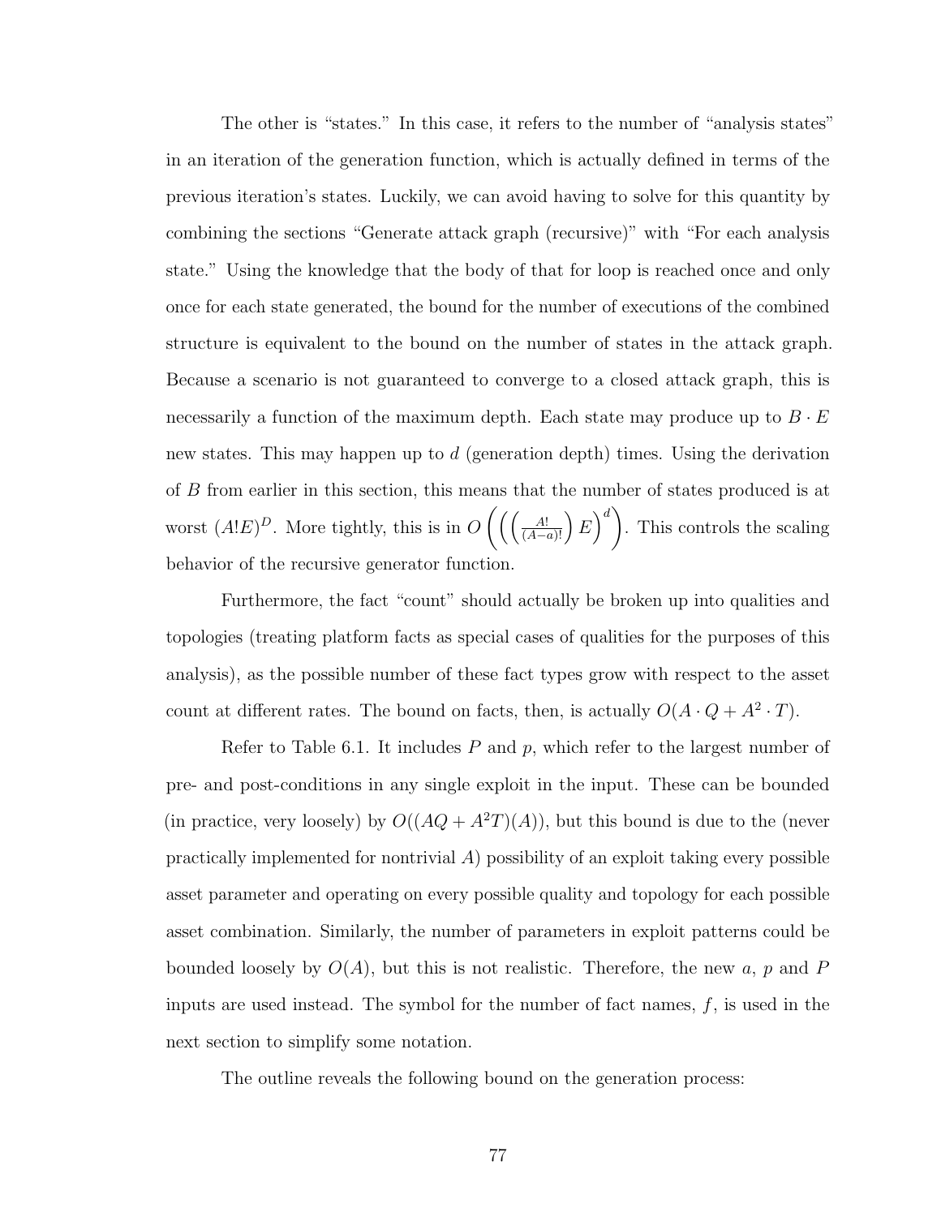The other is "states." In this case, it refers to the number of "analysis states" in an iteration of the generation function, which is actually defined in terms of the previous iteration's states. Luckily, we can avoid having to solve for this quantity by combining the sections "Generate attack graph (recursive)" with "For each analysis state." Using the knowledge that the body of that for loop is reached once and only once for each state generated, the bound for the number of executions of the combined structure is equivalent to the bound on the number of states in the attack graph. Because a scenario is not guaranteed to converge to a closed attack graph, this is necessarily a function of the maximum depth. Each state may produce up to $B \cdot E$ new states. This may happen up to $d$ (generation depth) times. Using the derivation of $B$ from earlier in this section, this means that the number of states produced is at worst $(A!E)^D$. More tightly, this is in $O\left(\left(\left(\frac{A!}{(A-a)!}\right)E\right)^d\right)$. This controls the scaling behavior of the recursive generator function.

Furthermore, the fact "count" should actually be broken up into qualities and topologies (treating platform facts as special cases of qualities for the purposes of this analysis), as the possible number of these fact types grow with respect to the asset count at different rates. The bound on facts, then, is actually $O(A \cdot Q + A^2 \cdot T)$.

Refer to Table 6.1. It includes $P$ and $p$, which refer to the largest number of pre- and post-conditions in any single exploit in the input. These can be bounded (in practice, very loosely) by $O((AQ + A^2T)(A))$, but this bound is due to the (never practically implemented for nontrivial $A$) possibility of an exploit taking every possible asset parameter and operating on every possible quality and topology for each possible asset combination. Similarly, the number of parameters in exploit patterns could be bounded loosely by $O(A)$, but this is not realistic. Therefore, the new $a$, $p$ and $P$ inputs are used instead. The symbol for the number of fact names, $f$, is used in the next section to simplify some notation.

The outline reveals the following bound on the generation process: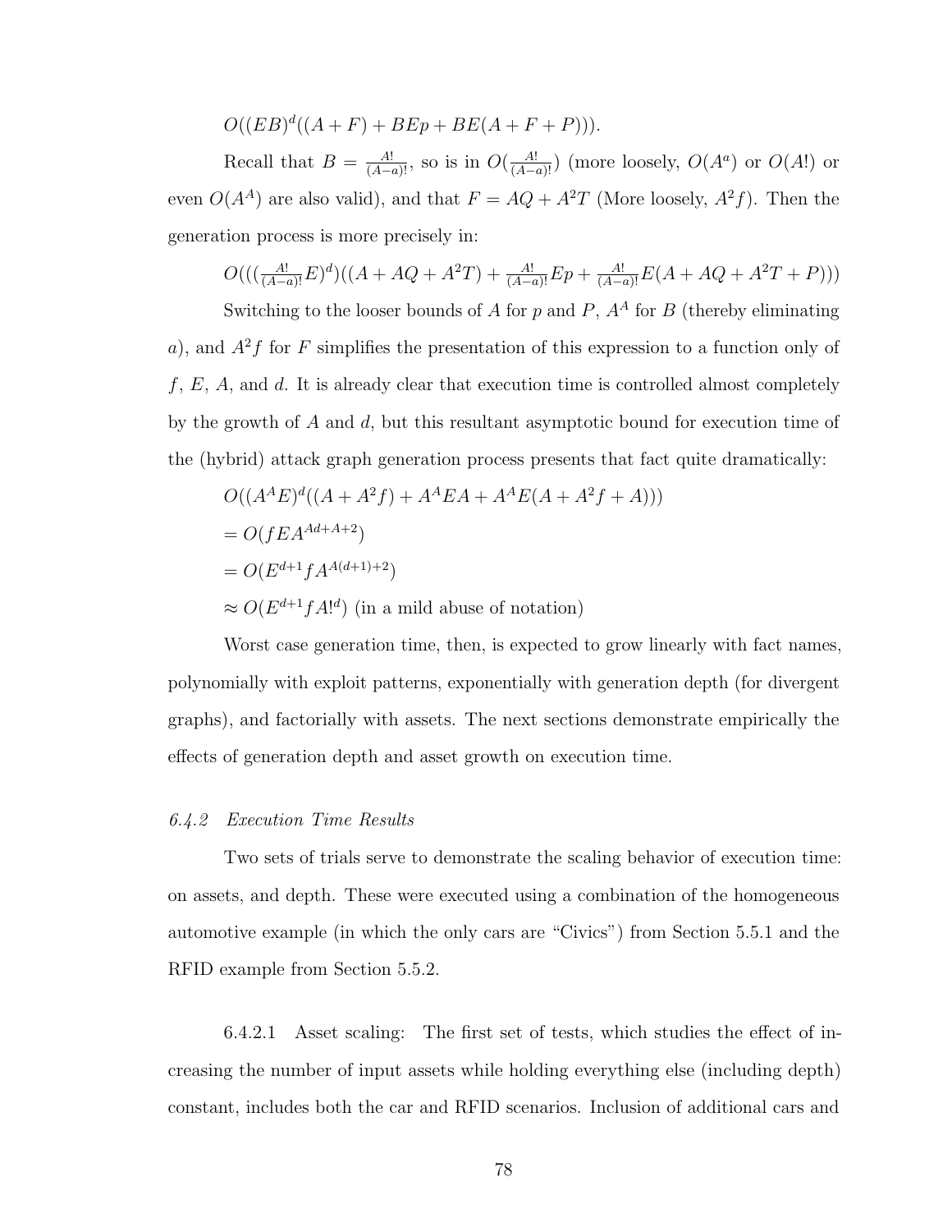$O((EB)^d((A+F)+BEp+BE(A+F+P)))$.

Recall that $B = \frac{A!}{(A-a)!}$, so is in $O(\frac{A!}{(A-a)!})$ (more loosely, $O(A^a)$ or $O(A!)$ or even $O(A^A)$ are also valid), and that $F = AQ + A^2T$ (More loosely, $A^2f$). Then the generation process is more precisely in:

$O(((\frac{A!}{(A-a)!}E)^d)((A+AQ+A^2T)+\frac{A!}{(A-a)!}Ep+\frac{A!}{(A-a)!}E(A+AQ+A^2T+P)))$

Switching to the looser bounds of $A$ for $p$ and $P$, $A^A$ for $B$ (thereby eliminating $a$), and $A^2f$ for $F$ simplifies the presentation of this expression to a function only of $f$, $E$, $A$, and $d$. It is already clear that execution time is controlled almost completely by the growth of $A$ and $d$, but this resultant asymptotic bound for execution time of the (hybrid) attack graph generation process presents that fact quite dramatically:

$O((A^AE)^d((A+A^2f)+A^AEA+A^AE(A+A^2f+A)))$

$= O(fEA^{Ad+A+2})$

$= O(E^{d+1}fA^{A(d+1)+2})$

$\approx O(E^{d+1}fA!^d)$ (in a mild abuse of notation)

Worst case generation time, then, is expected to grow linearly with fact names, polynomially with exploit patterns, exponentially with generation depth (for divergent graphs), and factorially with assets. The next sections demonstrate empirically the effects of generation depth and asset growth on execution time.

### *6.4.2 Execution Time Results*

Two sets of trials serve to demonstrate the scaling behavior of execution time: on assets, and depth. These were executed using a combination of the homogeneous automotive example (in which the only cars are "Civics") from Section 5.5.1 and the RFID example from Section 5.5.2.

6.4.2.1 Asset scaling: The first set of tests, which studies the effect of increasing the number of input assets while holding everything else (including depth) constant, includes both the car and RFID scenarios. Inclusion of additional cars and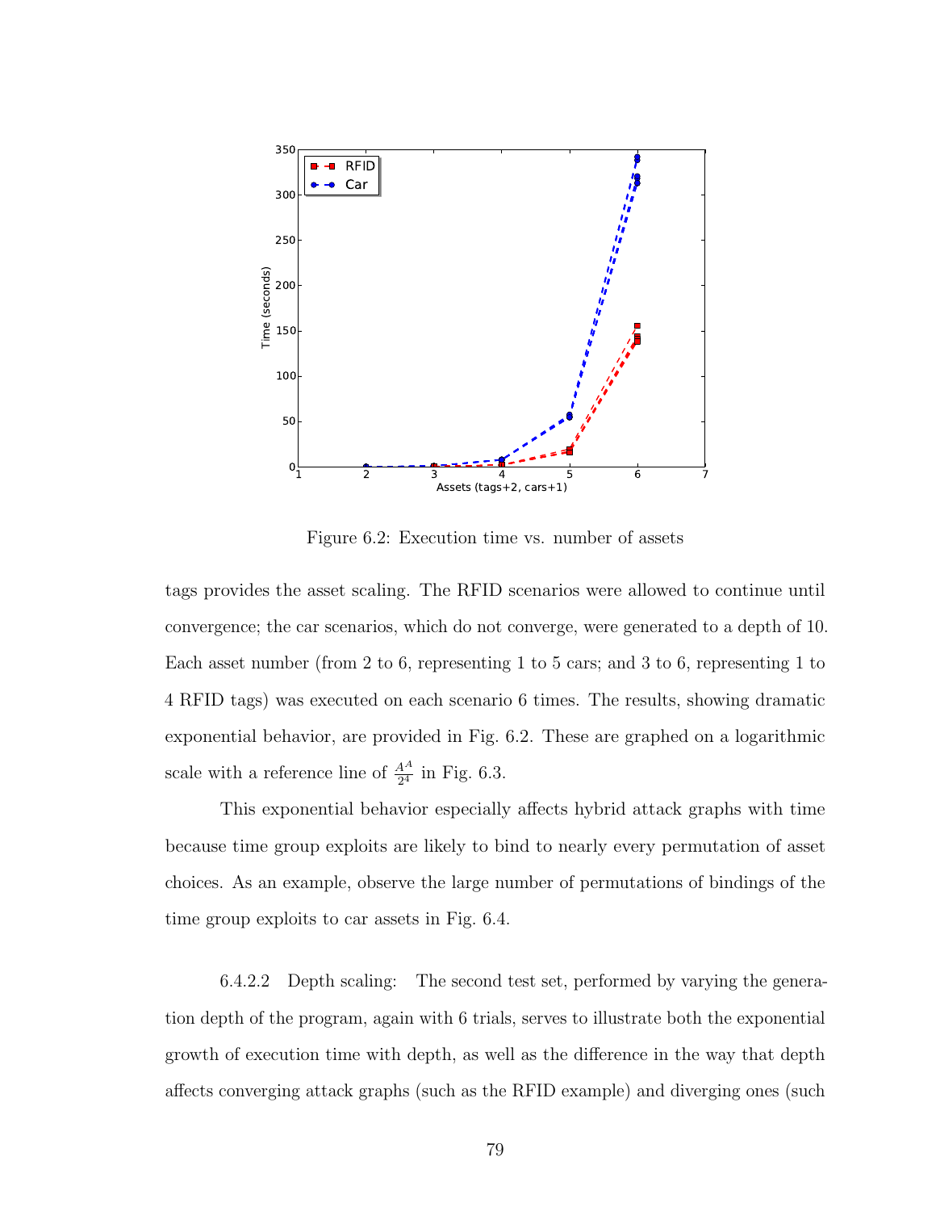350
300
250
200
150
100
50
0

Time (seconds)

1 2 3 4 5 6 7

Assets (tags+2, cars+1)

RFID
Car

Figure 6.2: Execution time vs. number of assets

tags provides the asset scaling. The RFID scenarios were allowed to continue until convergence; the car scenarios, which do not converge, were generated to a depth of 10. Each asset number (from 2 to 6, representing 1 to 5 cars; and 3 to 6, representing 1 to 4 RFID tags) was executed on each scenario 6 times. The results, showing dramatic exponential behavior, are provided in Fig. 6.2. These are graphed on a logarithmic scale with a reference line of $\frac{A^A}{2^4}$ in Fig. 6.3.

This exponential behavior especially affects hybrid attack graphs with time because time group exploits are likely to bind to nearly every permutation of asset choices. As an example, observe the large number of permutations of bindings of the time group exploits to car assets in Fig. 6.4.

6.4.2.2 Depth scaling: The second test set, performed by varying the generation depth of the program, again with 6 trials, serves to illustrate both the exponential growth of execution time with depth, as well as the difference in the way that depth affects converging attack graphs (such as the RFID example) and diverging ones (such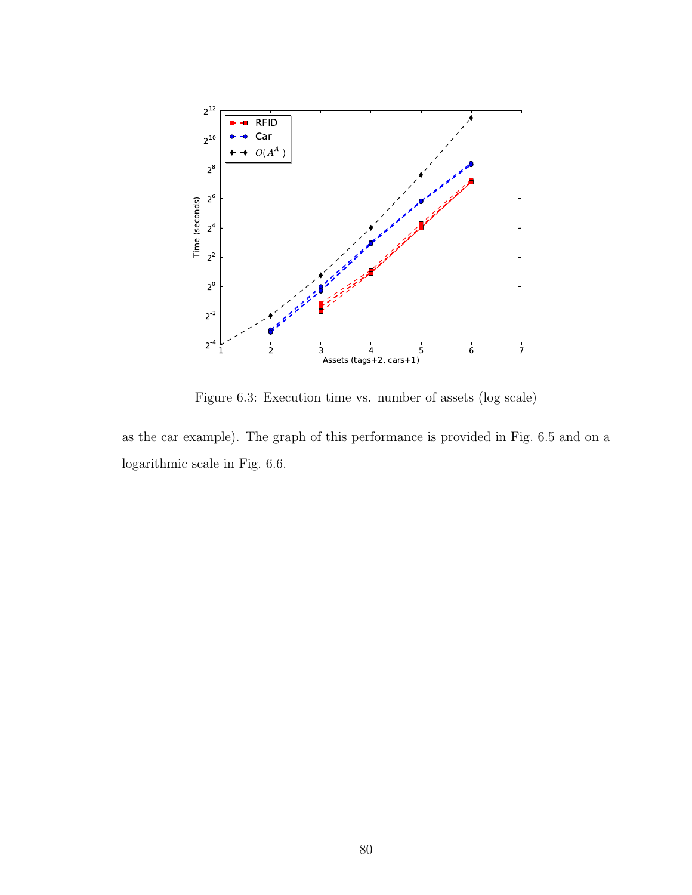$2^{12}$
$2^{10}$
$2^{8}$
$2^{6}$
$2^{4}$
$2^{2}$
$2^{0}$
$2^{-2}$
$2^{-4}$

Time (seconds)

1 2 3 4 5 6 7

Assets (tags+2, cars+1)

RFID
Car
$O(A^A)$

Figure 6.3: Execution time vs. number of assets (log scale)

as the car example). The graph of this performance is provided in Fig. 6.5 and on a logarithmic scale in Fig. 6.6.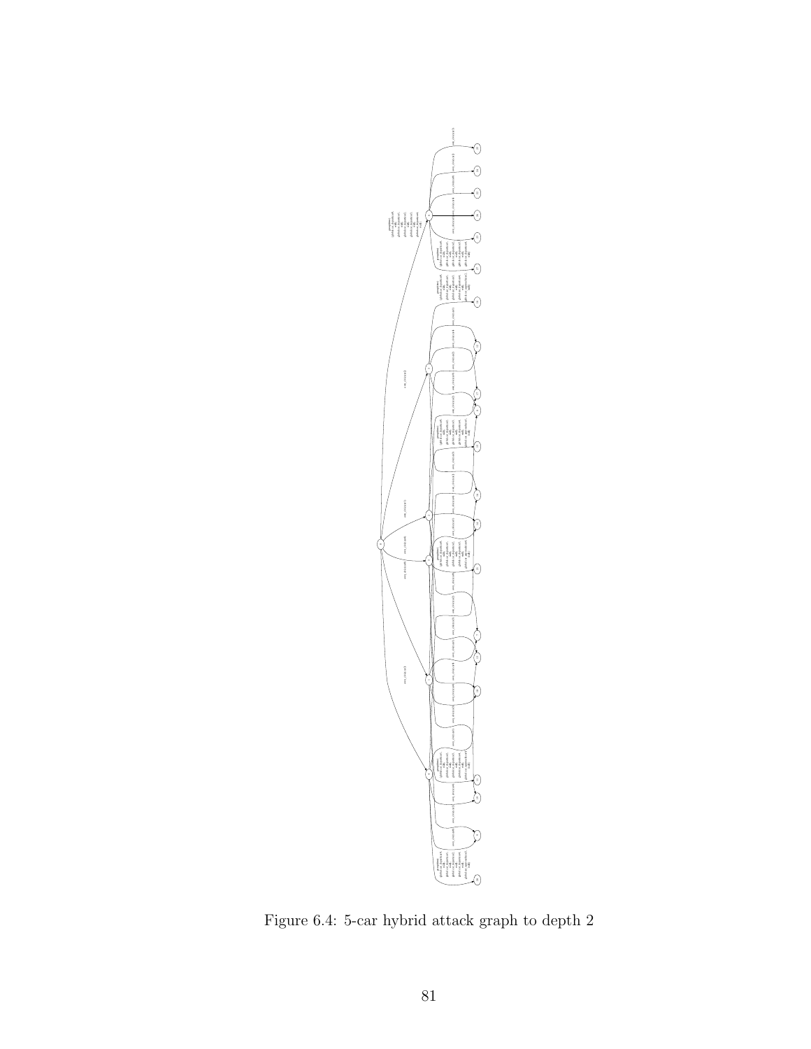Figure 6.4: 5-car hybrid attack graph to depth 2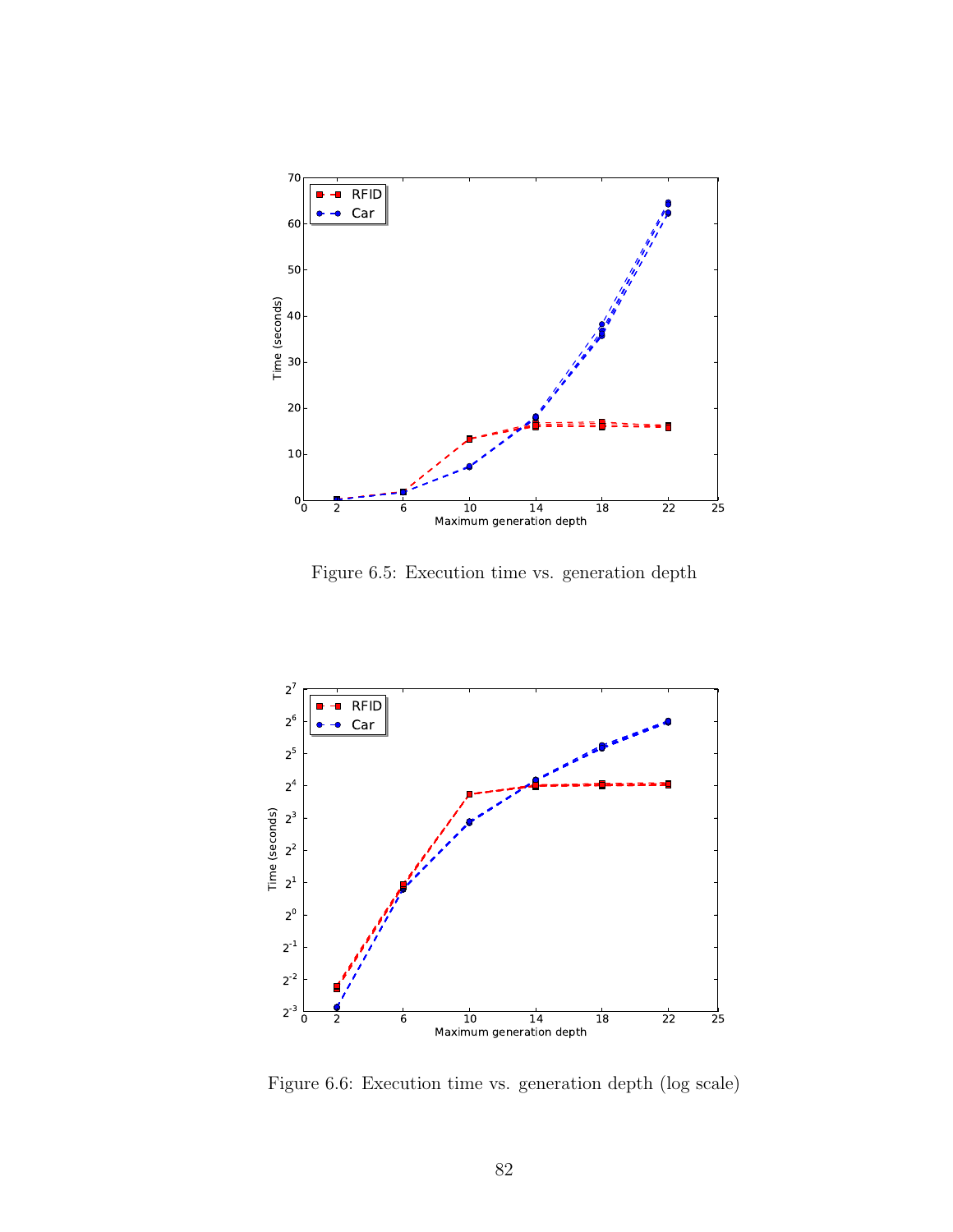RFID
Car
Time (seconds)
70
60
50
40
30
20
10
0
0 2 6 10 14 18 22 25
Maximum generation depth

Figure 6.5: Execution time vs. generation depth

RFID
Car
Time (seconds)
$2^7$
$2^6$
$2^5$
$2^4$
$2^3$
$2^2$
$2^1$
$2^0$
$2^{-1}$
$2^{-2}$
$2^{-3}$
0 2 6 10 14 18 22 25
Maximum generation depth

Figure 6.6: Execution time vs. generation depth (log scale)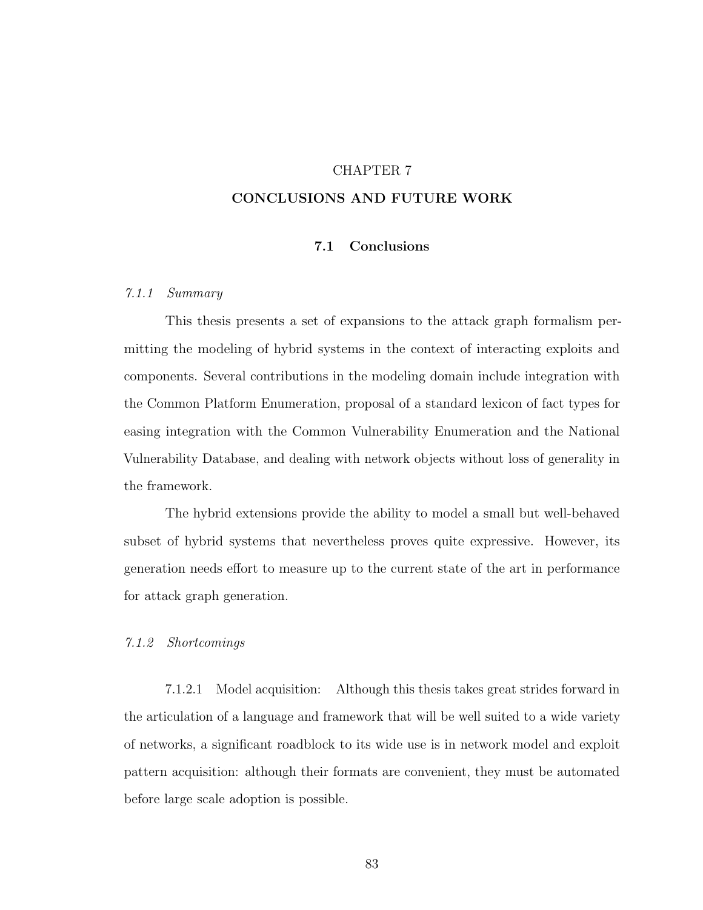# CHAPTER 7

# CONCLUSIONS AND FUTURE WORK

## 7.1 Conclusions

### *7.1.1 Summary*

This thesis presents a set of expansions to the attack graph formalism permitting the modeling of hybrid systems in the context of interacting exploits and components. Several contributions in the modeling domain include integration with the Common Platform Enumeration, proposal of a standard lexicon of fact types for easing integration with the Common Vulnerability Enumeration and the National Vulnerability Database, and dealing with network objects without loss of generality in the framework.

The hybrid extensions provide the ability to model a small but well-behaved subset of hybrid systems that nevertheless proves quite expressive. However, its generation needs effort to measure up to the current state of the art in performance for attack graph generation.

### *7.1.2 Shortcomings*

7.1.2.1 Model acquisition: Although this thesis takes great strides forward in the articulation of a language and framework that will be well suited to a wide variety of networks, a significant roadblock to its wide use is in network model and exploit pattern acquisition: although their formats are convenient, they must be automated before large scale adoption is possible.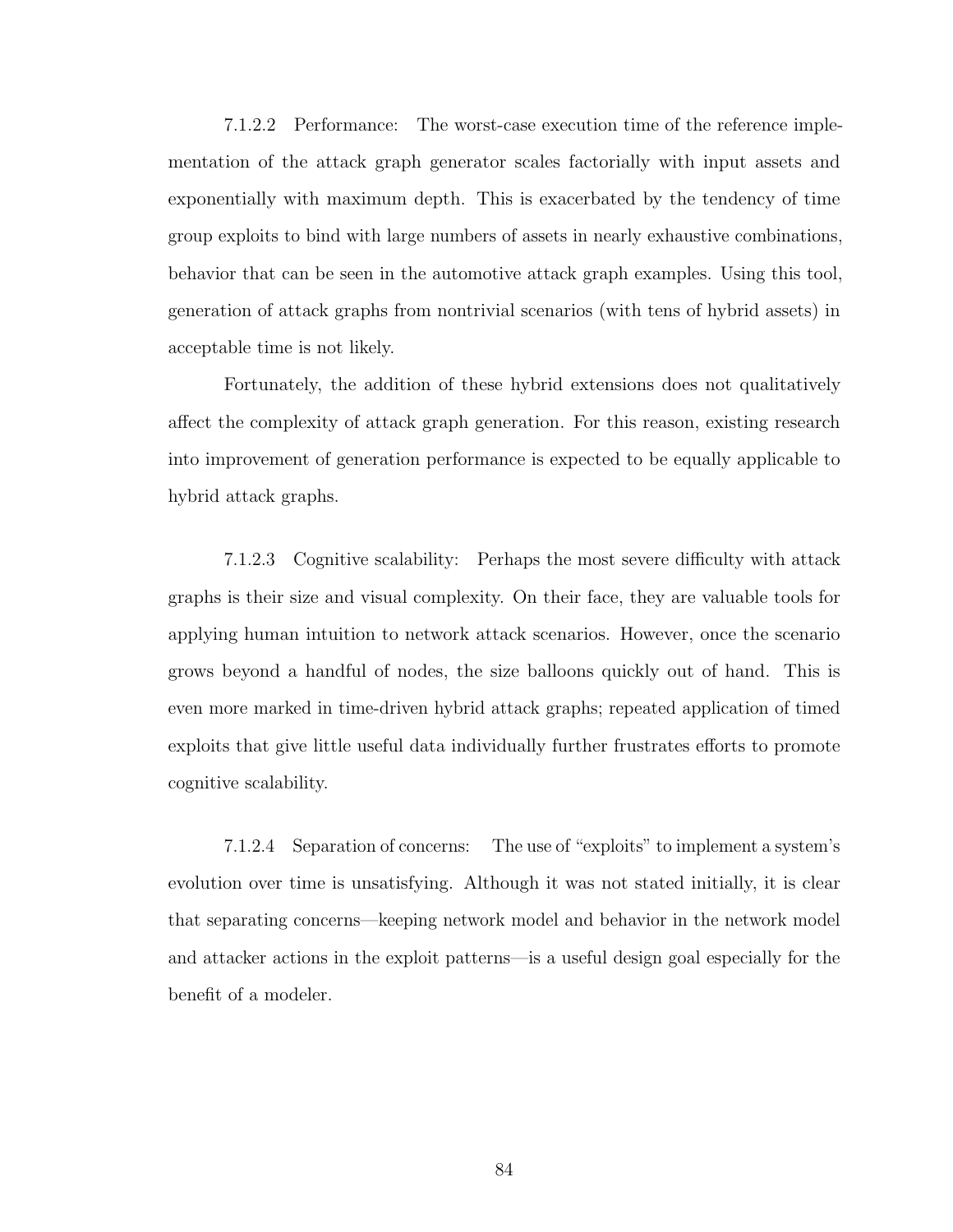#### 7.1.2.2 Performance:

The worst-case execution time of the reference implementation of the attack graph generator scales factorially with input assets and exponentially with maximum depth. This is exacerbated by the tendency of time group exploits to bind with large numbers of assets in nearly exhaustive combinations, behavior that can be seen in the automotive attack graph examples. Using this tool, generation of attack graphs from nontrivial scenarios (with tens of hybrid assets) in acceptable time is not likely.

Fortunately, the addition of these hybrid extensions does not qualitatively affect the complexity of attack graph generation. For this reason, existing research into improvement of generation performance is expected to be equally applicable to hybrid attack graphs.

#### 7.1.2.3 Cognitive scalability:

Perhaps the most severe difficulty with attack graphs is their size and visual complexity. On their face, they are valuable tools for applying human intuition to network attack scenarios. However, once the scenario grows beyond a handful of nodes, the size balloons quickly out of hand. This is even more marked in time-driven hybrid attack graphs; repeated application of timed exploits that give little useful data individually further frustrates efforts to promote cognitive scalability.

#### 7.1.2.4 Separation of concerns:

The use of "exploits" to implement a system's evolution over time is unsatisfying. Although it was not stated initially, it is clear that separating concerns—keeping network model and behavior in the network model and attacker actions in the exploit patterns—is a useful design goal especially for the benefit of a modeler.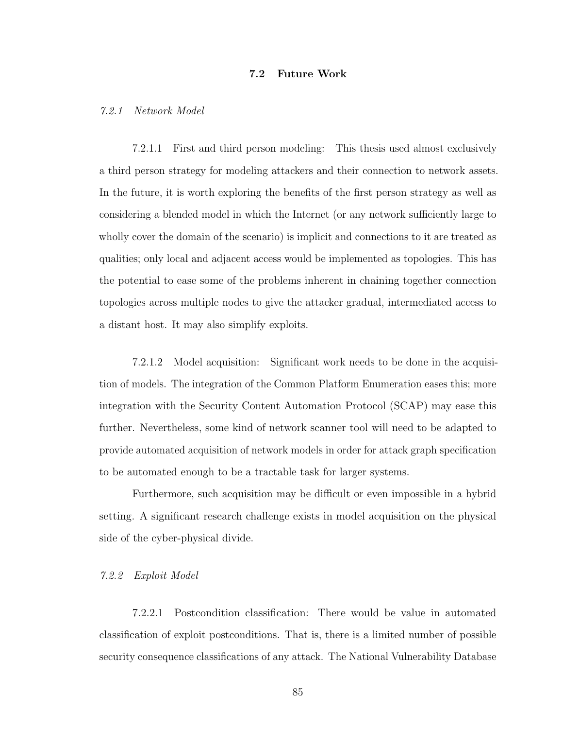## 7.2 Future Work

### *7.2.1 Network Model*

7.2.1.1 First and third person modeling: This thesis used almost exclusively a third person strategy for modeling attackers and their connection to network assets. In the future, it is worth exploring the benefits of the first person strategy as well as considering a blended model in which the Internet (or any network sufficiently large to wholly cover the domain of the scenario) is implicit and connections to it are treated as qualities; only local and adjacent access would be implemented as topologies. This has the potential to ease some of the problems inherent in chaining together connection topologies across multiple nodes to give the attacker gradual, intermediated access to a distant host. It may also simplify exploits.

7.2.1.2 Model acquisition: Significant work needs to be done in the acquisition of models. The integration of the Common Platform Enumeration eases this; more integration with the Security Content Automation Protocol (SCAP) may ease this further. Nevertheless, some kind of network scanner tool will need to be adapted to provide automated acquisition of network models in order for attack graph specification to be automated enough to be a tractable task for larger systems.

Furthermore, such acquisition may be difficult or even impossible in a hybrid setting. A significant research challenge exists in model acquisition on the physical side of the cyber-physical divide.

### *7.2.2 Exploit Model*

7.2.2.1 Postcondition classification: There would be value in automated classification of exploit postconditions. That is, there is a limited number of possible security consequence classifications of any attack. The National Vulnerability Database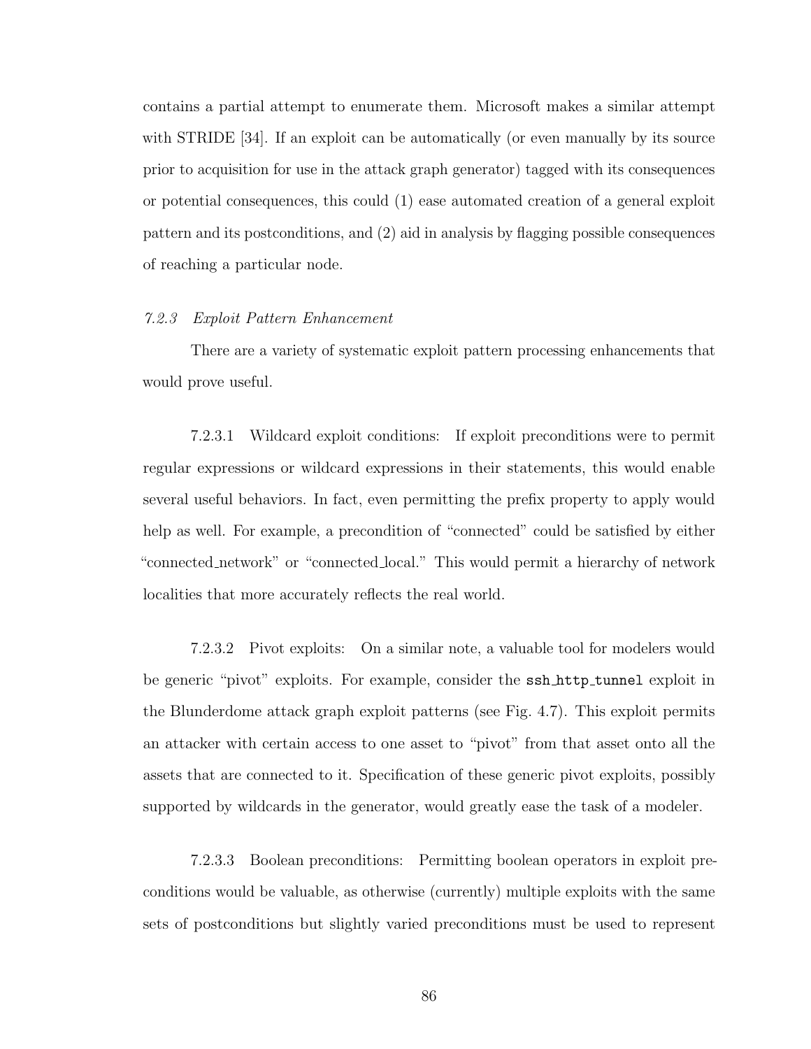contains a partial attempt to enumerate them. Microsoft makes a similar attempt with STRIDE [34]. If an exploit can be automatically (or even manually by its source prior to acquisition for use in the attack graph generator) tagged with its consequences or potential consequences, this could (1) ease automated creation of a general exploit pattern and its postconditions, and (2) aid in analysis by flagging possible consequences of reaching a particular node.

### *7.2.3 Exploit Pattern Enhancement*

There are a variety of systematic exploit pattern processing enhancements that would prove useful.

7.2.3.1 Wildcard exploit conditions: If exploit preconditions were to permit regular expressions or wildcard expressions in their statements, this would enable several useful behaviors. In fact, even permitting the prefix property to apply would help as well. For example, a precondition of "connected" could be satisfied by either "connected_network" or "connected_local." This would permit a hierarchy of network localities that more accurately reflects the real world.

7.2.3.2 Pivot exploits: On a similar note, a valuable tool for modelers would be generic "pivot" exploits. For example, consider the `ssh_http_tunnel` exploit in the Blunderdome attack graph exploit patterns (see Fig. 4.7). This exploit permits an attacker with certain access to one asset to "pivot" from that asset onto all the assets that are connected to it. Specification of these generic pivot exploits, possibly supported by wildcards in the generator, would greatly ease the task of a modeler.

7.2.3.3 Boolean preconditions: Permitting boolean operators in exploit preconditions would be valuable, as otherwise (currently) multiple exploits with the same sets of postconditions but slightly varied preconditions must be used to represent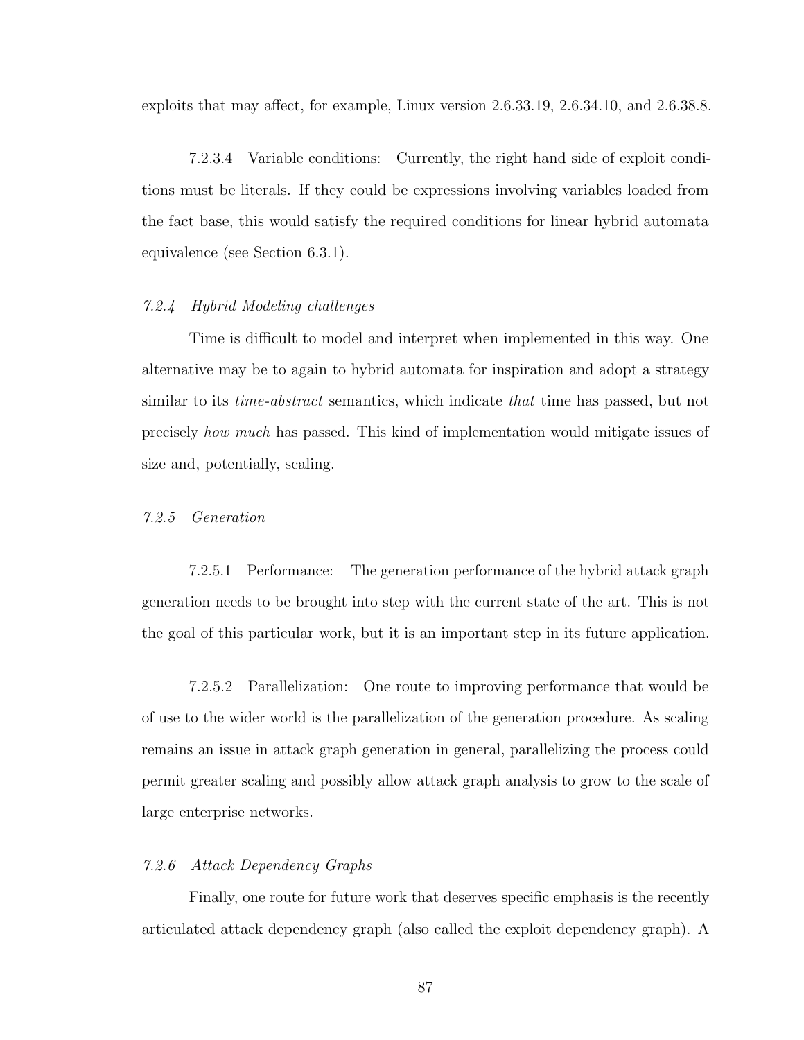exploits that may affect, for example, Linux version 2.6.33.19, 2.6.34.10, and 2.6.38.8.

7.2.3.4 Variable conditions: Currently, the right hand side of exploit conditions must be literals. If they could be expressions involving variables loaded from the fact base, this would satisfy the required conditions for linear hybrid automata equivalence (see Section 6.3.1).

#### *7.2.4 Hybrid Modeling challenges*

Time is difficult to model and interpret when implemented in this way. One alternative may be to again to hybrid automata for inspiration and adopt a strategy similar to its *time-abstract* semantics, which indicate *that* time has passed, but not precisely *how much* has passed. This kind of implementation would mitigate issues of size and, potentially, scaling.

#### *7.2.5 Generation*

7.2.5.1 Performance: The generation performance of the hybrid attack graph generation needs to be brought into step with the current state of the art. This is not the goal of this particular work, but it is an important step in its future application.

7.2.5.2 Parallelization: One route to improving performance that would be of use to the wider world is the parallelization of the generation procedure. As scaling remains an issue in attack graph generation in general, parallelizing the process could permit greater scaling and possibly allow attack graph analysis to grow to the scale of large enterprise networks.

#### *7.2.6 Attack Dependency Graphs*

Finally, one route for future work that deserves specific emphasis is the recently articulated attack dependency graph (also called the exploit dependency graph). A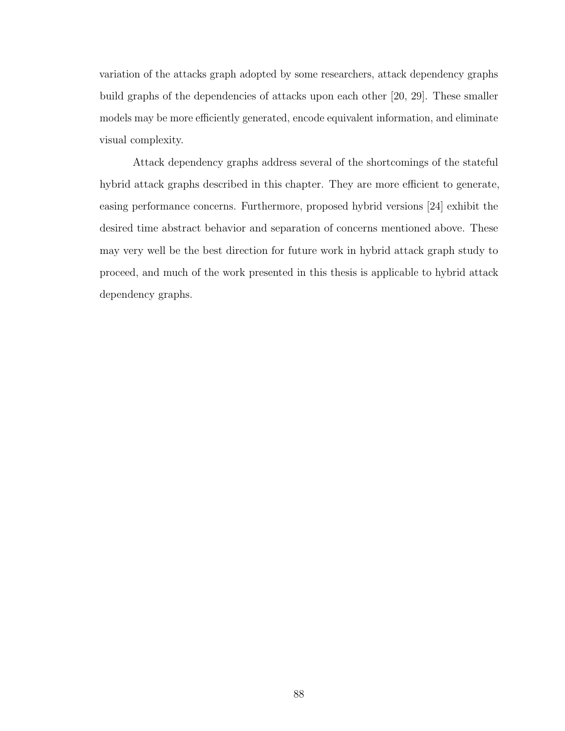variation of the attacks graph adopted by some researchers, attack dependency graphs build graphs of the dependencies of attacks upon each other [20, 29]. These smaller models may be more efficiently generated, encode equivalent information, and eliminate visual complexity.

Attack dependency graphs address several of the shortcomings of the stateful hybrid attack graphs described in this chapter. They are more efficient to generate, easing performance concerns. Furthermore, proposed hybrid versions [24] exhibit the desired time abstract behavior and separation of concerns mentioned above. These may very well be the best direction for future work in hybrid attack graph study to proceed, and much of the work presented in this thesis is applicable to hybrid attack dependency graphs.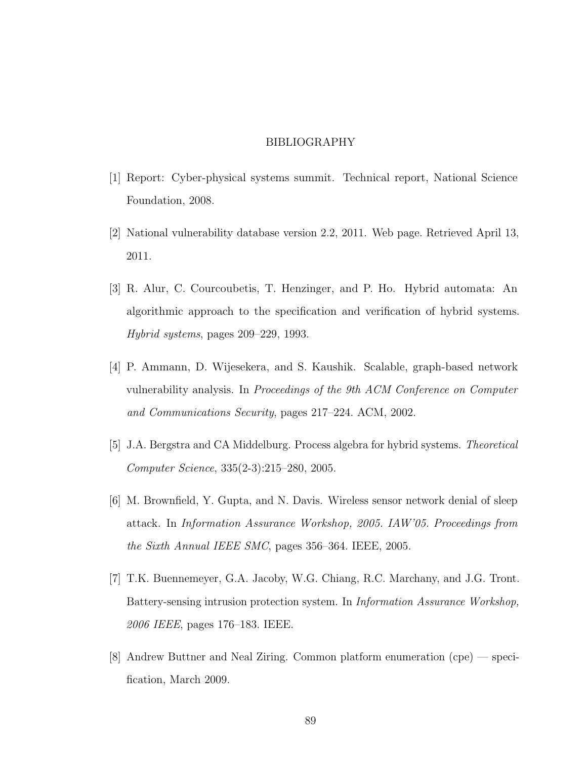# BIBLIOGRAPHY

[1] Report: Cyber-physical systems summit. Technical report, National Science Foundation, 2008.

[2] National vulnerability database version 2.2, 2011. Web page. Retrieved April 13, 2011.

[3] R. Alur, C. Courcoubetis, T. Henzinger, and P. Ho. Hybrid automata: An algorithmic approach to the specification and verification of hybrid systems. *Hybrid systems*, pages 209–229, 1993.

[4] P. Ammann, D. Wijesekera, and S. Kaushik. Scalable, graph-based network vulnerability analysis. In *Proceedings of the 9th ACM Conference on Computer and Communications Security*, pages 217–224. ACM, 2002.

[5] J.A. Bergstra and CA Middelburg. Process algebra for hybrid systems. *Theoretical Computer Science*, 335(2-3):215–280, 2005.

[6] M. Brownfield, Y. Gupta, and N. Davis. Wireless sensor network denial of sleep attack. In *Information Assurance Workshop, 2005. IAW'05. Proceedings from the Sixth Annual IEEE SMC*, pages 356–364. IEEE, 2005.

[7] T.K. Buennemeyer, G.A. Jacoby, W.G. Chiang, R.C. Marchany, and J.G. Tront. Battery-sensing intrusion protection system. In *Information Assurance Workshop, 2006 IEEE*, pages 176–183. IEEE.

[8] Andrew Buttner and Neal Ziring. Common platform enumeration (cpe) — specification, March 2009.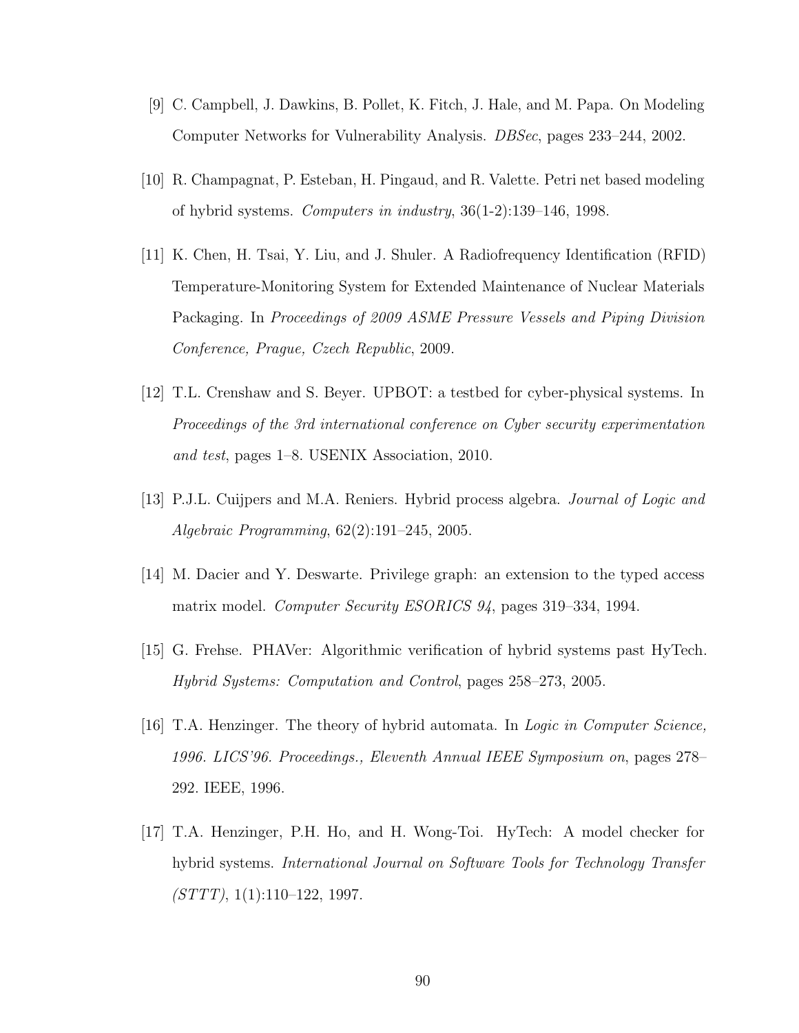[9] C. Campbell, J. Dawkins, B. Pollet, K. Fitch, J. Hale, and M. Papa. On Modeling Computer Networks for Vulnerability Analysis. *DBSec*, pages 233–244, 2002.

[10] R. Champagnat, P. Esteban, H. Pingaud, and R. Valette. Petri net based modeling of hybrid systems. *Computers in industry*, 36(1-2):139–146, 1998.

[11] K. Chen, H. Tsai, Y. Liu, and J. Shuler. A Radiofrequency Identification (RFID) Temperature-Monitoring System for Extended Maintenance of Nuclear Materials Packaging. In *Proceedings of 2009 ASME Pressure Vessels and Piping Division Conference, Prague, Czech Republic*, 2009.

[12] T.L. Crenshaw and S. Beyer. UPBOT: a testbed for cyber-physical systems. In *Proceedings of the 3rd international conference on Cyber security experimentation and test*, pages 1–8. USENIX Association, 2010.

[13] P.J.L. Cuijpers and M.A. Reniers. Hybrid process algebra. *Journal of Logic and Algebraic Programming*, 62(2):191–245, 2005.

[14] M. Dacier and Y. Deswarte. Privilege graph: an extension to the typed access matrix model. *Computer Security ESORICS 94*, pages 319–334, 1994.

[15] G. Frehse. PHAVer: Algorithmic verification of hybrid systems past HyTech. *Hybrid Systems: Computation and Control*, pages 258–273, 2005.

[16] T.A. Henzinger. The theory of hybrid automata. In *Logic in Computer Science, 1996. LICS'96. Proceedings., Eleventh Annual IEEE Symposium on*, pages 278–292. IEEE, 1996.

[17] T.A. Henzinger, P.H. Ho, and H. Wong-Toi. HyTech: A model checker for hybrid systems. *International Journal on Software Tools for Technology Transfer (STTT)*, 1(1):110–122, 1997.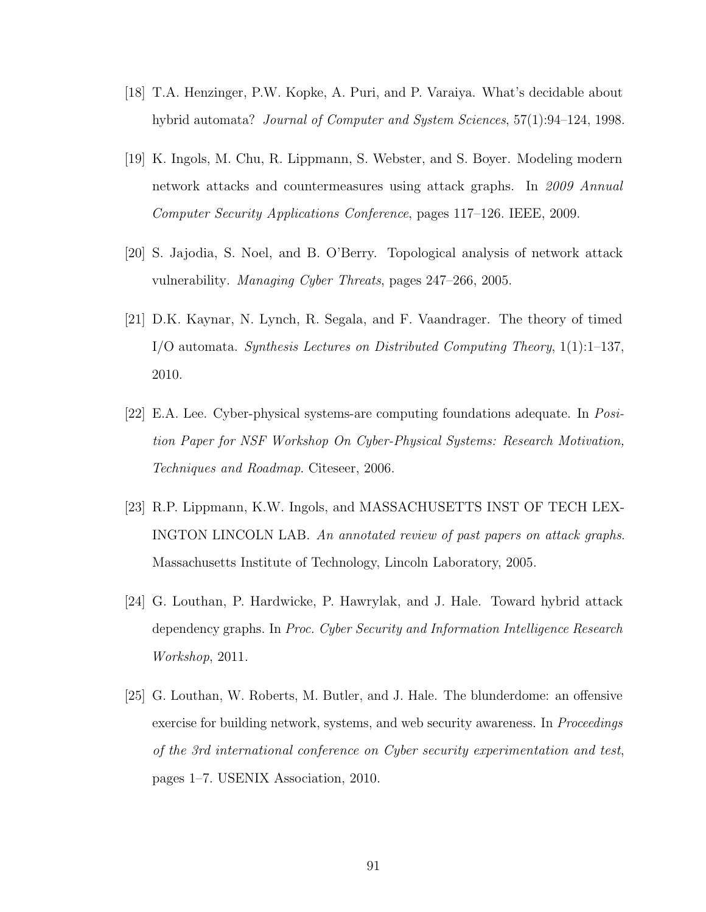[18] T.A. Henzinger, P.W. Kopke, A. Puri, and P. Varaiya. What's decidable about hybrid automata? *Journal of Computer and System Sciences*, 57(1):94–124, 1998.

[19] K. Ingols, M. Chu, R. Lippmann, S. Webster, and S. Boyer. Modeling modern network attacks and countermeasures using attack graphs. In *2009 Annual Computer Security Applications Conference*, pages 117–126. IEEE, 2009.

[20] S. Jajodia, S. Noel, and B. O'Berry. Topological analysis of network attack vulnerability. *Managing Cyber Threats*, pages 247–266, 2005.

[21] D.K. Kaynar, N. Lynch, R. Segala, and F. Vaandrager. The theory of timed I/O automata. *Synthesis Lectures on Distributed Computing Theory*, 1(1):1–137, 2010.

[22] E.A. Lee. Cyber-physical systems-are computing foundations adequate. In *Position Paper for NSF Workshop On Cyber-Physical Systems: Research Motivation, Techniques and Roadmap*. Citeseer, 2006.

[23] R.P. Lippmann, K.W. Ingols, and MASSACHUSETTS INST OF TECH LEXINGTON LINCOLN LAB. *An annotated review of past papers on attack graphs*. Massachusetts Institute of Technology, Lincoln Laboratory, 2005.

[24] G. Louthan, P. Hardwicke, P. Hawrylak, and J. Hale. Toward hybrid attack dependency graphs. In *Proc. Cyber Security and Information Intelligence Research Workshop*, 2011.

[25] G. Louthan, W. Roberts, M. Butler, and J. Hale. The blunderdome: an offensive exercise for building network, systems, and web security awareness. In *Proceedings of the 3rd international conference on Cyber security experimentation and test*, pages 1–7. USENIX Association, 2010.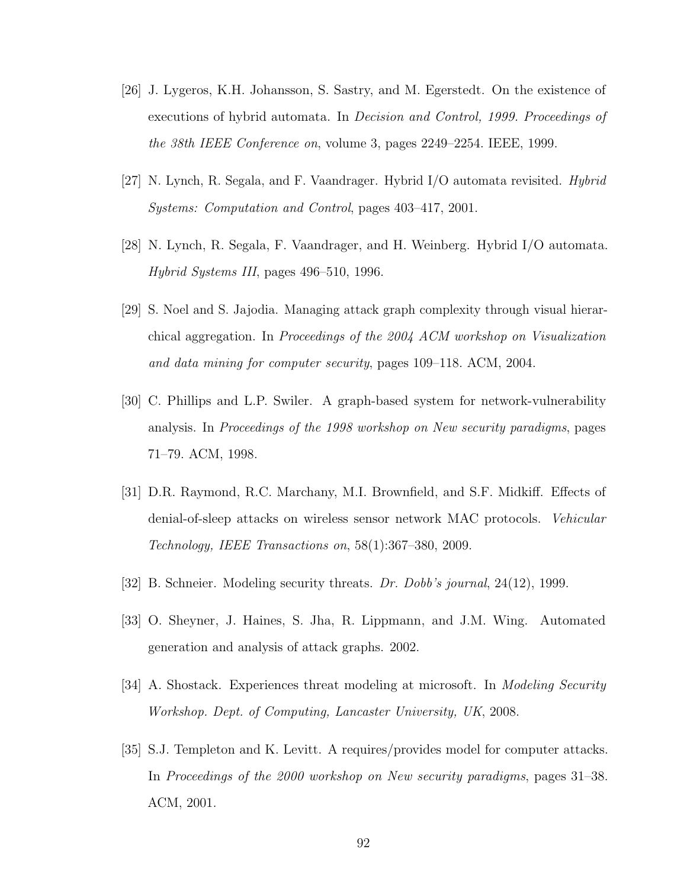[26] J. Lygeros, K.H. Johansson, S. Sastry, and M. Egerstedt. On the existence of executions of hybrid automata. In *Decision and Control, 1999. Proceedings of the 38th IEEE Conference on*, volume 3, pages 2249–2254. IEEE, 1999.

[27] N. Lynch, R. Segala, and F. Vaandrager. Hybrid I/O automata revisited. *Hybrid Systems: Computation and Control*, pages 403–417, 2001.

[28] N. Lynch, R. Segala, F. Vaandrager, and H. Weinberg. Hybrid I/O automata. *Hybrid Systems III*, pages 496–510, 1996.

[29] S. Noel and S. Jajodia. Managing attack graph complexity through visual hierarchical aggregation. In *Proceedings of the 2004 ACM workshop on Visualization and data mining for computer security*, pages 109–118. ACM, 2004.

[30] C. Phillips and L.P. Swiler. A graph-based system for network-vulnerability analysis. In *Proceedings of the 1998 workshop on New security paradigms*, pages 71–79. ACM, 1998.

[31] D.R. Raymond, R.C. Marchany, M.I. Brownfield, and S.F. Midkiff. Effects of denial-of-sleep attacks on wireless sensor network MAC protocols. *Vehicular Technology, IEEE Transactions on*, 58(1):367–380, 2009.

[32] B. Schneier. Modeling security threats. *Dr. Dobb's journal*, 24(12), 1999.

[33] O. Sheyner, J. Haines, S. Jha, R. Lippmann, and J.M. Wing. Automated generation and analysis of attack graphs. 2002.

[34] A. Shostack. Experiences threat modeling at microsoft. In *Modeling Security Workshop. Dept. of Computing, Lancaster University, UK*, 2008.

[35] S.J. Templeton and K. Levitt. A requires/provides model for computer attacks. In *Proceedings of the 2000 workshop on New security paradigms*, pages 31–38. ACM, 2001.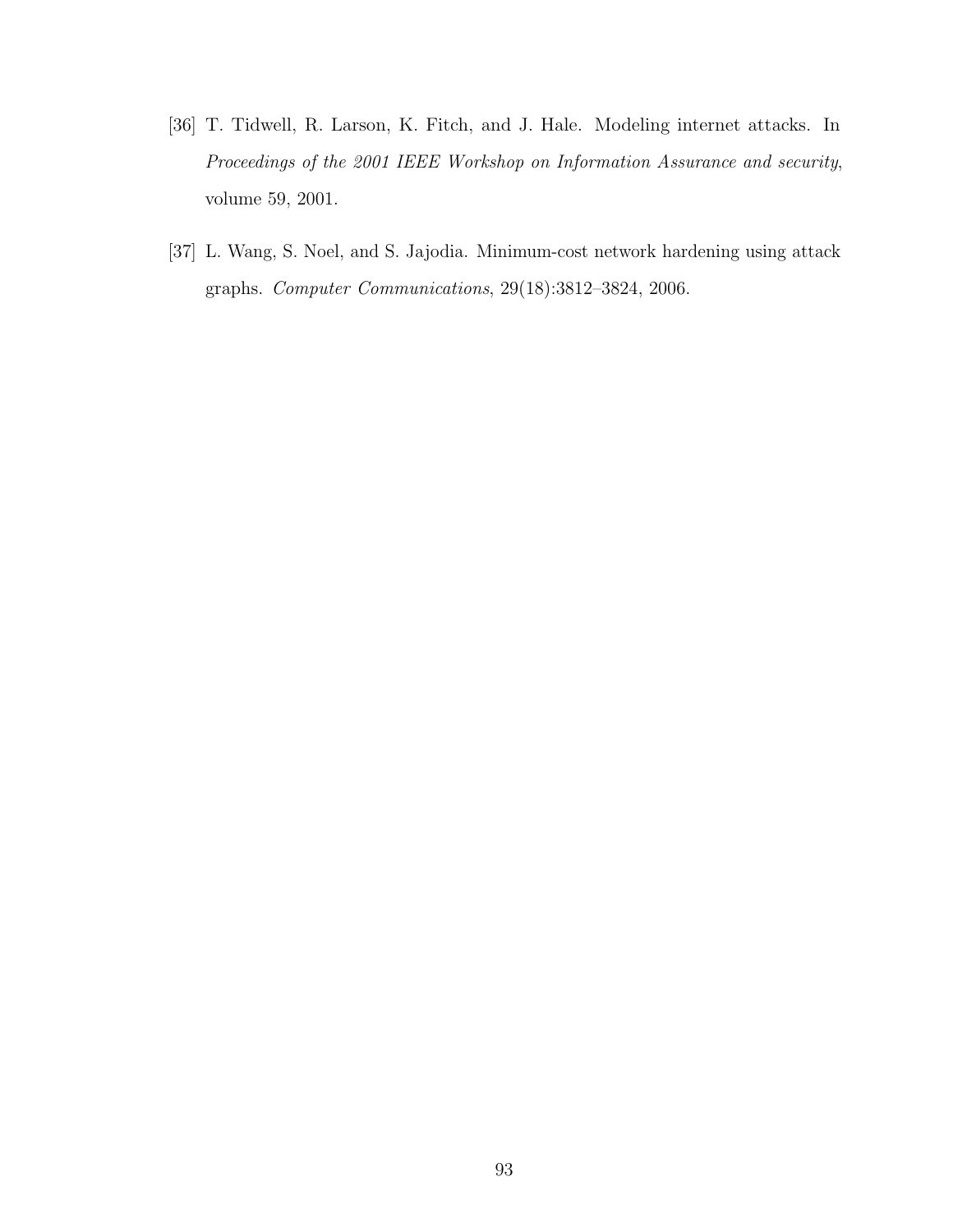[36] T. Tidwell, R. Larson, K. Fitch, and J. Hale. Modeling internet attacks. In *Proceedings of the 2001 IEEE Workshop on Information Assurance and security*, volume 59, 2001.

[37] L. Wang, S. Noel, and S. Jajodia. Minimum-cost network hardening using attack graphs. *Computer Communications*, 29(18):3812–3824, 2006.